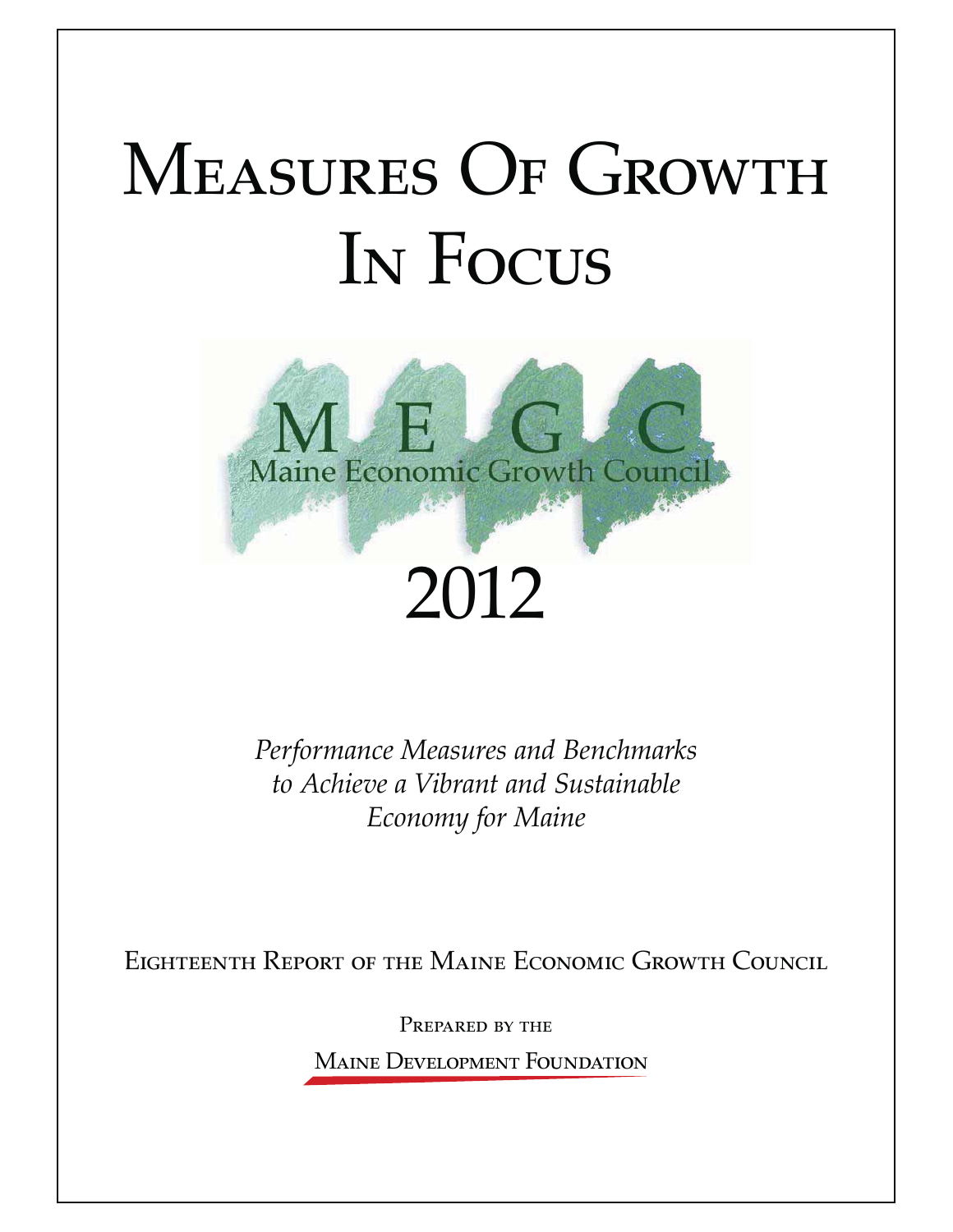# Measures Of Growth In Focus

MEGC

Maine Economic Growth Council

# 2012

*Performance Measures and Benchmarks to Achieve a Vibrant and Sustainable Economy for Maine*

Eighteenth Report of the Maine Economic Growth Council

Prepared by the

Maine Development Foundation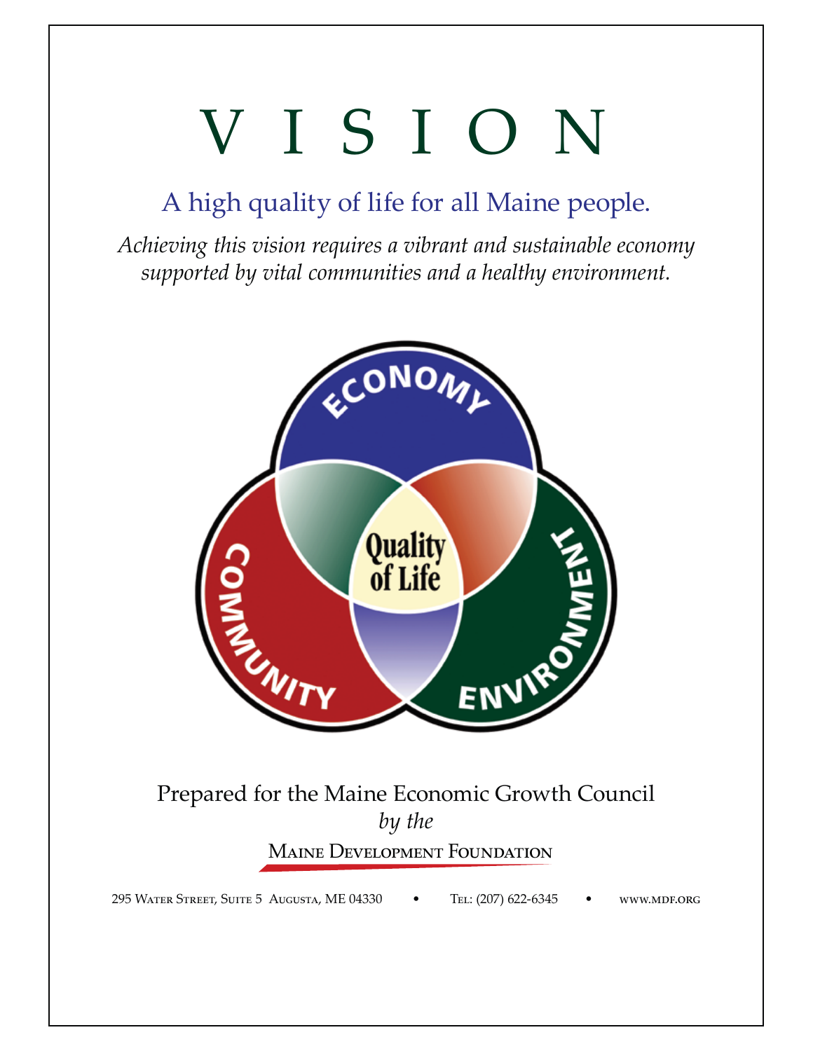# V I S I O N

## A high quality of life for all Maine people.

*Achieving this vision requires a vibrant and sustainable economy supported by vital communities and a healthy environment.*

ECONOMY

COMMUNITY

ENVIRONMENT

Quality of Life

Prepared for the Maine Economic Growth Council

*by the*

**Maine Development Foundation**

295 Water Street, Suite 5 Augusta, ME 04330 • Tel: (207) 622-6345 • www.mdf.org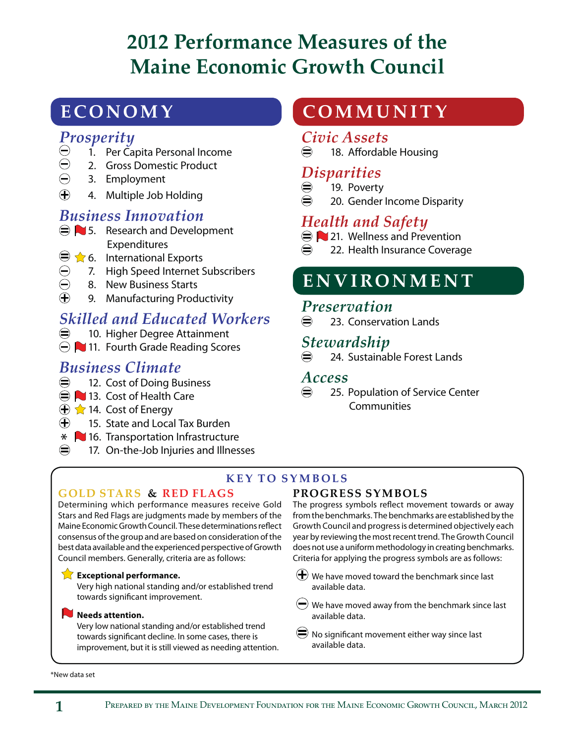# 2012 Performance Measures of the Maine Economic Growth Council

## ECONOMY

### Prosperity

- ⊖ 1. Per Capita Personal Income
- ⊖ 2. Gross Domestic Product
- ⊖ 3. Employment
- ⊕ 4. Multiple Job Holding

### Business Innovation

- ⊜ 🚩 5. Research and Development Expenditures
- ⊜ ⭐ 6. International Exports
- ⊖ 7. High Speed Internet Subscribers
- ⊖ 8. New Business Starts
- ⊕ 9. Manufacturing Productivity

### Skilled and Educated Workers

- ⊜ 10. Higher Degree Attainment
- ⊖ 🚩 11. Fourth Grade Reading Scores

### Business Climate

- ⊜ 12. Cost of Doing Business
- ⊜ 🚩 13. Cost of Health Care
- ⊕ ⭐ 14. Cost of Energy
- ⊕ 15. State and Local Tax Burden
- * 🚩 16. Transportation Infrastructure
- ⊜ 17. On-the-Job Injuries and Illnesses

## COMMUNITY

### Civic Assets

- ⊜ 18. Affordable Housing

### Disparities

- ⊜ 19. Poverty
- ⊜ 20. Gender Income Disparity

### Health and Safety

- ⊜ 🚩 21. Wellness and Prevention
- ⊜ 22. Health Insurance Coverage

## ENVIRONMENT

### Preservation

- ⊜ 23. Conservation Lands

### Stewardship

- ⊜ 24. Sustainable Forest Lands

### Access

- ⊜ 25. Population of Service Center Communities

## KEY TO SYMBOLS

### GOLD STARS & RED FLAGS

Determining which performance measures receive Gold Stars and Red Flags are judgments made by members of the Maine Economic Growth Council. These determinations reflect consensus of the group and are based on consideration of the best data available and the experienced perspective of Growth Council members. Generally, criteria are as follows:

⭐ **Exceptional performance.**
Very high national standing and/or established trend towards significant improvement.

🚩 **Needs attention.**
Very low national standing and/or established trend towards significant decline. In some cases, there is improvement, but it is still viewed as needing attention.

### PROGRESS SYMBOLS

The progress symbols reflect movement towards or away from the benchmarks. The benchmarks are established by the Growth Council and progress is determined objectively each year by reviewing the most recent trend. The Growth Council does not use a uniform methodology in creating benchmarks. Criteria for applying the progress symbols are as follows:

⊕ We have moved toward the benchmark since last available data.

⊖ We have moved away from the benchmark since last available data.

⊜ No significant movement either way since last available data.

*New data set

Prepared by the Maine Development Foundation for the Maine Economic Growth Council, March 2012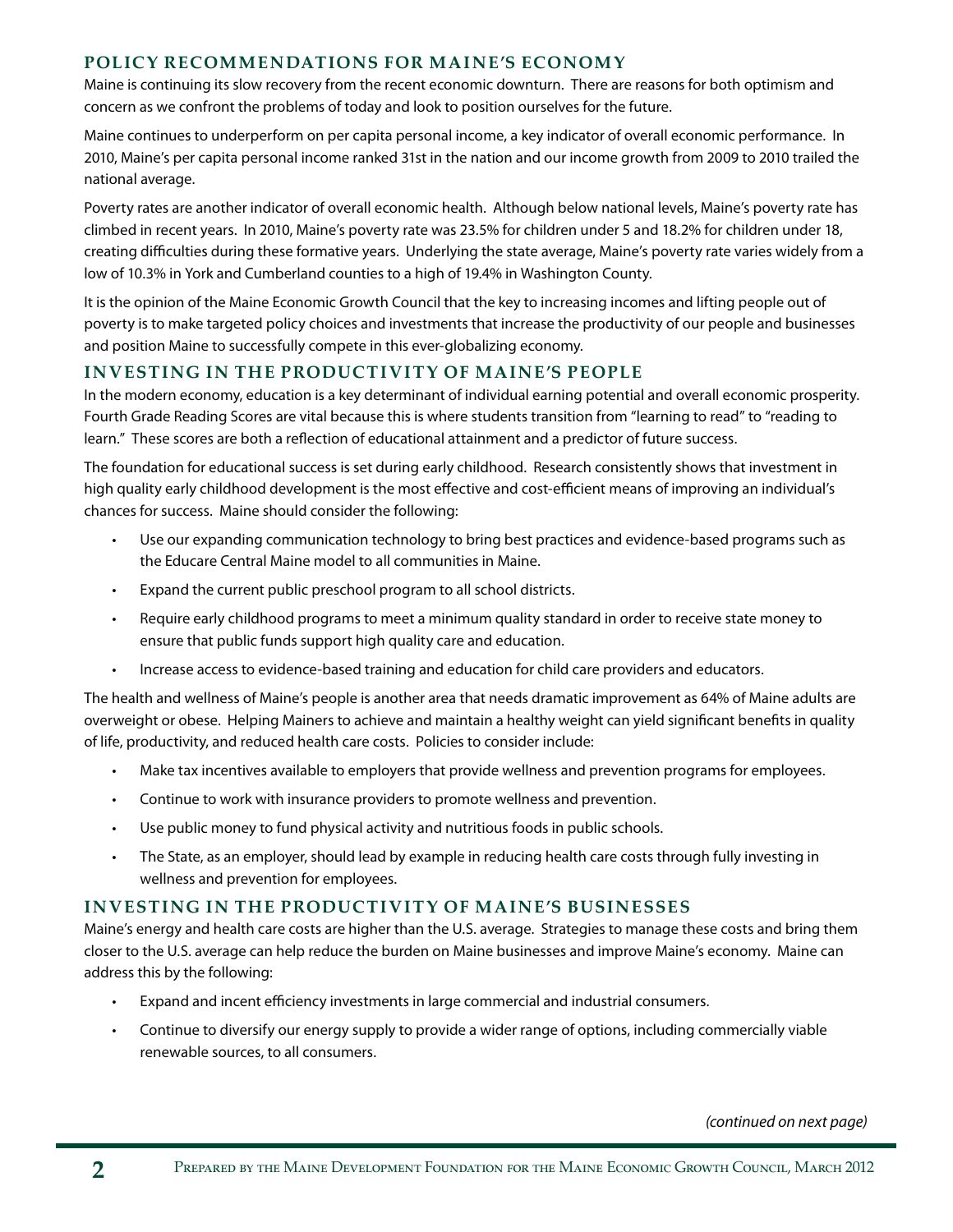## POLICY RECOMMENDATIONS FOR MAINE'S ECONOMY

Maine is continuing its slow recovery from the recent economic downturn. There are reasons for both optimism and concern as we confront the problems of today and look to position ourselves for the future.

Maine continues to underperform on per capita personal income, a key indicator of overall economic performance. In 2010, Maine's per capita personal income ranked 31st in the nation and our income growth from 2009 to 2010 trailed the national average.

Poverty rates are another indicator of overall economic health. Although below national levels, Maine's poverty rate has climbed in recent years. In 2010, Maine's poverty rate was 23.5% for children under 5 and 18.2% for children under 18, creating difficulties during these formative years. Underlying the state average, Maine's poverty rate varies widely from a low of 10.3% in York and Cumberland counties to a high of 19.4% in Washington County.

It is the opinion of the Maine Economic Growth Council that the key to increasing incomes and lifting people out of poverty is to make targeted policy choices and investments that increase the productivity of our people and businesses and position Maine to successfully compete in this ever-globalizing economy.

## INVESTING IN THE PRODUCTIVITY OF MAINE'S PEOPLE

In the modern economy, education is a key determinant of individual earning potential and overall economic prosperity. Fourth Grade Reading Scores are vital because this is where students transition from "learning to read" to "reading to learn." These scores are both a reflection of educational attainment and a predictor of future success.

The foundation for educational success is set during early childhood. Research consistently shows that investment in high quality early childhood development is the most effective and cost-efficient means of improving an individual's chances for success. Maine should consider the following:

- Use our expanding communication technology to bring best practices and evidence-based programs such as the Educare Central Maine model to all communities in Maine.
- Expand the current public preschool program to all school districts.
- Require early childhood programs to meet a minimum quality standard in order to receive state money to ensure that public funds support high quality care and education.
- Increase access to evidence-based training and education for child care providers and educators.

The health and wellness of Maine's people is another area that needs dramatic improvement as 64% of Maine adults are overweight or obese. Helping Mainers to achieve and maintain a healthy weight can yield significant benefits in quality of life, productivity, and reduced health care costs. Policies to consider include:

- Make tax incentives available to employers that provide wellness and prevention programs for employees.
- Continue to work with insurance providers to promote wellness and prevention.
- Use public money to fund physical activity and nutritious foods in public schools.
- The State, as an employer, should lead by example in reducing health care costs through fully investing in wellness and prevention for employees.

## INVESTING IN THE PRODUCTIVITY OF MAINE'S BUSINESSES

Maine's energy and health care costs are higher than the U.S. average. Strategies to manage these costs and bring them closer to the U.S. average can help reduce the burden on Maine businesses and improve Maine's economy. Maine can address this by the following:

- Expand and incent efficiency investments in large commercial and industrial consumers.
- Continue to diversify our energy supply to provide a wider range of options, including commercially viable renewable sources, to all consumers.

*(continued on next page)*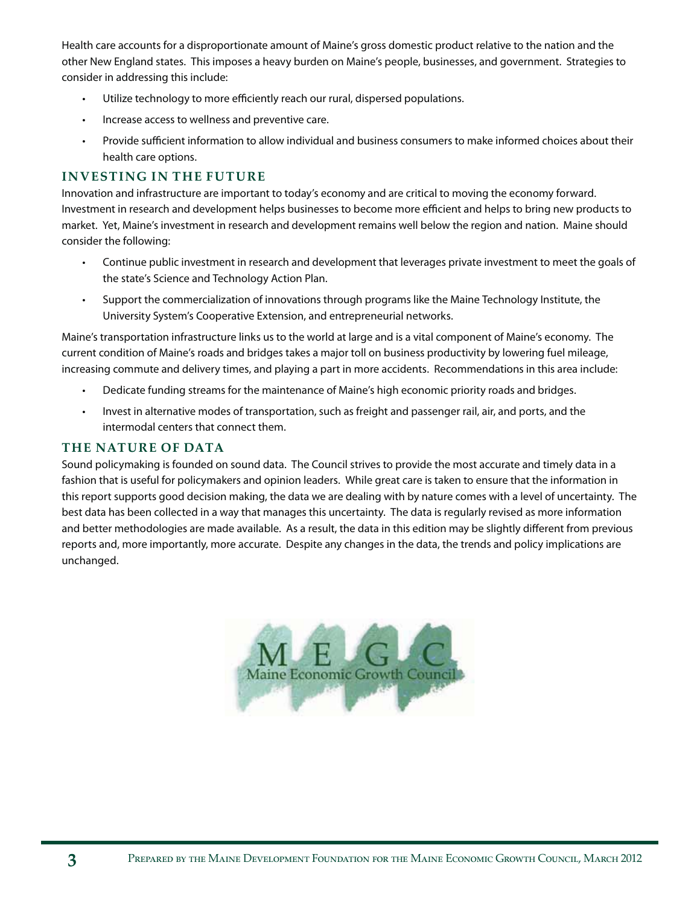Health care accounts for a disproportionate amount of Maine's gross domestic product relative to the nation and the other New England states. This imposes a heavy burden on Maine's people, businesses, and government. Strategies to consider in addressing this include:

- Utilize technology to more efficiently reach our rural, dispersed populations.
- Increase access to wellness and preventive care.
- Provide sufficient information to allow individual and business consumers to make informed choices about their health care options.

## INVESTING IN THE FUTURE

Innovation and infrastructure are important to today's economy and are critical to moving the economy forward. Investment in research and development helps businesses to become more efficient and helps to bring new products to market. Yet, Maine's investment in research and development remains well below the region and nation. Maine should consider the following:

- Continue public investment in research and development that leverages private investment to meet the goals of the state's Science and Technology Action Plan.
- Support the commercialization of innovations through programs like the Maine Technology Institute, the University System's Cooperative Extension, and entrepreneurial networks.

Maine's transportation infrastructure links us to the world at large and is a vital component of Maine's economy. The current condition of Maine's roads and bridges takes a major toll on business productivity by lowering fuel mileage, increasing commute and delivery times, and playing a part in more accidents. Recommendations in this area include:

- Dedicate funding streams for the maintenance of Maine's high economic priority roads and bridges.
- Invest in alternative modes of transportation, such as freight and passenger rail, air, and ports, and the intermodal centers that connect them.

## THE NATURE OF DATA

Sound policymaking is founded on sound data. The Council strives to provide the most accurate and timely data in a fashion that is useful for policymakers and opinion leaders. While great care is taken to ensure that the information in this report supports good decision making, the data we are dealing with by nature comes with a level of uncertainty. The best data has been collected in a way that manages this uncertainty. The data is regularly revised as more information and better methodologies are made available. As a result, the data in this edition may be slightly different from previous reports and, more importantly, more accurate. Despite any changes in the data, the trends and policy implications are unchanged.

MEGC
Maine Economic Growth Council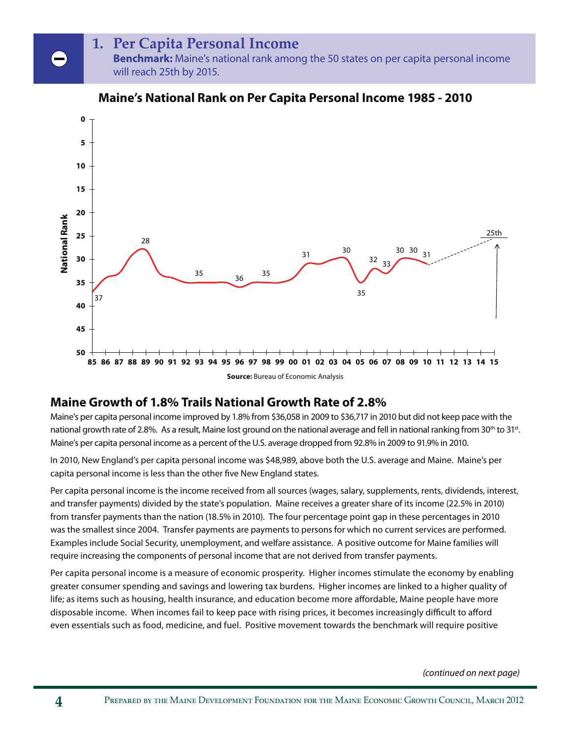# 1. Per Capita Personal Income

**Benchmark:** Maine's national rank among the 50 states on per capita personal income will reach 25th by 2015.

**Maine's National Rank on Per Capita Personal Income 1985 - 2010**

**Source:** Bureau of Economic Analysis

## Maine Growth of 1.8% Trails National Growth Rate of 2.8%

Maine's per capita personal income improved by 1.8% from $36,058 in 2009 to $36,717 in 2010 but did not keep pace with the national growth rate of 2.8%. As a result, Maine lost ground on the national average and fell in national ranking from 30th to 31st. Maine's per capita personal income as a percent of the U.S. average dropped from 92.8% in 2009 to 91.9% in 2010.

In 2010, New England's per capita personal income was $48,989, above both the U.S. average and Maine. Maine's per capita personal income is less than the other five New England states.

Per capita personal income is the income received from all sources (wages, salary, supplements, rents, dividends, interest, and transfer payments) divided by the state's population. Maine receives a greater share of its income (22.5% in 2010) from transfer payments than the nation (18.5% in 2010). The four percentage point gap in these percentages in 2010 was the smallest since 2004. Transfer payments are payments to persons for which no current services are performed. Examples include Social Security, unemployment, and welfare assistance. A positive outcome for Maine families will require increasing the components of personal income that are not derived from transfer payments.

Per capita personal income is a measure of economic prosperity. Higher incomes stimulate the economy by enabling greater consumer spending and savings and lowering tax burdens. Higher incomes are linked to a higher quality of life; as items such as housing, health insurance, and education become more affordable, Maine people have more disposable income. When incomes fail to keep pace with rising prices, it becomes increasingly difficult to afford even essentials such as food, medicine, and fuel. Positive movement towards the benchmark will require positive

*(continued on next page)*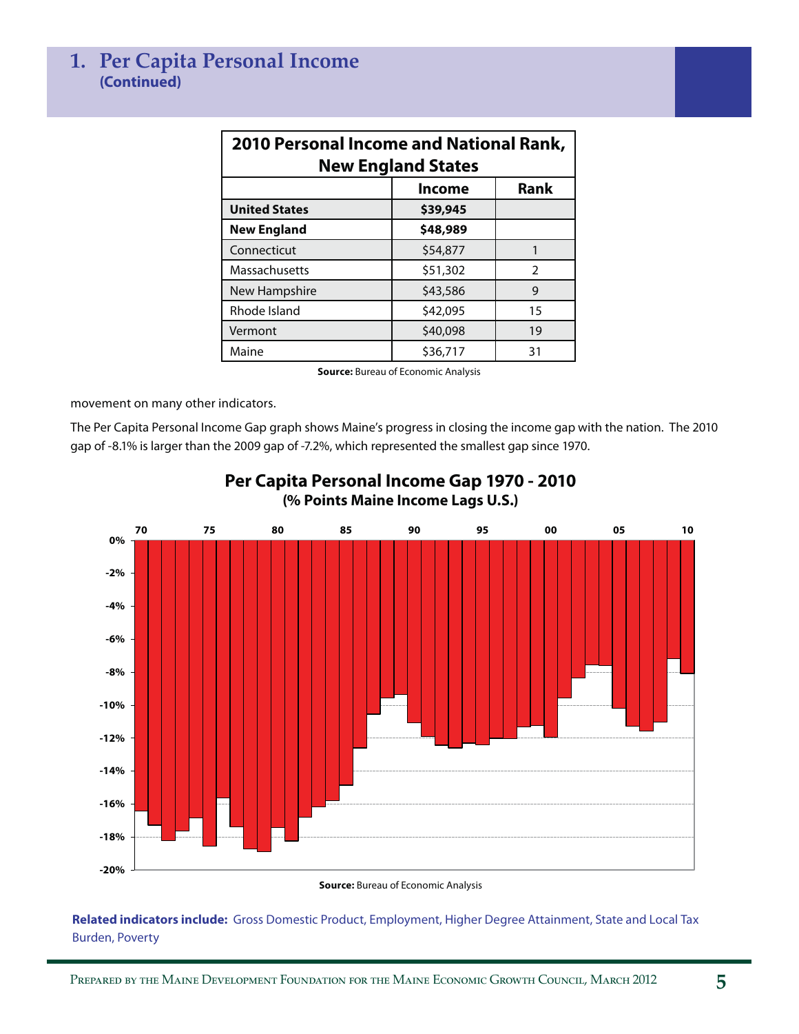## 1. Per Capita Personal Income
**(Continued)**

| 2010 Personal Income and National Rank, New England States | Income | Rank |
|---|---|---|
| **United States** | **$39,945** | |
| **New England** | **$48,989** | |
| Connecticut | $54,877 | 1 |
| Massachusetts | $51,302 | 2 |
| New Hampshire | $43,586 | 9 |
| Rhode Island | $42,095 | 15 |
| Vermont | $40,098 | 19 |
| Maine | $36,717 | 31 |

**Source:** Bureau of Economic Analysis

movement on many other indicators.

The Per Capita Personal Income Gap graph shows Maine's progress in closing the income gap with the nation. The 2010 gap of -8.1% is larger than the 2009 gap of -7.2%, which represented the smallest gap since 1970.

**Per Capita Personal Income Gap 1970 - 2010**
**(% Points Maine Income Lags U.S.)**

**Source:** Bureau of Economic Analysis

**Related indicators include:** Gross Domestic Product, Employment, Higher Degree Attainment, State and Local Tax Burden, Poverty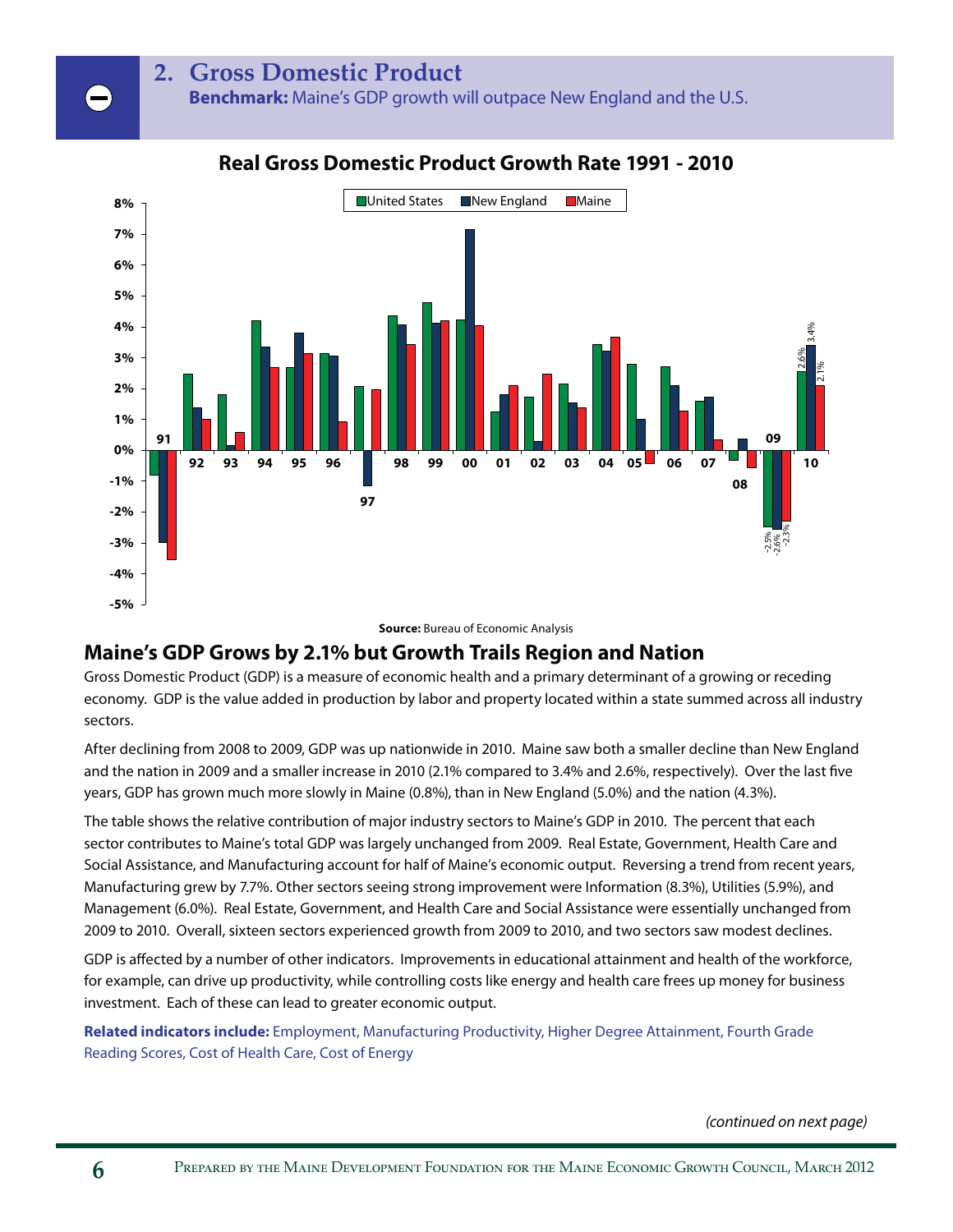# 2. Gross Domestic Product

**Benchmark:** Maine's GDP growth will outpace New England and the U.S.

**Real Gross Domestic Product Growth Rate 1991 - 2010**

**Source:** Bureau of Economic Analysis

## Maine's GDP Grows by 2.1% but Growth Trails Region and Nation

Gross Domestic Product (GDP) is a measure of economic health and a primary determinant of a growing or receding economy. GDP is the value added in production by labor and property located within a state summed across all industry sectors.

After declining from 2008 to 2009, GDP was up nationwide in 2010. Maine saw both a smaller decline than New England and the nation in 2009 and a smaller increase in 2010 (2.1% compared to 3.4% and 2.6%, respectively). Over the last five years, GDP has grown much more slowly in Maine (0.8%), than in New England (5.0%) and the nation (4.3%).

The table shows the relative contribution of major industry sectors to Maine's GDP in 2010. The percent that each sector contributes to Maine's total GDP was largely unchanged from 2009. Real Estate, Government, Health Care and Social Assistance, and Manufacturing account for half of Maine's economic output. Reversing a trend from recent years, Manufacturing grew by 7.7%. Other sectors seeing strong improvement were Information (8.3%), Utilities (5.9%), and Management (6.0%). Real Estate, Government, and Health Care and Social Assistance were essentially unchanged from 2009 to 2010. Overall, sixteen sectors experienced growth from 2009 to 2010, and two sectors saw modest declines.

GDP is affected by a number of other indicators. Improvements in educational attainment and health of the workforce, for example, can drive up productivity, while controlling costs like energy and health care frees up money for business investment. Each of these can lead to greater economic output.

**Related indicators include:** Employment, Manufacturing Productivity, Higher Degree Attainment, Fourth Grade Reading Scores, Cost of Health Care, Cost of Energy

*(continued on next page)*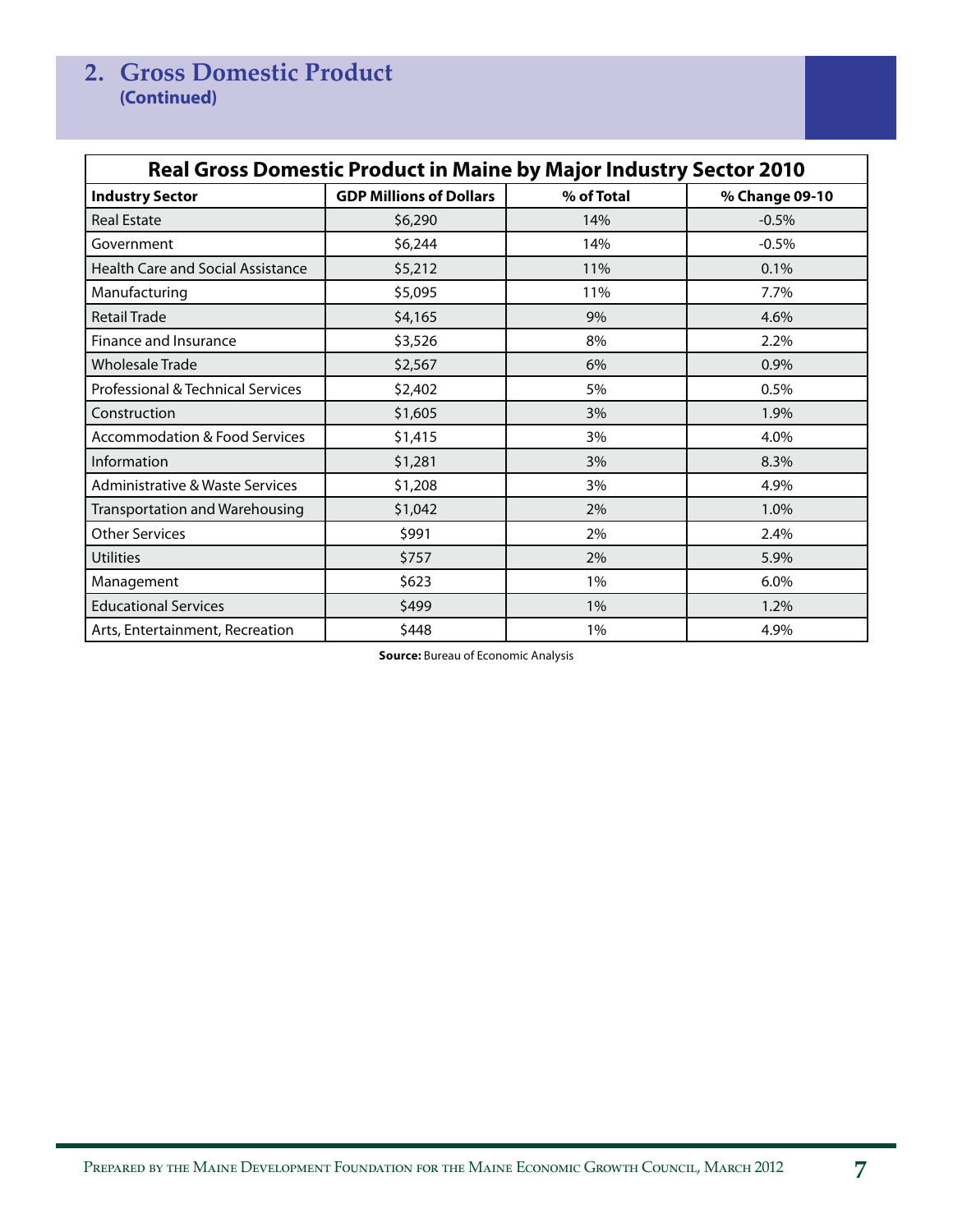## 2. Gross Domestic Product
**(Continued)**

| Real Gross Domestic Product in Maine by Major Industry Sector 2010 | | | |
|---|---|---|---|
| **Industry Sector** | **GDP Millions of Dollars** | **% of Total** | **% Change 09-10** |
| Real Estate | $6,290 | 14% | -0.5% |
| Government | $6,244 | 14% | -0.5% |
| Health Care and Social Assistance | $5,212 | 11% | 0.1% |
| Manufacturing | $5,095 | 11% | 7.7% |
| Retail Trade | $4,165 | 9% | 4.6% |
| Finance and Insurance | $3,526 | 8% | 2.2% |
| Wholesale Trade | $2,567 | 6% | 0.9% |
| Professional & Technical Services | $2,402 | 5% | 0.5% |
| Construction | $1,605 | 3% | 1.9% |
| Accommodation & Food Services | $1,415 | 3% | 4.0% |
| Information | $1,281 | 3% | 8.3% |
| Administrative & Waste Services | $1,208 | 3% | 4.9% |
| Transportation and Warehousing | $1,042 | 2% | 1.0% |
| Other Services | $991 | 2% | 2.4% |
| Utilities | $757 | 2% | 5.9% |
| Management | $623 | 1% | 6.0% |
| Educational Services | $499 | 1% | 1.2% |
| Arts, Entertainment, Recreation | $448 | 1% | 4.9% |

**Source:** Bureau of Economic Analysis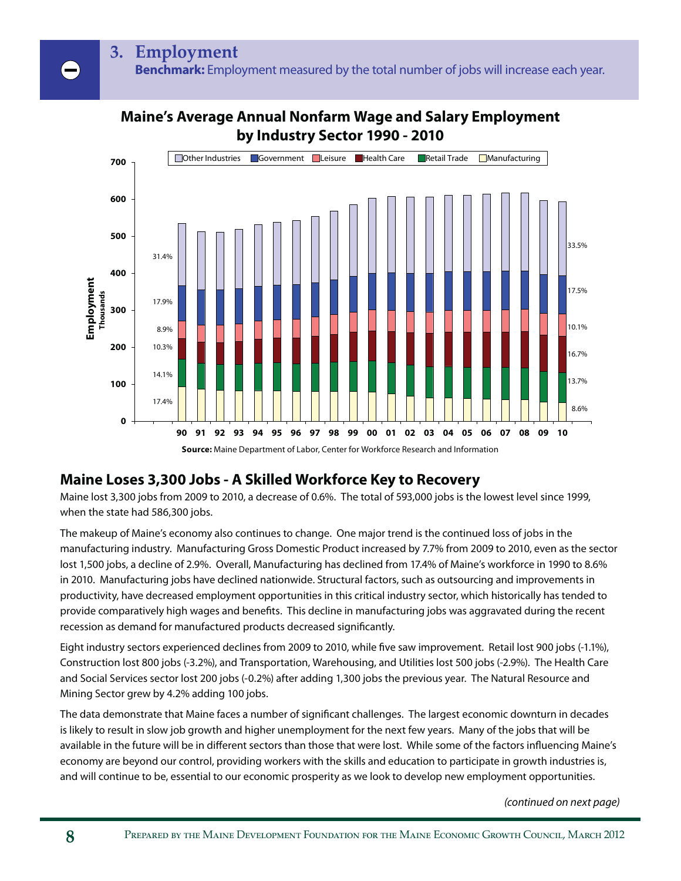## 3. Employment

**Benchmark:** Employment measured by the total number of jobs will increase each year.

**Maine's Average Annual Nonfarm Wage and Salary Employment by Industry Sector 1990 - 2010**

**Source:** Maine Department of Labor, Center for Workforce Research and Information

## Maine Loses 3,300 Jobs - A Skilled Workforce Key to Recovery

Maine lost 3,300 jobs from 2009 to 2010, a decrease of 0.6%. The total of 593,000 jobs is the lowest level since 1999, when the state had 586,300 jobs.

The makeup of Maine's economy also continues to change. One major trend is the continued loss of jobs in the manufacturing industry. Manufacturing Gross Domestic Product increased by 7.7% from 2009 to 2010, even as the sector lost 1,500 jobs, a decline of 2.9%. Overall, Manufacturing has declined from 17.4% of Maine's workforce in 1990 to 8.6% in 2010. Manufacturing jobs have declined nationwide. Structural factors, such as outsourcing and improvements in productivity, have decreased employment opportunities in this critical industry sector, which historically has tended to provide comparatively high wages and benefits. This decline in manufacturing jobs was aggravated during the recent recession as demand for manufactured products decreased significantly.

Eight industry sectors experienced declines from 2009 to 2010, while five saw improvement. Retail lost 900 jobs (-1.1%), Construction lost 800 jobs (-3.2%), and Transportation, Warehousing, and Utilities lost 500 jobs (-2.9%). The Health Care and Social Services sector lost 200 jobs (-0.2%) after adding 1,300 jobs the previous year. The Natural Resource and Mining Sector grew by 4.2% adding 100 jobs.

The data demonstrate that Maine faces a number of significant challenges. The largest economic downturn in decades is likely to result in slow job growth and higher unemployment for the next few years. Many of the jobs that will be available in the future will be in different sectors than those that were lost. While some of the factors influencing Maine's economy are beyond our control, providing workers with the skills and education to participate in growth industries is, and will continue to be, essential to our economic prosperity as we look to develop new employment opportunities.

*(continued on next page)*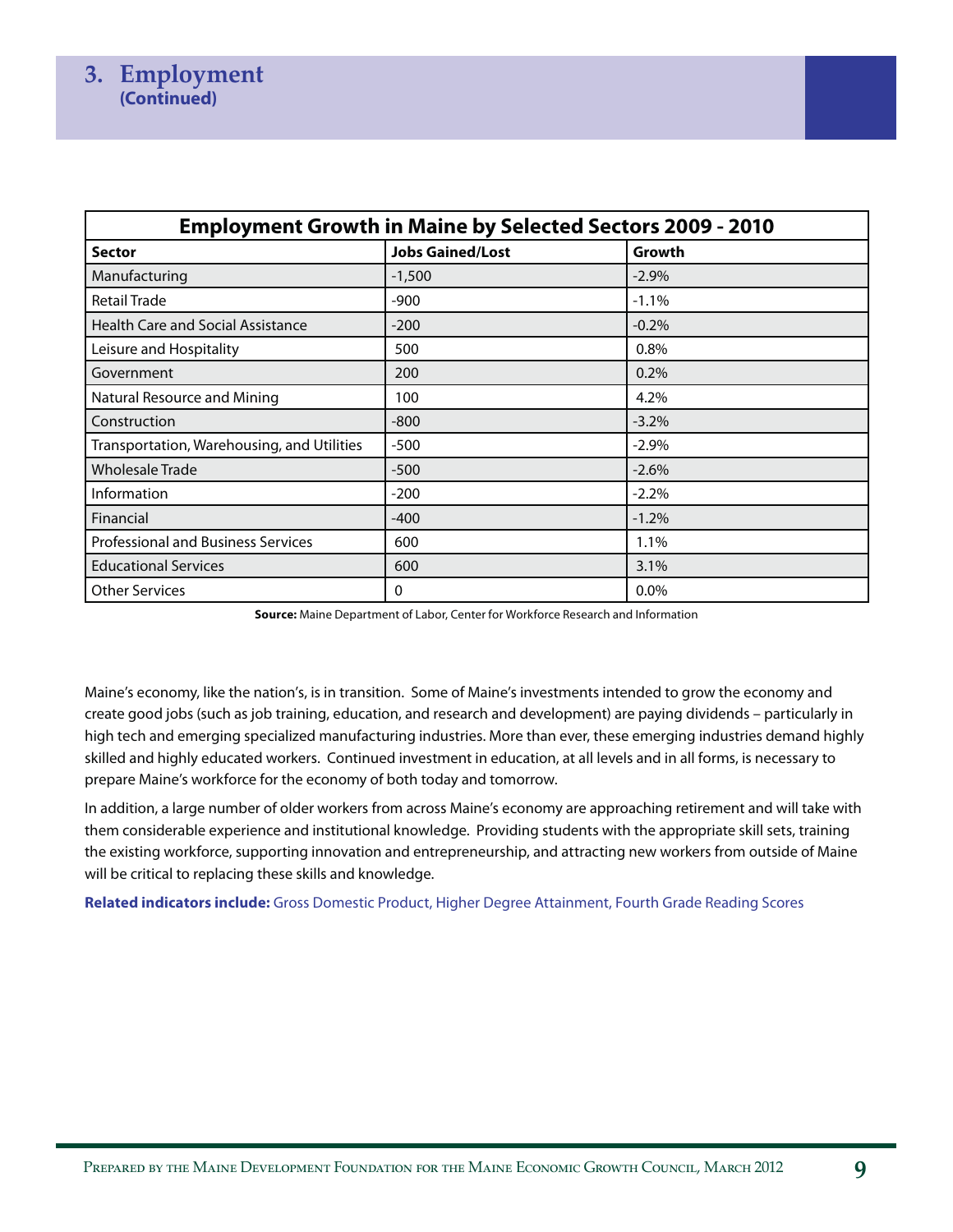## 3. Employment
**(Continued)**

| Employment Growth in Maine by Selected Sectors 2009 - 2010 | | |
|---|---|---|
| **Sector** | **Jobs Gained/Lost** | **Growth** |
| Manufacturing | -1,500 | -2.9% |
| Retail Trade | -900 | -1.1% |
| Health Care and Social Assistance | -200 | -0.2% |
| Leisure and Hospitality | 500 | 0.8% |
| Government | 200 | 0.2% |
| Natural Resource and Mining | 100 | 4.2% |
| Construction | -800 | -3.2% |
| Transportation, Warehousing, and Utilities | -500 | -2.9% |
| Wholesale Trade | -500 | -2.6% |
| Information | -200 | -2.2% |
| Financial | -400 | -1.2% |
| Professional and Business Services | 600 | 1.1% |
| Educational Services | 600 | 3.1% |
| Other Services | 0 | 0.0% |

**Source:** Maine Department of Labor, Center for Workforce Research and Information

Maine's economy, like the nation's, is in transition. Some of Maine's investments intended to grow the economy and create good jobs (such as job training, education, and research and development) are paying dividends – particularly in high tech and emerging specialized manufacturing industries. More than ever, these emerging industries demand highly skilled and highly educated workers. Continued investment in education, at all levels and in all forms, is necessary to prepare Maine's workforce for the economy of both today and tomorrow.

In addition, a large number of older workers from across Maine's economy are approaching retirement and will take with them considerable experience and institutional knowledge. Providing students with the appropriate skill sets, training the existing workforce, supporting innovation and entrepreneurship, and attracting new workers from outside of Maine will be critical to replacing these skills and knowledge.

**Related indicators include:** Gross Domestic Product, Higher Degree Attainment, Fourth Grade Reading Scores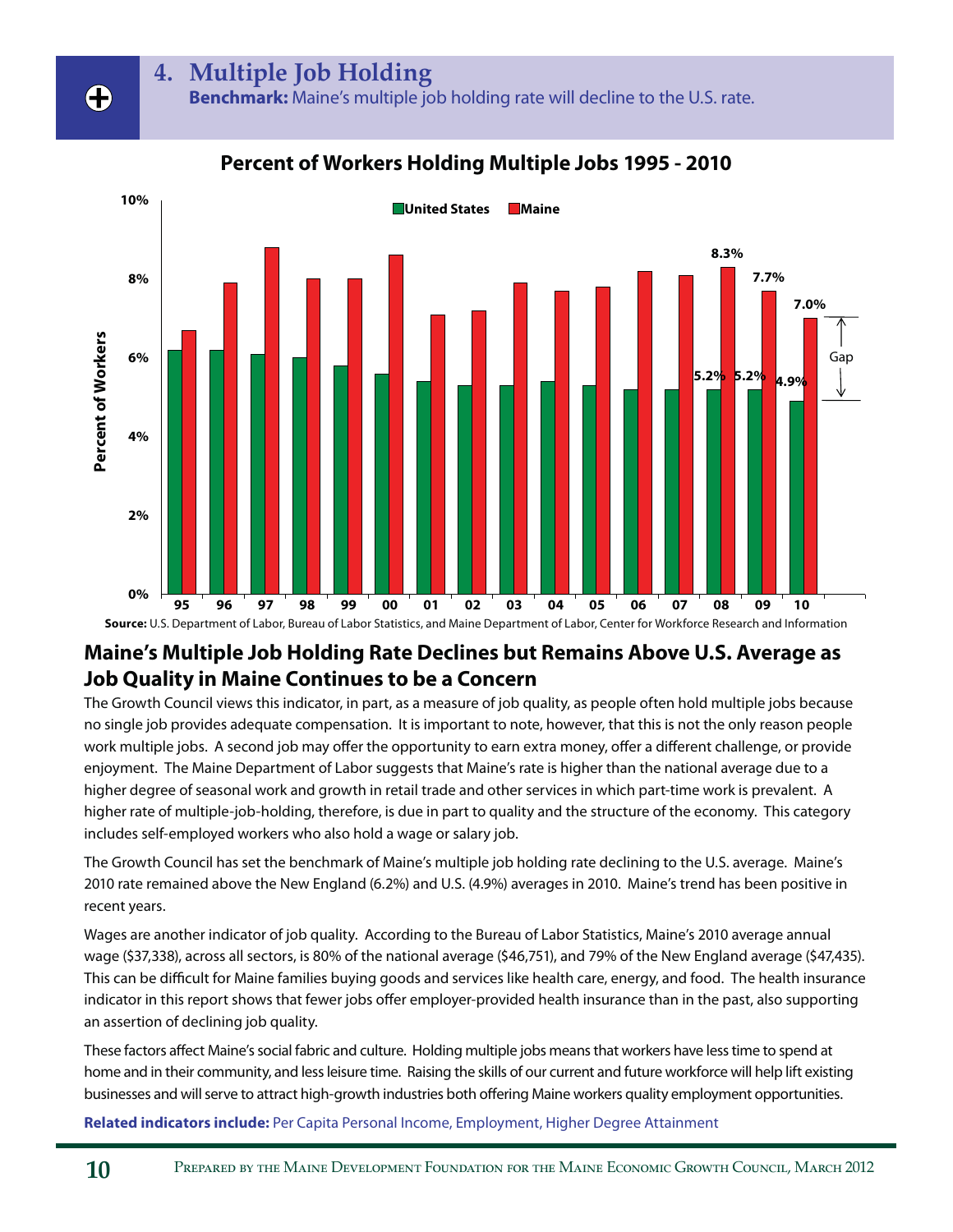# 4. Multiple Job Holding

**Benchmark:** Maine's multiple job holding rate will decline to the U.S. rate.

**Percent of Workers Holding Multiple Jobs 1995 - 2010**

**Source:** U.S. Department of Labor, Bureau of Labor Statistics, and Maine Department of Labor, Center for Workforce Research and Information

## Maine's Multiple Job Holding Rate Declines but Remains Above U.S. Average as Job Quality in Maine Continues to be a Concern

The Growth Council views this indicator, in part, as a measure of job quality, as people often hold multiple jobs because no single job provides adequate compensation. It is important to note, however, that this is not the only reason people work multiple jobs. A second job may offer the opportunity to earn extra money, offer a different challenge, or provide enjoyment. The Maine Department of Labor suggests that Maine's rate is higher than the national average due to a higher degree of seasonal work and growth in retail trade and other services in which part-time work is prevalent. A higher rate of multiple-job-holding, therefore, is due in part to quality and the structure of the economy. This category includes self-employed workers who also hold a wage or salary job.

The Growth Council has set the benchmark of Maine's multiple job holding rate declining to the U.S. average. Maine's 2010 rate remained above the New England (6.2%) and U.S. (4.9%) averages in 2010. Maine's trend has been positive in recent years.

Wages are another indicator of job quality. According to the Bureau of Labor Statistics, Maine's 2010 average annual wage ($37,338), across all sectors, is 80% of the national average ($46,751), and 79% of the New England average ($47,435). This can be difficult for Maine families buying goods and services like health care, energy, and food. The health insurance indicator in this report shows that fewer jobs offer employer-provided health insurance than in the past, also supporting an assertion of declining job quality.

These factors affect Maine's social fabric and culture. Holding multiple jobs means that workers have less time to spend at home and in their community, and less leisure time. Raising the skills of our current and future workforce will help lift existing businesses and will serve to attract high-growth industries both offering Maine workers quality employment opportunities.

**Related indicators include:** Per Capita Personal Income, Employment, Higher Degree Attainment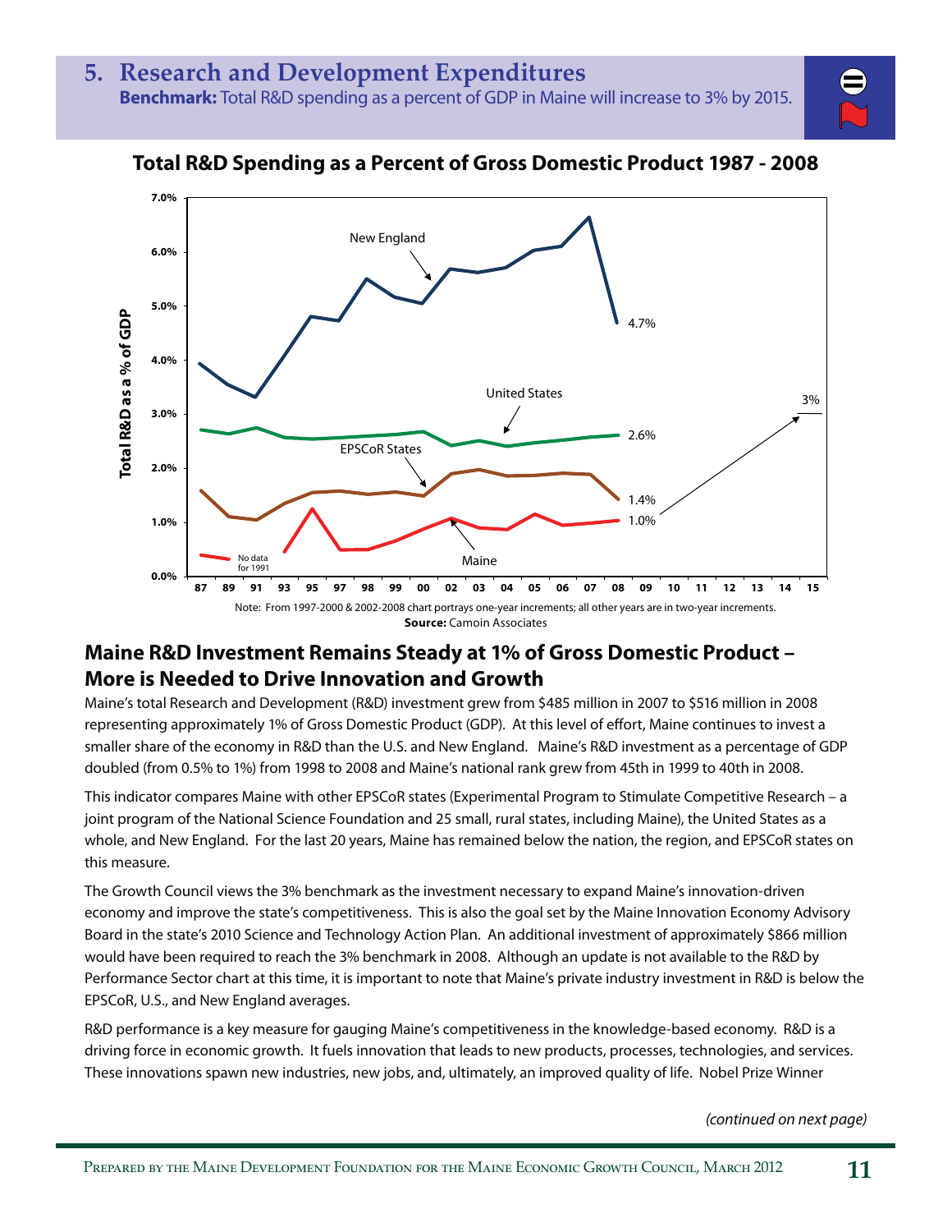## 5. Research and Development Expenditures

**Benchmark:** Total R&D spending as a percent of GDP in Maine will increase to 3% by 2015.

**Total R&D Spending as a Percent of Gross Domestic Product 1987 - 2008**

Note: From 1997-2000 & 2002-2008 chart portrays one-year increments; all other years are in two-year increments.
**Source:** Camoin Associates

## Maine R&D Investment Remains Steady at 1% of Gross Domestic Product – More is Needed to Drive Innovation and Growth

Maine's total Research and Development (R&D) investment grew from $485 million in 2007 to $516 million in 2008 representing approximately 1% of Gross Domestic Product (GDP). At this level of effort, Maine continues to invest a smaller share of the economy in R&D than the U.S. and New England. Maine's R&D investment as a percentage of GDP doubled (from 0.5% to 1%) from 1998 to 2008 and Maine's national rank grew from 45th in 1999 to 40th in 2008.

This indicator compares Maine with other EPSCoR states (Experimental Program to Stimulate Competitive Research – a joint program of the National Science Foundation and 25 small, rural states, including Maine), the United States as a whole, and New England. For the last 20 years, Maine has remained below the nation, the region, and EPSCoR states on this measure.

The Growth Council views the 3% benchmark as the investment necessary to expand Maine's innovation-driven economy and improve the state's competitiveness. This is also the goal set by the Maine Innovation Economy Advisory Board in the state's 2010 Science and Technology Action Plan. An additional investment of approximately $866 million would have been required to reach the 3% benchmark in 2008. Although an update is not available to the R&D by Performance Sector chart at this time, it is important to note that Maine's private industry investment in R&D is below the EPSCoR, U.S., and New England averages.

R&D performance is a key measure for gauging Maine's competitiveness in the knowledge-based economy. R&D is a driving force in economic growth. It fuels innovation that leads to new products, processes, technologies, and services. These innovations spawn new industries, new jobs, and, ultimately, an improved quality of life. Nobel Prize Winner

*(continued on next page)*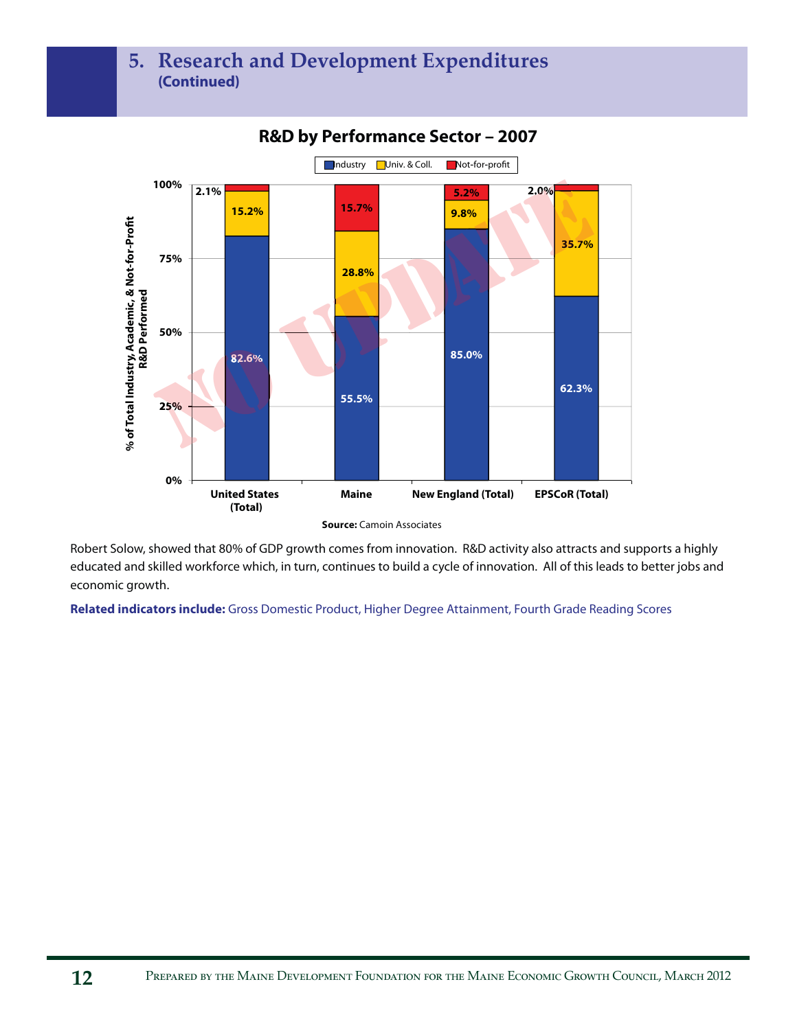## 5. Research and Development Expenditures
**(Continued)**

**R&D by Performance Sector – 2007**

| | United States (Total) | Maine | New England (Total) | EPSCoR (Total) |
|---|---|---|---|---|
| Industry | 82.6% | 55.5% | 85.0% | 62.3% |
| Univ. & Coll. | 15.2% | 28.8% | 9.8% | 35.7% |
| Not-for-profit | 2.1% | 15.7% | 5.2% | 2.0% |

% of Total Industry, Academic, & Not-for-Profit R&D Performed

NO UPDATE

**Source:** Camoin Associates

Robert Solow, showed that 80% of GDP growth comes from innovation. R&D activity also attracts and supports a highly educated and skilled workforce which, in turn, continues to build a cycle of innovation. All of this leads to better jobs and economic growth.

**Related indicators include:** Gross Domestic Product, Higher Degree Attainment, Fourth Grade Reading Scores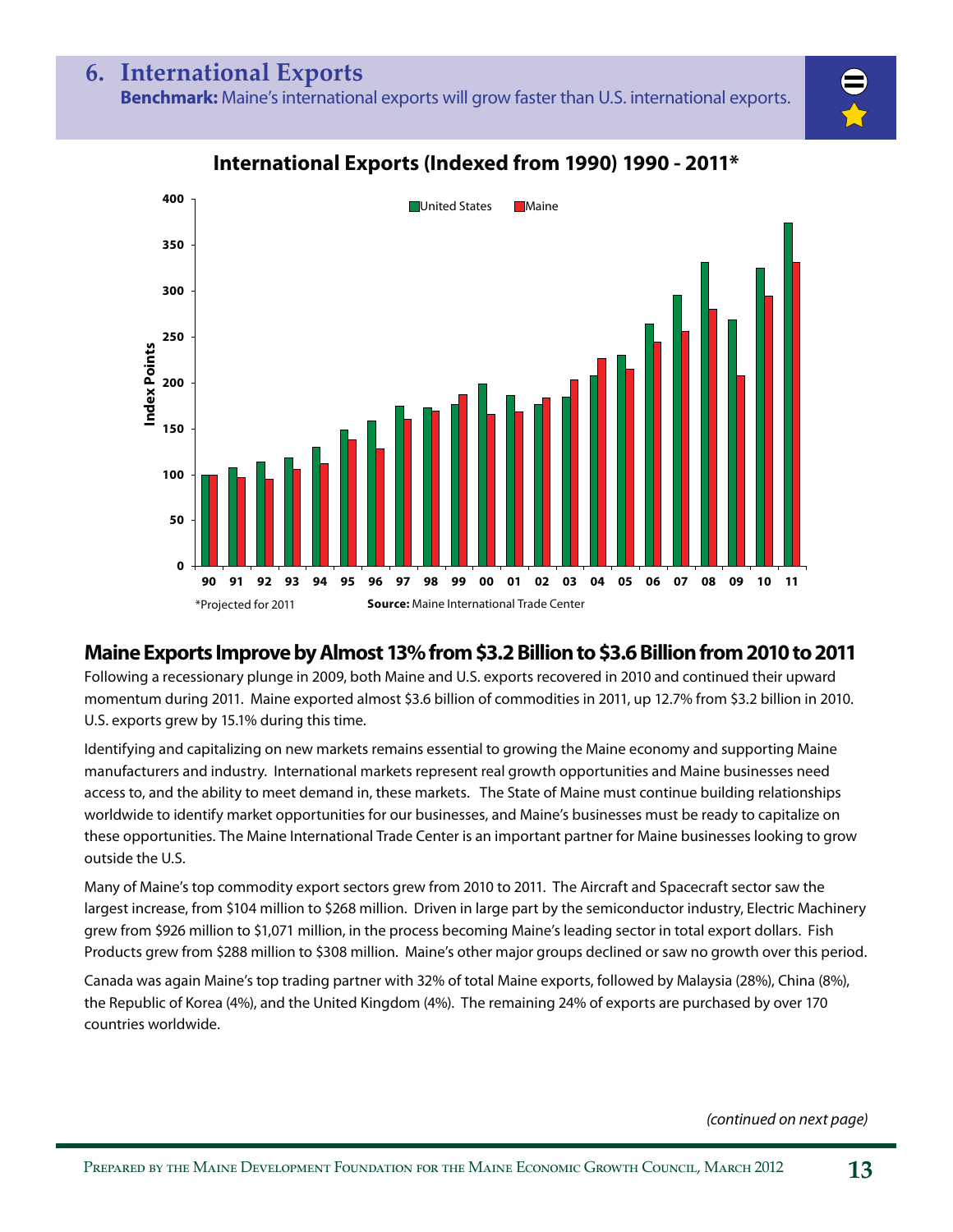## 6. International Exports

**Benchmark:** Maine's international exports will grow faster than U.S. international exports.

**International Exports (Indexed from 1990) 1990 - 2011***

*Projected for 2011

**Source:** Maine International Trade Center

### Maine Exports Improve by Almost 13% from $3.2 Billion to $3.6 Billion from 2010 to 2011

Following a recessionary plunge in 2009, both Maine and U.S. exports recovered in 2010 and continued their upward momentum during 2011. Maine exported almost $3.6 billion of commodities in 2011, up 12.7% from $3.2 billion in 2010. U.S. exports grew by 15.1% during this time.

Identifying and capitalizing on new markets remains essential to growing the Maine economy and supporting Maine manufacturers and industry. International markets represent real growth opportunities and Maine businesses need access to, and the ability to meet demand in, these markets. The State of Maine must continue building relationships worldwide to identify market opportunities for our businesses, and Maine's businesses must be ready to capitalize on these opportunities. The Maine International Trade Center is an important partner for Maine businesses looking to grow outside the U.S.

Many of Maine's top commodity export sectors grew from 2010 to 2011. The Aircraft and Spacecraft sector saw the largest increase, from $104 million to $268 million. Driven in large part by the semiconductor industry, Electric Machinery grew from $926 million to $1,071 million, in the process becoming Maine's leading sector in total export dollars. Fish Products grew from $288 million to $308 million. Maine's other major groups declined or saw no growth over this period.

Canada was again Maine's top trading partner with 32% of total Maine exports, followed by Malaysia (28%), China (8%), the Republic of Korea (4%), and the United Kingdom (4%). The remaining 24% of exports are purchased by over 170 countries worldwide.

*(continued on next page)*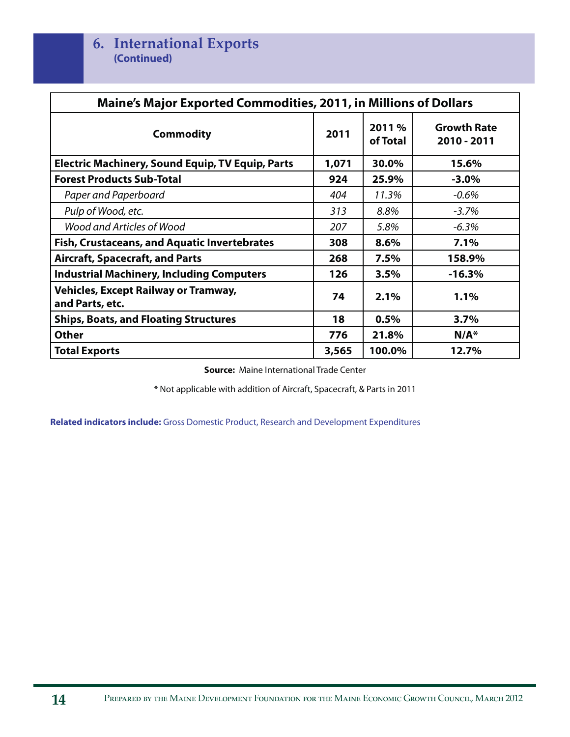# 6. International Exports
**(Continued)**

| Maine's Major Exported Commodities, 2011, in Millions of Dollars | | | |
|---|---|---|---|
| **Commodity** | **2011** | **2011 % of Total** | **Growth Rate 2010 - 2011** |
| **Electric Machinery, Sound Equip, TV Equip, Parts** | **1,071** | **30.0%** | **15.6%** |
| **Forest Products Sub-Total** | **924** | **25.9%** | **-3.0%** |
| *Paper and Paperboard* | *404* | *11.3%* | *-0.6%* |
| *Pulp of Wood, etc.* | *313* | *8.8%* | *-3.7%* |
| *Wood and Articles of Wood* | *207* | *5.8%* | *-6.3%* |
| **Fish, Crustaceans, and Aquatic Invertebrates** | **308** | **8.6%** | **7.1%** |
| **Aircraft, Spacecraft, and Parts** | **268** | **7.5%** | **158.9%** |
| **Industrial Machinery, Including Computers** | **126** | **3.5%** | **-16.3%** |
| **Vehicles, Except Railway or Tramway, and Parts, etc.** | **74** | **2.1%** | **1.1%** |
| **Ships, Boats, and Floating Structures** | **18** | **0.5%** | **3.7%** |
| **Other** | **776** | **21.8%** | **N/A*** |
| **Total Exports** | **3,565** | **100.0%** | **12.7%** |

**Source:** Maine International Trade Center

* Not applicable with addition of Aircraft, Spacecraft, & Parts in 2011

**Related indicators include:** Gross Domestic Product, Research and Development Expenditures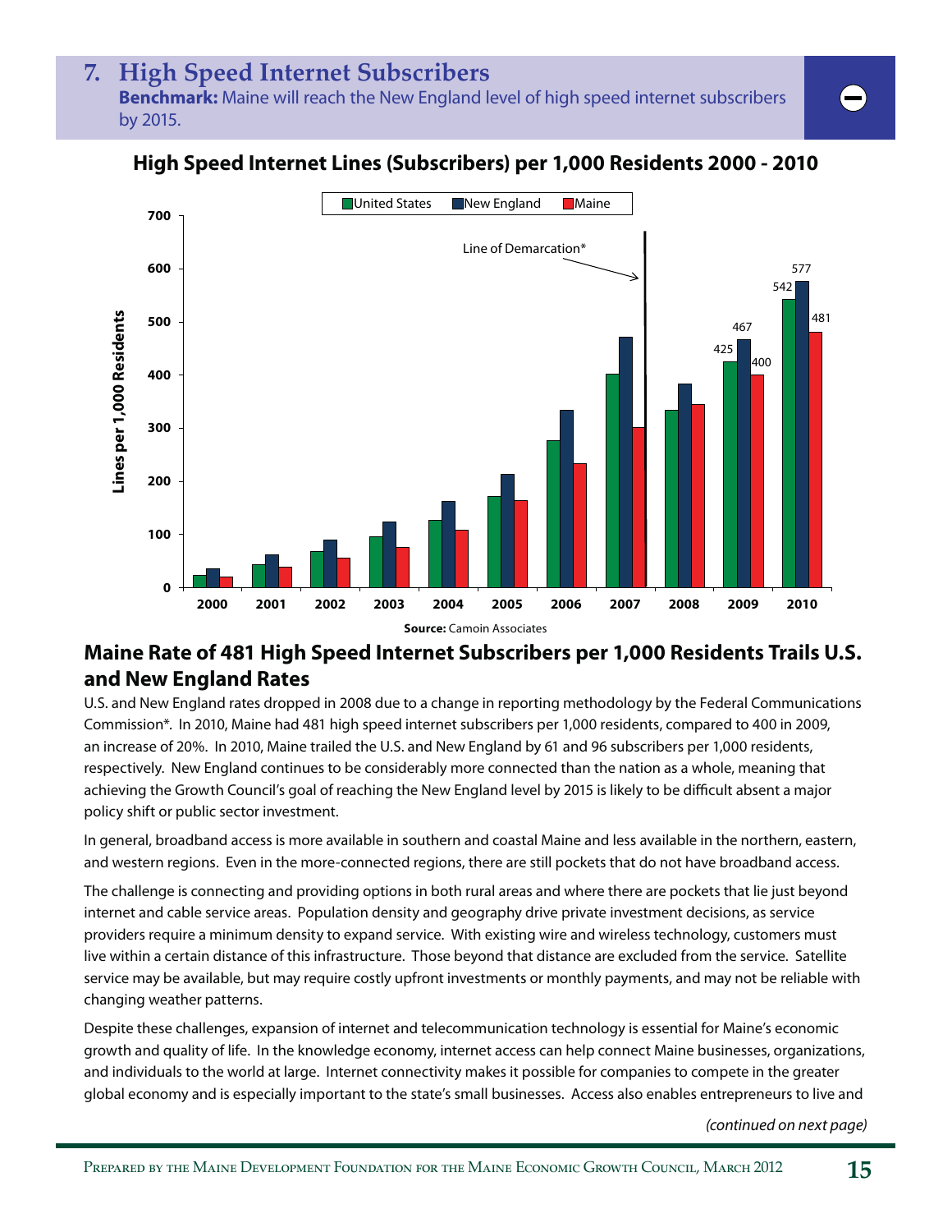## 7. High Speed Internet Subscribers

**Benchmark:** Maine will reach the New England level of high speed internet subscribers by 2015.

### High Speed Internet Lines (Subscribers) per 1,000 Residents 2000 - 2010

**Source:** Camoin Associates

## Maine Rate of 481 High Speed Internet Subscribers per 1,000 Residents Trails U.S. and New England Rates

U.S. and New England rates dropped in 2008 due to a change in reporting methodology by the Federal Communications Commission*. In 2010, Maine had 481 high speed internet subscribers per 1,000 residents, compared to 400 in 2009, an increase of 20%. In 2010, Maine trailed the U.S. and New England by 61 and 96 subscribers per 1,000 residents, respectively. New England continues to be considerably more connected than the nation as a whole, meaning that achieving the Growth Council's goal of reaching the New England level by 2015 is likely to be difficult absent a major policy shift or public sector investment.

In general, broadband access is more available in southern and coastal Maine and less available in the northern, eastern, and western regions. Even in the more-connected regions, there are still pockets that do not have broadband access.

The challenge is connecting and providing options in both rural areas and where there are pockets that lie just beyond internet and cable service areas. Population density and geography drive private investment decisions, as service providers require a minimum density to expand service. With existing wire and wireless technology, customers must live within a certain distance of this infrastructure. Those beyond that distance are excluded from the service. Satellite service may be available, but may require costly upfront investments or monthly payments, and may not be reliable with changing weather patterns.

Despite these challenges, expansion of internet and telecommunication technology is essential for Maine's economic growth and quality of life. In the knowledge economy, internet access can help connect Maine businesses, organizations, and individuals to the world at large. Internet connectivity makes it possible for companies to compete in the greater global economy and is especially important to the state's small businesses. Access also enables entrepreneurs to live and

*(continued on next page)*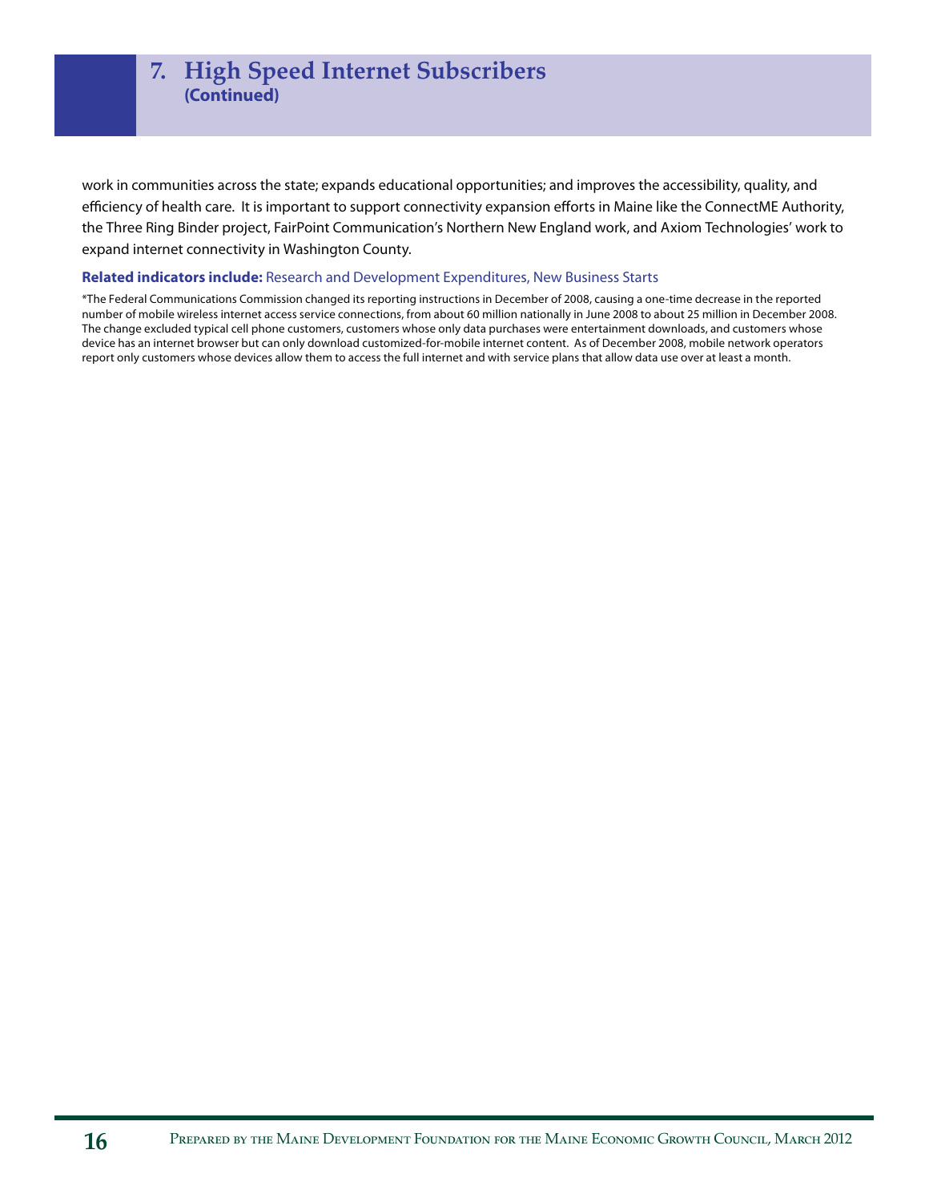## 7. High Speed Internet Subscribers (Continued)

work in communities across the state; expands educational opportunities; and improves the accessibility, quality, and efficiency of health care. It is important to support connectivity expansion efforts in Maine like the ConnectME Authority, the Three Ring Binder project, FairPoint Communication's Northern New England work, and Axiom Technologies' work to expand internet connectivity in Washington County.

**Related indicators include:** Research and Development Expenditures, New Business Starts

*The Federal Communications Commission changed its reporting instructions in December of 2008, causing a one-time decrease in the reported number of mobile wireless internet access service connections, from about 60 million nationally in June 2008 to about 25 million in December 2008. The change excluded typical cell phone customers, customers whose only data purchases were entertainment downloads, and customers whose device has an internet browser but can only download customized-for-mobile internet content. As of December 2008, mobile network operators report only customers whose devices allow them to access the full internet and with service plans that allow data use over at least a month.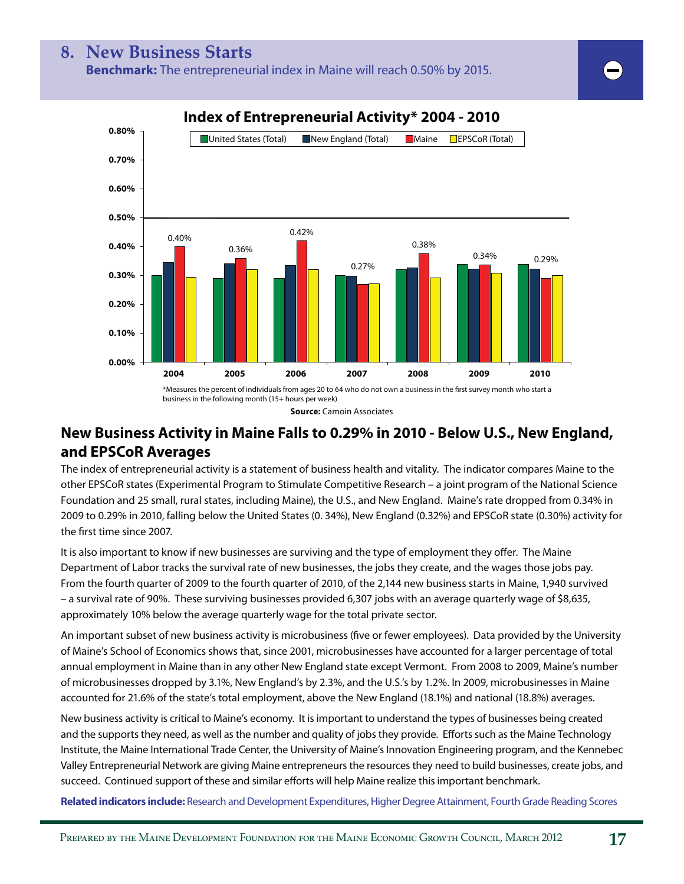## 8. New Business Starts

**Benchmark:** The entrepreneurial index in Maine will reach 0.50% by 2015.

### Index of Entrepreneurial Activity* 2004 - 2010

| Year | Maine |
|---|---|
| 2004 | 0.40% |
| 2005 | 0.36% |
| 2006 | 0.42% |
| 2007 | 0.27% |
| 2008 | 0.38% |
| 2009 | 0.34% |
| 2010 | 0.29% |

Legend: United States (Total), New England (Total), Maine, EPSCoR (Total)

*Measures the percent of individuals from ages 20 to 64 who do not own a business in the first survey month who start a business in the following month (15+ hours per week)

**Source:** Camoin Associates

### New Business Activity in Maine Falls to 0.29% in 2010 - Below U.S., New England, and EPSCoR Averages

The index of entrepreneurial activity is a statement of business health and vitality. The indicator compares Maine to the other EPSCoR states (Experimental Program to Stimulate Competitive Research – a joint program of the National Science Foundation and 25 small, rural states, including Maine), the U.S., and New England. Maine's rate dropped from 0.34% in 2009 to 0.29% in 2010, falling below the United States (0. 34%), New England (0.32%) and EPSCoR state (0.30%) activity for the first time since 2007.

It is also important to know if new businesses are surviving and the type of employment they offer. The Maine Department of Labor tracks the survival rate of new businesses, the jobs they create, and the wages those jobs pay. From the fourth quarter of 2009 to the fourth quarter of 2010, of the 2,144 new business starts in Maine, 1,940 survived – a survival rate of 90%. These surviving businesses provided 6,307 jobs with an average quarterly wage of $8,635, approximately 10% below the average quarterly wage for the total private sector.

An important subset of new business activity is microbusiness (five or fewer employees). Data provided by the University of Maine's School of Economics shows that, since 2001, microbusinesses have accounted for a larger percentage of total annual employment in Maine than in any other New England state except Vermont. From 2008 to 2009, Maine's number of microbusinesses dropped by 3.1%, New England's by 2.3%, and the U.S.'s by 1.2%. In 2009, microbusinesses in Maine accounted for 21.6% of the state's total employment, above the New England (18.1%) and national (18.8%) averages.

New business activity is critical to Maine's economy. It is important to understand the types of businesses being created and the supports they need, as well as the number and quality of jobs they provide. Efforts such as the Maine Technology Institute, the Maine International Trade Center, the University of Maine's Innovation Engineering program, and the Kennebec Valley Entrepreneurial Network are giving Maine entrepreneurs the resources they need to build businesses, create jobs, and succeed. Continued support of these and similar efforts will help Maine realize this important benchmark.

**Related indicators include:** Research and Development Expenditures, Higher Degree Attainment, Fourth Grade Reading Scores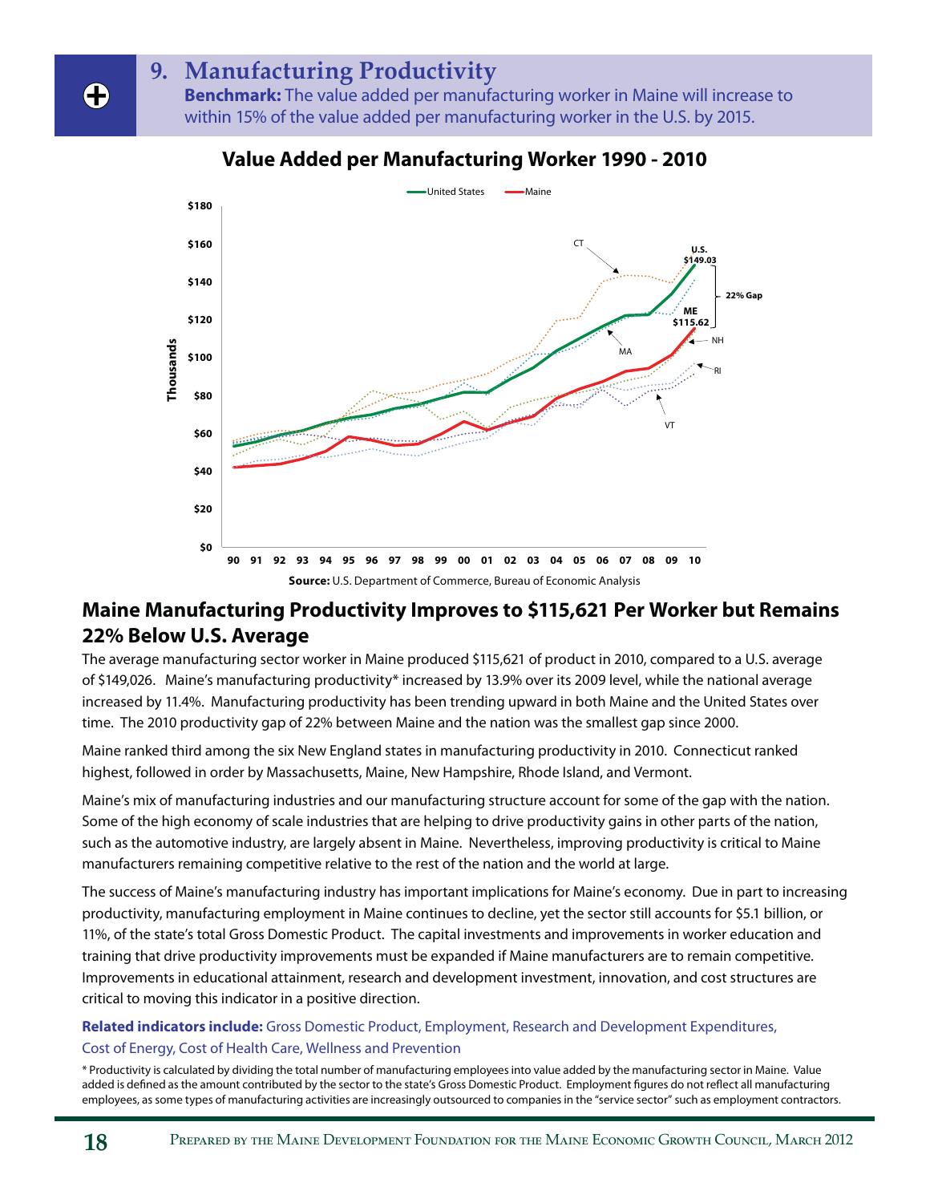## 9. Manufacturing Productivity

**Benchmark:** The value added per manufacturing worker in Maine will increase to within 15% of the value added per manufacturing worker in the U.S. by 2015.

**Value Added per Manufacturing Worker 1990 - 2010**

**Source:** U.S. Department of Commerce, Bureau of Economic Analysis

## Maine Manufacturing Productivity Improves to $115,621 Per Worker but Remains 22% Below U.S. Average

The average manufacturing sector worker in Maine produced $115,621 of product in 2010, compared to a U.S. average of $149,026. Maine's manufacturing productivity* increased by 13.9% over its 2009 level, while the national average increased by 11.4%. Manufacturing productivity has been trending upward in both Maine and the United States over time. The 2010 productivity gap of 22% between Maine and the nation was the smallest gap since 2000.

Maine ranked third among the six New England states in manufacturing productivity in 2010. Connecticut ranked highest, followed in order by Massachusetts, Maine, New Hampshire, Rhode Island, and Vermont.

Maine's mix of manufacturing industries and our manufacturing structure account for some of the gap with the nation. Some of the high economy of scale industries that are helping to drive productivity gains in other parts of the nation, such as the automotive industry, are largely absent in Maine. Nevertheless, improving productivity is critical to Maine manufacturers remaining competitive relative to the rest of the nation and the world at large.

The success of Maine's manufacturing industry has important implications for Maine's economy. Due in part to increasing productivity, manufacturing employment in Maine continues to decline, yet the sector still accounts for $5.1 billion, or 11%, of the state's total Gross Domestic Product. The capital investments and improvements in worker education and training that drive productivity improvements must be expanded if Maine manufacturers are to remain competitive. Improvements in educational attainment, research and development investment, innovation, and cost structures are critical to moving this indicator in a positive direction.

**Related indicators include:** Gross Domestic Product, Employment, Research and Development Expenditures, Cost of Energy, Cost of Health Care, Wellness and Prevention

\* Productivity is calculated by dividing the total number of manufacturing employees into value added by the manufacturing sector in Maine. Value added is defined as the amount contributed by the sector to the state's Gross Domestic Product. Employment figures do not reflect all manufacturing employees, as some types of manufacturing activities are increasingly outsourced to companies in the "service sector" such as employment contractors.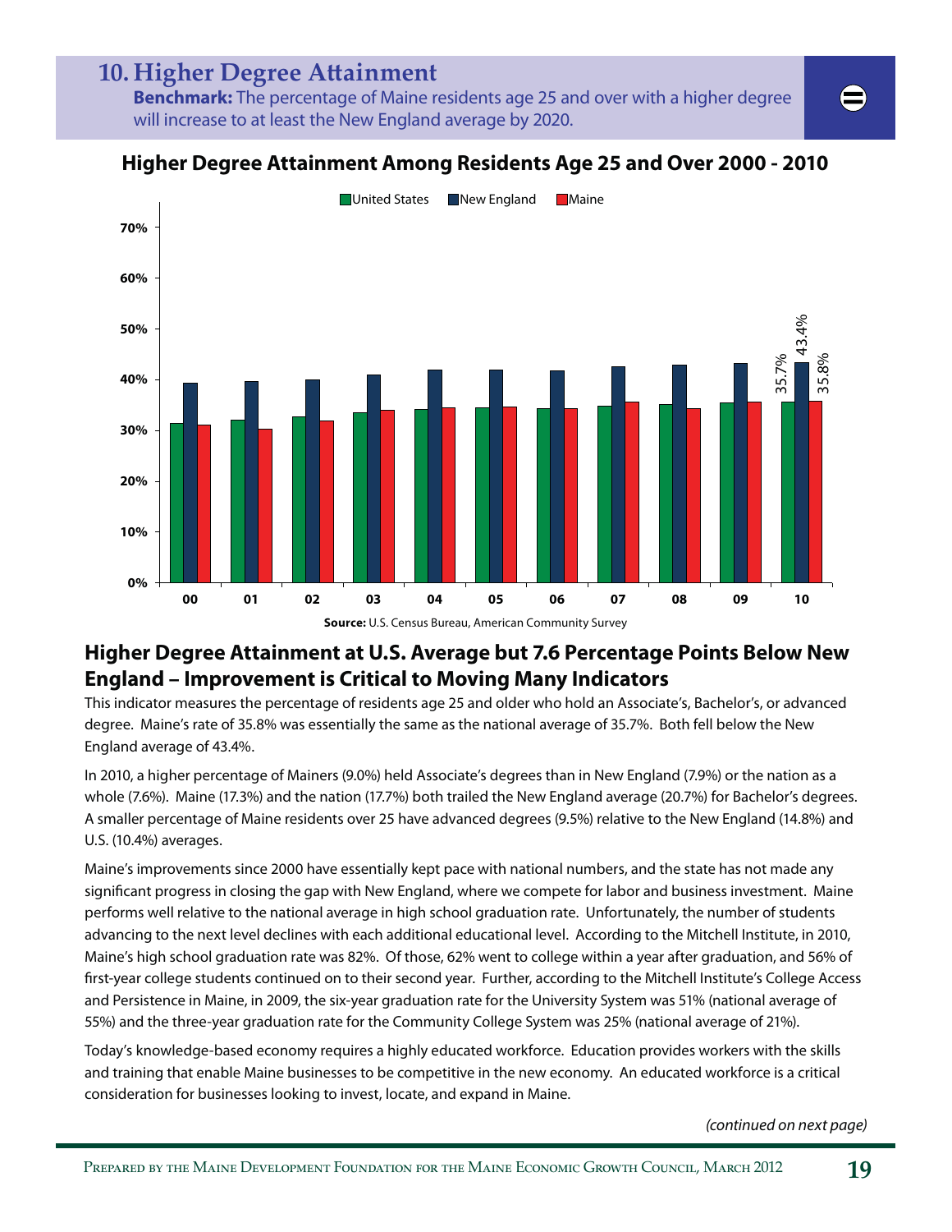# 10. Higher Degree Attainment

**Benchmark:** The percentage of Maine residents age 25 and over with a higher degree will increase to at least the New England average by 2020.

**Higher Degree Attainment Among Residents Age 25 and Over 2000 - 2010**

United States | New England | Maine

35.7% | 43.4% | 35.8%

**Source:** U.S. Census Bureau, American Community Survey

## Higher Degree Attainment at U.S. Average but 7.6 Percentage Points Below New England – Improvement is Critical to Moving Many Indicators

This indicator measures the percentage of residents age 25 and older who hold an Associate's, Bachelor's, or advanced degree. Maine's rate of 35.8% was essentially the same as the national average of 35.7%. Both fell below the New England average of 43.4%.

In 2010, a higher percentage of Mainers (9.0%) held Associate's degrees than in New England (7.9%) or the nation as a whole (7.6%). Maine (17.3%) and the nation (17.7%) both trailed the New England average (20.7%) for Bachelor's degrees. A smaller percentage of Maine residents over 25 have advanced degrees (9.5%) relative to the New England (14.8%) and U.S. (10.4%) averages.

Maine's improvements since 2000 have essentially kept pace with national numbers, and the state has not made any significant progress in closing the gap with New England, where we compete for labor and business investment. Maine performs well relative to the national average in high school graduation rate. Unfortunately, the number of students advancing to the next level declines with each additional educational level. According to the Mitchell Institute, in 2010, Maine's high school graduation rate was 82%. Of those, 62% went to college within a year after graduation, and 56% of first-year college students continued on to their second year. Further, according to the Mitchell Institute's College Access and Persistence in Maine, in 2009, the six-year graduation rate for the University System was 51% (national average of 55%) and the three-year graduation rate for the Community College System was 25% (national average of 21%).

Today's knowledge-based economy requires a highly educated workforce. Education provides workers with the skills and training that enable Maine businesses to be competitive in the new economy. An educated workforce is a critical consideration for businesses looking to invest, locate, and expand in Maine.

*(continued on next page)*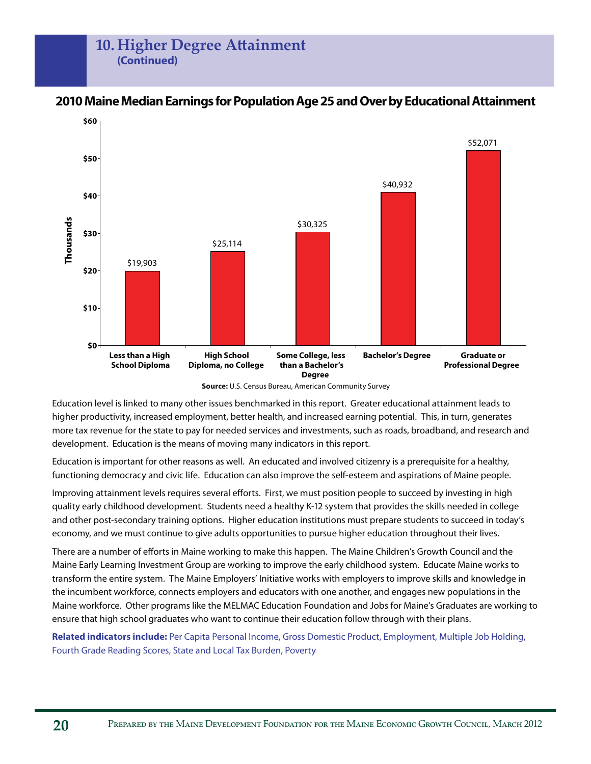# 10. Higher Degree Attainment
**(Continued)**

## 2010 Maine Median Earnings for Population Age 25 and Over by Educational Attainment

| Educational Attainment | Median Earnings |
|---|---|
| Less than a High School Diploma | $19,903 |
| High School Diploma, no College | $25,114 |
| Some College, less than a Bachelor's Degree | $30,325 |
| Bachelor's Degree | $40,932 |
| Graduate or Professional Degree | $52,071 |

**Source:** U.S. Census Bureau, American Community Survey

Education level is linked to many other issues benchmarked in this report. Greater educational attainment leads to higher productivity, increased employment, better health, and increased earning potential. This, in turn, generates more tax revenue for the state to pay for needed services and investments, such as roads, broadband, and research and development. Education is the means of moving many indicators in this report.

Education is important for other reasons as well. An educated and involved citizenry is a prerequisite for a healthy, functioning democracy and civic life. Education can also improve the self-esteem and aspirations of Maine people.

Improving attainment levels requires several efforts. First, we must position people to succeed by investing in high quality early childhood development. Students need a healthy K-12 system that provides the skills needed in college and other post-secondary training options. Higher education institutions must prepare students to succeed in today's economy, and we must continue to give adults opportunities to pursue higher education throughout their lives.

There are a number of efforts in Maine working to make this happen. The Maine Children's Growth Council and the Maine Early Learning Investment Group are working to improve the early childhood system. Educate Maine works to transform the entire system. The Maine Employers' Initiative works with employers to improve skills and knowledge in the incumbent workforce, connects employers and educators with one another, and engages new populations in the Maine workforce. Other programs like the MELMAC Education Foundation and Jobs for Maine's Graduates are working to ensure that high school graduates who want to continue their education follow through with their plans.

**Related indicators include:** Per Capita Personal Income, Gross Domestic Product, Employment, Multiple Job Holding, Fourth Grade Reading Scores, State and Local Tax Burden, Poverty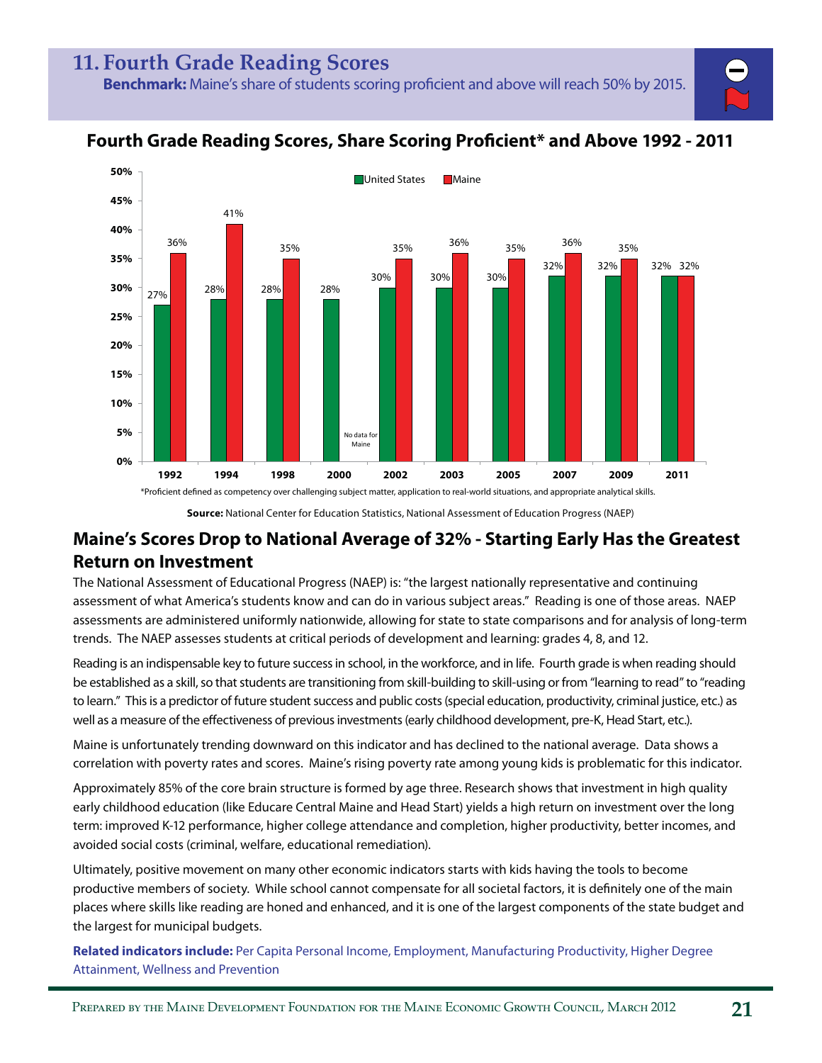# 11. Fourth Grade Reading Scores

**Benchmark:** Maine's share of students scoring proficient and above will reach 50% by 2015.

## Fourth Grade Reading Scores, Share Scoring Proficient* and Above 1992 - 2011

| Year | United States | Maine |
|---|---|---|
| 1992 | 27% | 36% |
| 1994 | 28% | 41% |
| 1998 | 28% | 35% |
| 2000 | 28% | No data for Maine |
| 2002 | 30% | 35% |
| 2003 | 30% | 36% |
| 2005 | 30% | 35% |
| 2007 | 32% | 36% |
| 2009 | 32% | 35% |
| 2011 | 32% | 32% |

*Proficient defined as competency over challenging subject matter, application to real-world situations, and appropriate analytical skills.

**Source:** National Center for Education Statistics, National Assessment of Educational Progress (NAEP)

## Maine's Scores Drop to National Average of 32% - Starting Early Has the Greatest Return on Investment

The National Assessment of Educational Progress (NAEP) is: "the largest nationally representative and continuing assessment of what America's students know and can do in various subject areas." Reading is one of those areas. NAEP assessments are administered uniformly nationwide, allowing for state to state comparisons and for analysis of long-term trends. The NAEP assesses students at critical periods of development and learning: grades 4, 8, and 12.

Reading is an indispensable key to future success in school, in the workforce, and in life. Fourth grade is when reading should be established as a skill, so that students are transitioning from skill-building to skill-using or from "learning to read" to "reading to learn." This is a predictor of future student success and public costs (special education, productivity, criminal justice, etc.) as well as a measure of the effectiveness of previous investments (early childhood development, pre-K, Head Start, etc.).

Maine is unfortunately trending downward on this indicator and has declined to the national average. Data shows a correlation with poverty rates and scores. Maine's rising poverty rate among young kids is problematic for this indicator.

Approximately 85% of the core brain structure is formed by age three. Research shows that investment in high quality early childhood education (like Educare Central Maine and Head Start) yields a high return on investment over the long term: improved K-12 performance, higher college attendance and completion, higher productivity, better incomes, and avoided social costs (criminal, welfare, educational remediation).

Ultimately, positive movement on many other economic indicators starts with kids having the tools to become productive members of society. While school cannot compensate for all societal factors, it is definitely one of the main places where skills like reading are honed and enhanced, and it is one of the largest components of the state budget and the largest for municipal budgets.

**Related indicators include:** Per Capita Personal Income, Employment, Manufacturing Productivity, Higher Degree Attainment, Wellness and Prevention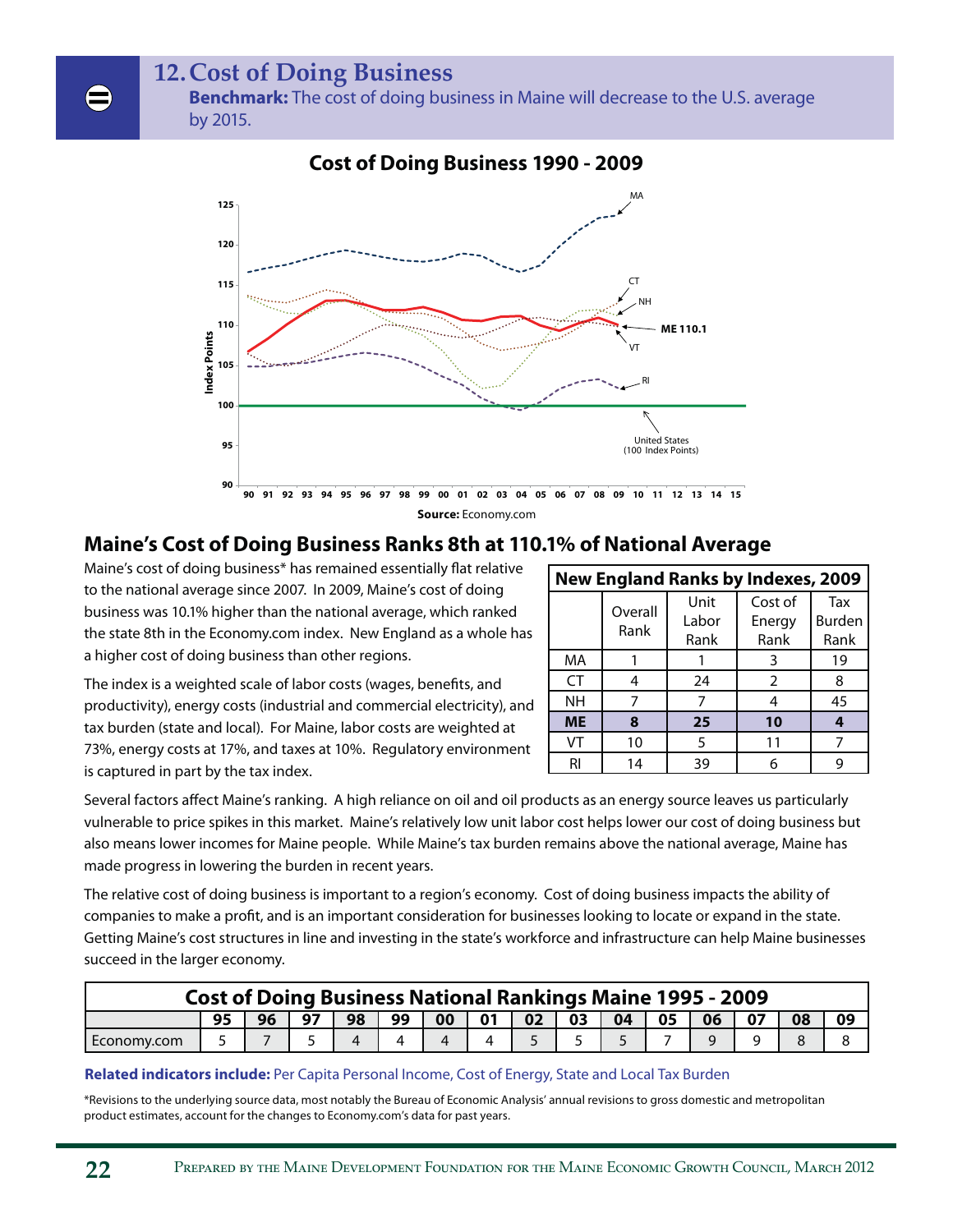# 12. Cost of Doing Business

**Benchmark:** The cost of doing business in Maine will decrease to the U.S. average by 2015.

**Cost of Doing Business 1990 - 2009**

**Source:** Economy.com

## Maine's Cost of Doing Business Ranks 8th at 110.1% of National Average

Maine's cost of doing business* has remained essentially flat relative to the national average since 2007. In 2009, Maine's cost of doing business was 10.1% higher than the national average, which ranked the state 8th in the Economy.com index. New England as a whole has a higher cost of doing business than other regions.

The index is a weighted scale of labor costs (wages, benefits, and productivity), energy costs (industrial and commercial electricity), and tax burden (state and local). For Maine, labor costs are weighted at 73%, energy costs at 17%, and taxes at 10%. Regulatory environment is captured in part by the tax index.

**New England Ranks by Indexes, 2009**

| | Overall Rank | Unit Labor Rank | Cost of Energy Rank | Tax Burden Rank |
|---|---|---|---|---|
| MA | 1 | 1 | 3 | 19 |
| CT | 4 | 24 | 2 | 8 |
| NH | 7 | 7 | 4 | 45 |
| **ME** | **8** | **25** | **10** | **4** |
| VT | 10 | 5 | 11 | 7 |
| RI | 14 | 39 | 6 | 9 |

Several factors affect Maine's ranking. A high reliance on oil and oil products as an energy source leaves us particularly vulnerable to price spikes in this market. Maine's relatively low unit labor cost helps lower our cost of doing business but also means lower incomes for Maine people. While Maine's tax burden remains above the national average, Maine has made progress in lowering the burden in recent years.

The relative cost of doing business is important to a region's economy. Cost of doing business impacts the ability of companies to make a profit, and is an important consideration for businesses looking to locate or expand in the state. Getting Maine's cost structures in line and investing in the state's workforce and infrastructure can help Maine businesses succeed in the larger economy.

**Cost of Doing Business National Rankings Maine 1995 - 2009**

| | 95 | 96 | 97 | 98 | 99 | 00 | 01 | 02 | 03 | 04 | 05 | 06 | 07 | 08 | 09 |
|---|---|---|---|---|---|---|---|---|---|---|---|---|---|---|---|
| Economy.com | 5 | 7 | 5 | 4 | 4 | 4 | 4 | 5 | 5 | 5 | 7 | 9 | 9 | 8 | 8 |

**Related indicators include:** Per Capita Personal Income, Cost of Energy, State and Local Tax Burden

*Revisions to the underlying source data, most notably the Bureau of Economic Analysis' annual revisions to gross domestic and metropolitan product estimates, account for the changes to Economy.com's data for past years.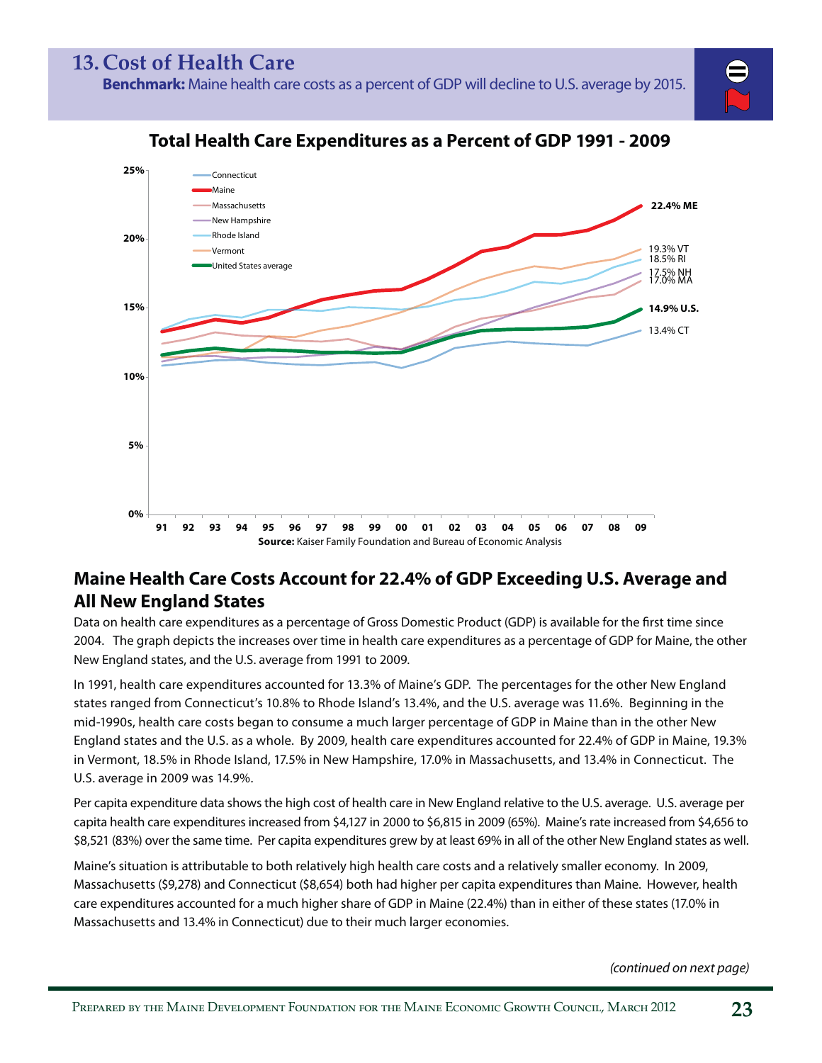# 13. Cost of Health Care

**Benchmark:** Maine health care costs as a percent of GDP will decline to U.S. average by 2015.

**Total Health Care Expenditures as a Percent of GDP 1991 - 2009**

Connecticut, Maine, Massachusetts, New Hampshire, Rhode Island, Vermont, United States average

22.4% ME
19.3% VT
18.5% RI
17.5% NH
17.0% MA
14.9% U.S.
13.4% CT

**Source:** Kaiser Family Foundation and Bureau of Economic Analysis

## Maine Health Care Costs Account for 22.4% of GDP Exceeding U.S. Average and All New England States

Data on health care expenditures as a percentage of Gross Domestic Product (GDP) is available for the first time since 2004. The graph depicts the increases over time in health care expenditures as a percentage of GDP for Maine, the other New England states, and the U.S. average from 1991 to 2009.

In 1991, health care expenditures accounted for 13.3% of Maine's GDP. The percentages for the other New England states ranged from Connecticut's 10.8% to Rhode Island's 13.4%, and the U.S. average was 11.6%. Beginning in the mid-1990s, health care costs began to consume a much larger percentage of GDP in Maine than in the other New England states and the U.S. as a whole. By 2009, health care expenditures accounted for 22.4% of GDP in Maine, 19.3% in Vermont, 18.5% in Rhode Island, 17.5% in New Hampshire, 17.0% in Massachusetts, and 13.4% in Connecticut. The U.S. average in 2009 was 14.9%.

Per capita expenditure data shows the high cost of health care in New England relative to the U.S. average. U.S. average per capita health care expenditures increased from $4,127 in 2000 to $6,815 in 2009 (65%). Maine's rate increased from $4,656 to $8,521 (83%) over the same time. Per capita expenditures grew by at least 69% in all of the other New England states as well.

Maine's situation is attributable to both relatively high health care costs and a relatively smaller economy. In 2009, Massachusetts ($9,278) and Connecticut ($8,654) both had higher per capita expenditures than Maine. However, health care expenditures accounted for a much higher share of GDP in Maine (22.4%) than in either of these states (17.0% in Massachusetts and 13.4% in Connecticut) due to their much larger economies.

*(continued on next page)*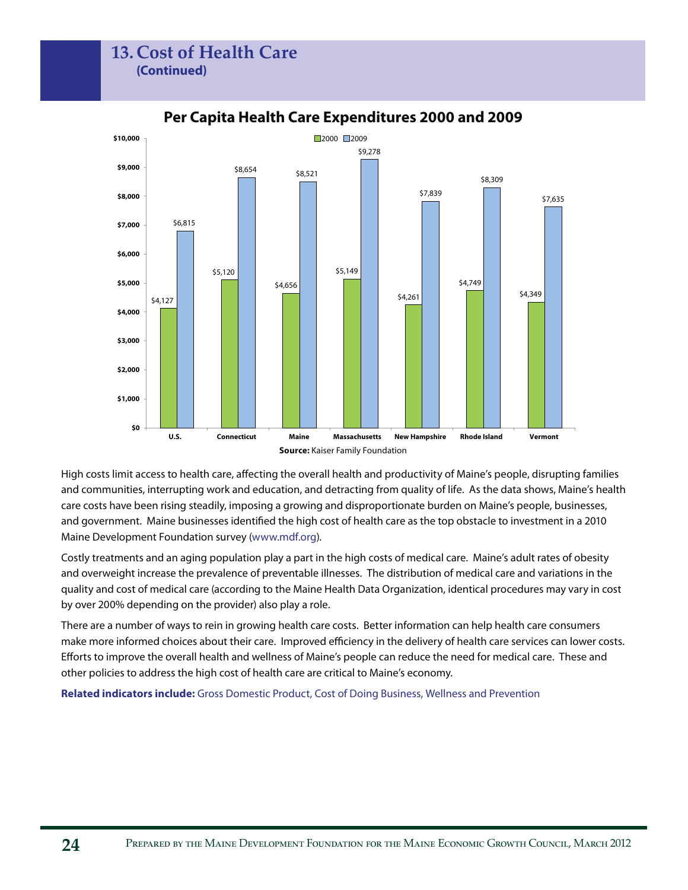# 13. Cost of Health Care
**(Continued)**

## Per Capita Health Care Expenditures 2000 and 2009

| | 2000 | 2009 |
|---|---|---|
| U.S. | $4,127 | $6,815 |
| Connecticut | $5,120 | $8,654 |
| Maine | $4,656 | $8,521 |
| Massachusetts | $5,149 | $9,278 |
| New Hampshire | $4,261 | $7,839 |
| Rhode Island | $4,749 | $8,309 |
| Vermont | $4,349 | $7,635 |

**Source:** Kaiser Family Foundation

High costs limit access to health care, affecting the overall health and productivity of Maine's people, disrupting families and communities, interrupting work and education, and detracting from quality of life. As the data shows, Maine's health care costs have been rising steadily, imposing a growing and disproportionate burden on Maine's people, businesses, and government. Maine businesses identified the high cost of health care as the top obstacle to investment in a 2010 Maine Development Foundation survey (www.mdf.org).

Costly treatments and an aging population play a part in the high costs of medical care. Maine's adult rates of obesity and overweight increase the prevalence of preventable illnesses. The distribution of medical care and variations in the quality and cost of medical care (according to the Maine Health Data Organization, identical procedures may vary in cost by over 200% depending on the provider) also play a role.

There are a number of ways to rein in growing health care costs. Better information can help health care consumers make more informed choices about their care. Improved efficiency in the delivery of health care services can lower costs. Efforts to improve the overall health and wellness of Maine's people can reduce the need for medical care. These and other policies to address the high cost of health care are critical to Maine's economy.

**Related indicators include:** Gross Domestic Product, Cost of Doing Business, Wellness and Prevention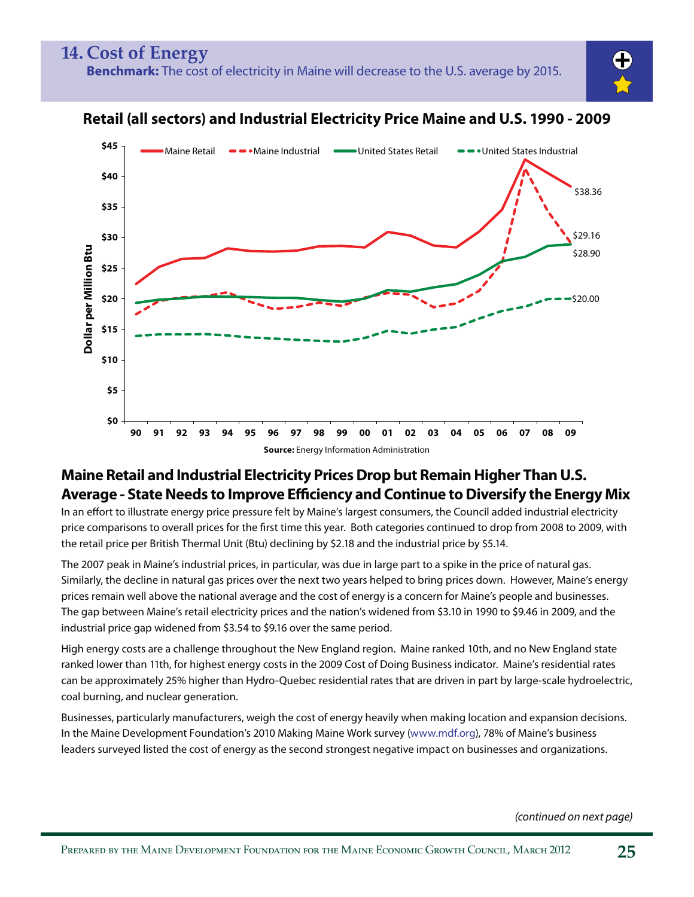## 14. Cost of Energy

**Benchmark:** The cost of electricity in Maine will decrease to the U.S. average by 2015.

**Retail (all sectors) and Industrial Electricity Price Maine and U.S. 1990 - 2009**

**Source:** Energy Information Administration

### Maine Retail and Industrial Electricity Prices Drop but Remain Higher Than U.S. Average - State Needs to Improve Efficiency and Continue to Diversify the Energy Mix

In an effort to illustrate energy price pressure felt by Maine's largest consumers, the Council added industrial electricity price comparisons to overall prices for the first time this year. Both categories continued to drop from 2008 to 2009, with the retail price per British Thermal Unit (Btu) declining by $2.18 and the industrial price by $5.14.

The 2007 peak in Maine's industrial prices, in particular, was due in large part to a spike in the price of natural gas. Similarly, the decline in natural gas prices over the next two years helped to bring prices down. However, Maine's energy prices remain well above the national average and the cost of energy is a concern for Maine's people and businesses. The gap between Maine's retail electricity prices and the nation's widened from $3.10 in 1990 to $9.46 in 2009, and the industrial price gap widened from $3.54 to $9.16 over the same period.

High energy costs are a challenge throughout the New England region. Maine ranked 10th, and no New England state ranked lower than 11th, for highest energy costs in the 2009 Cost of Doing Business indicator. Maine's residential rates can be approximately 25% higher than Hydro-Quebec residential rates that are driven in part by large-scale hydroelectric, coal burning, and nuclear generation.

Businesses, particularly manufacturers, weigh the cost of energy heavily when making location and expansion decisions. In the Maine Development Foundation's 2010 Making Maine Work survey (www.mdf.org), 78% of Maine's business leaders surveyed listed the cost of energy as the second strongest negative impact on businesses and organizations.

*(continued on next page)*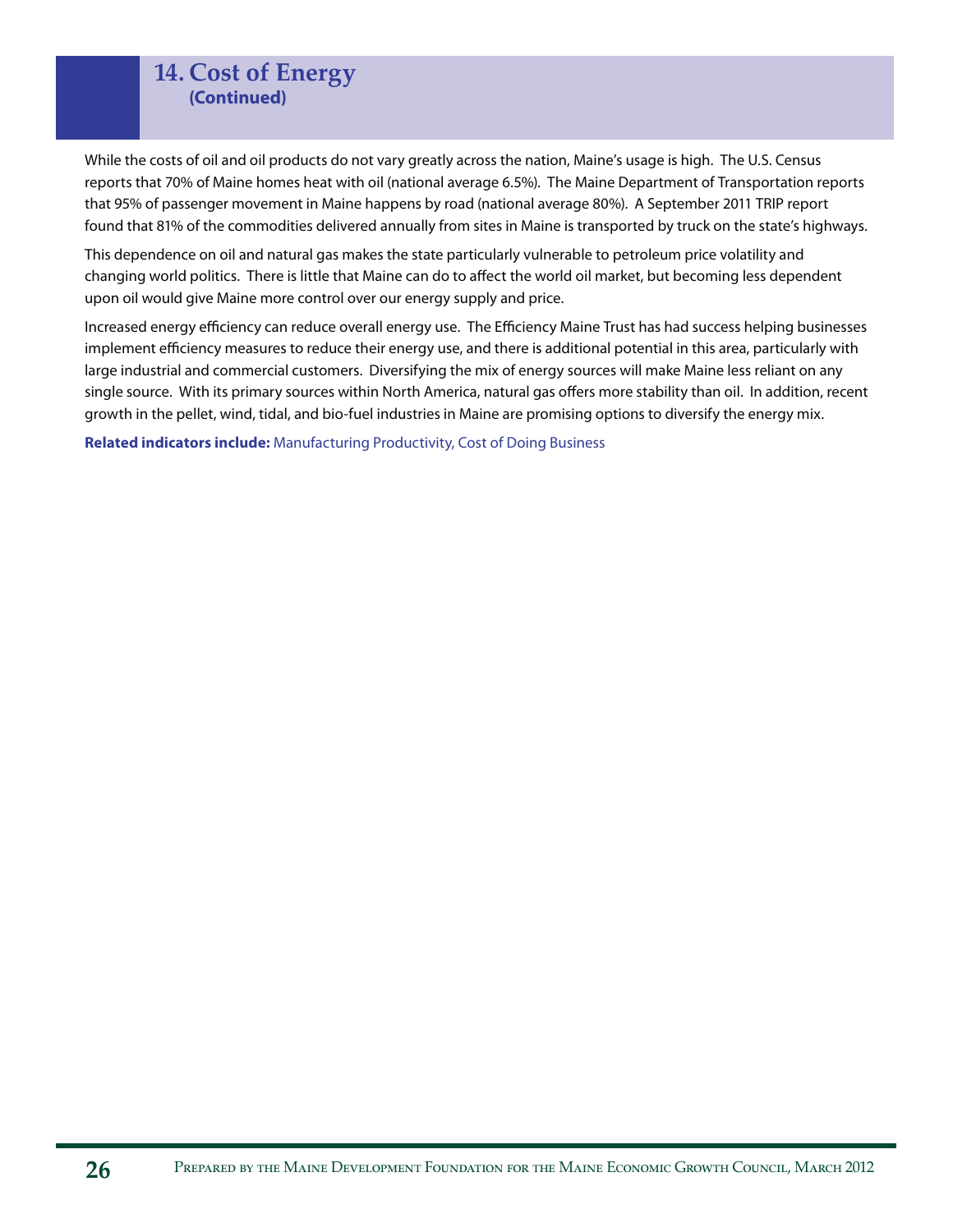## 14. Cost of Energy
**(Continued)**

While the costs of oil and oil products do not vary greatly across the nation, Maine's usage is high. The U.S. Census reports that 70% of Maine homes heat with oil (national average 6.5%). The Maine Department of Transportation reports that 95% of passenger movement in Maine happens by road (national average 80%). A September 2011 TRIP report found that 81% of the commodities delivered annually from sites in Maine is transported by truck on the state's highways.

This dependence on oil and natural gas makes the state particularly vulnerable to petroleum price volatility and changing world politics. There is little that Maine can do to affect the world oil market, but becoming less dependent upon oil would give Maine more control over our energy supply and price.

Increased energy efficiency can reduce overall energy use. The Efficiency Maine Trust has had success helping businesses implement efficiency measures to reduce their energy use, and there is additional potential in this area, particularly with large industrial and commercial customers. Diversifying the mix of energy sources will make Maine less reliant on any single source. With its primary sources within North America, natural gas offers more stability than oil. In addition, recent growth in the pellet, wind, tidal, and bio-fuel industries in Maine are promising options to diversify the energy mix.

**Related indicators include:** Manufacturing Productivity, Cost of Doing Business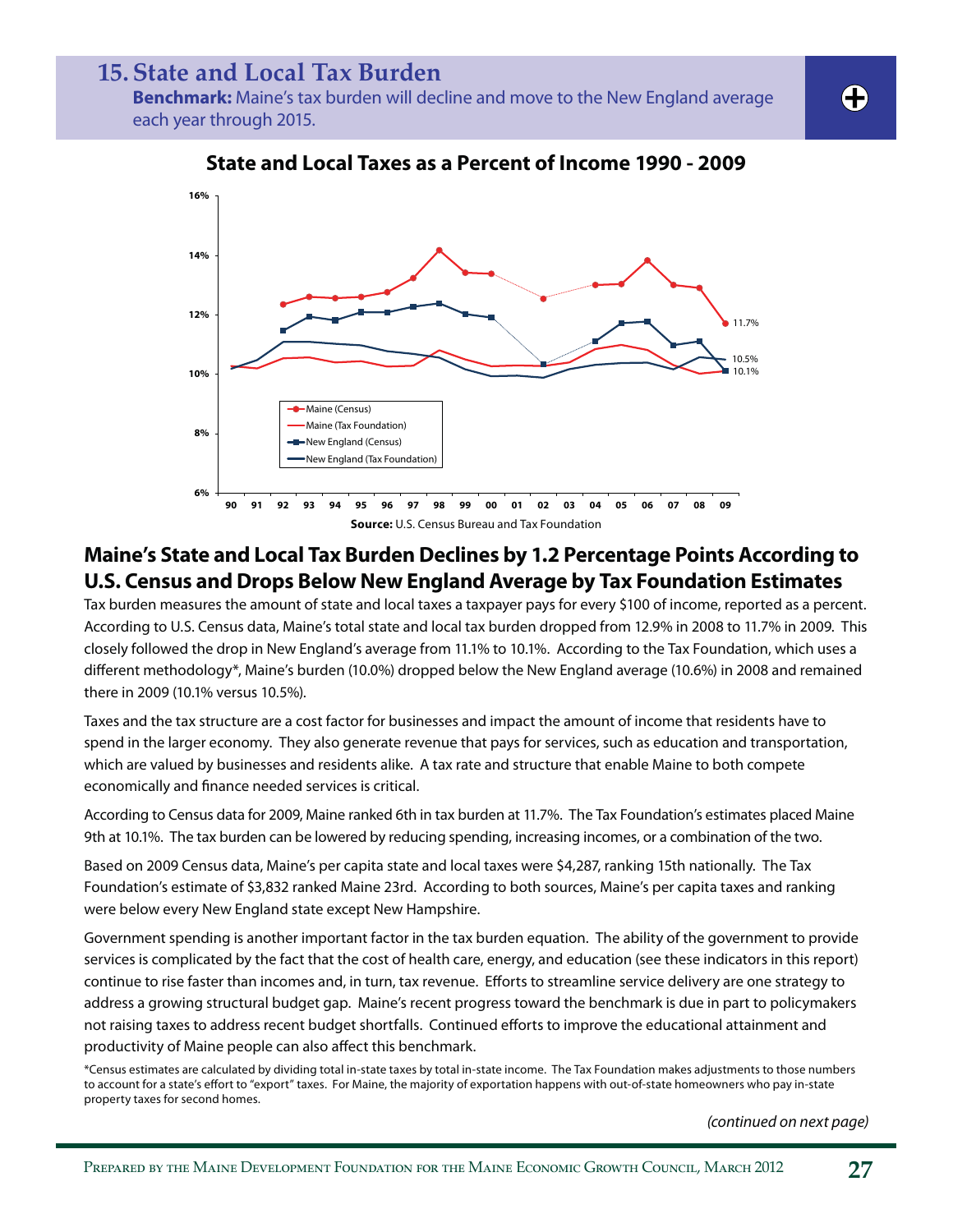# 15. State and Local Tax Burden

**Benchmark:** Maine's tax burden will decline and move to the New England average each year through 2015.

**State and Local Taxes as a Percent of Income 1990 - 2009**

**Source:** U.S. Census Bureau and Tax Foundation

## Maine's State and Local Tax Burden Declines by 1.2 Percentage Points According to U.S. Census and Drops Below New England Average by Tax Foundation Estimates

Tax burden measures the amount of state and local taxes a taxpayer pays for every $100 of income, reported as a percent. According to U.S. Census data, Maine's total state and local tax burden dropped from 12.9% in 2008 to 11.7% in 2009. This closely followed the drop in New England's average from 11.1% to 10.1%. According to the Tax Foundation, which uses a different methodology*, Maine's burden (10.0%) dropped below the New England average (10.6%) in 2008 and remained there in 2009 (10.1% versus 10.5%).

Taxes and the tax structure are a cost factor for businesses and impact the amount of income that residents have to spend in the larger economy. They also generate revenue that pays for services, such as education and transportation, which are valued by businesses and residents alike. A tax rate and structure that enable Maine to both compete economically and finance needed services is critical.

According to Census data for 2009, Maine ranked 6th in tax burden at 11.7%. The Tax Foundation's estimates placed Maine 9th at 10.1%. The tax burden can be lowered by reducing spending, increasing incomes, or a combination of the two.

Based on 2009 Census data, Maine's per capita state and local taxes were $4,287, ranking 15th nationally. The Tax Foundation's estimate of $3,832 ranked Maine 23rd. According to both sources, Maine's per capita taxes and ranking were below every New England state except New Hampshire.

Government spending is another important factor in the tax burden equation. The ability of the government to provide services is complicated by the fact that the cost of health care, energy, and education (see these indicators in this report) continue to rise faster than incomes and, in turn, tax revenue. Efforts to streamline service delivery are one strategy to address a growing structural budget gap. Maine's recent progress toward the benchmark is due in part to policymakers not raising taxes to address recent budget shortfalls. Continued efforts to improve the educational attainment and productivity of Maine people can also affect this benchmark.

*Census estimates are calculated by dividing total in-state taxes by total in-state income. The Tax Foundation makes adjustments to those numbers to account for a state's effort to "export" taxes. For Maine, the majority of exportation happens with out-of-state homeowners who pay in-state property taxes for second homes.

*(continued on next page)*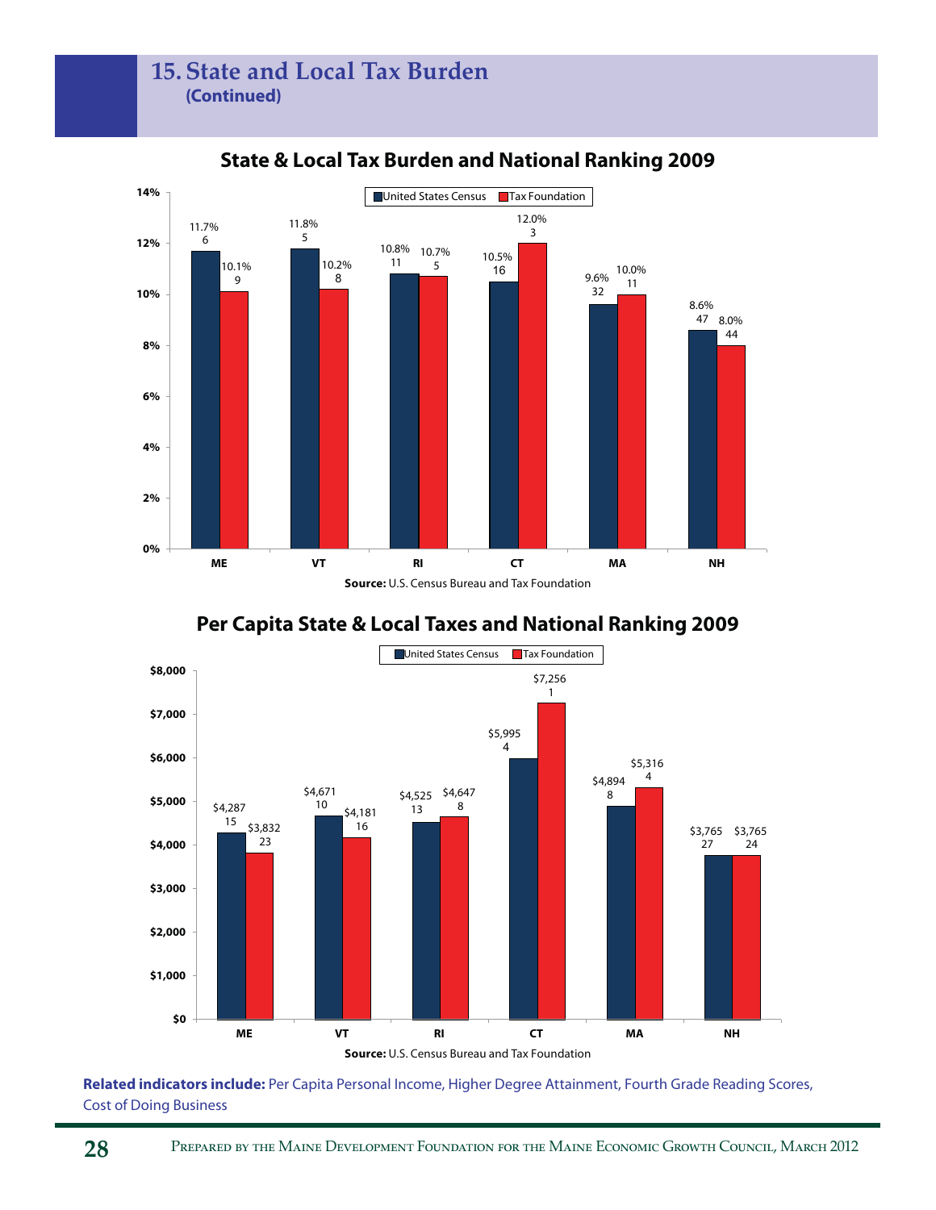# 15. State and Local Tax Burden
**(Continued)**

## State & Local Tax Burden and National Ranking 2009

| State | United States Census | Rank | Tax Foundation | Rank |
|---|---|---|---|---|
| ME | 11.7% | 6 | 10.1% | 9 |
| VT | 11.8% | 5 | 10.2% | 8 |
| RI | 10.8% | 11 | 10.7% | 5 |
| CT | 10.5% | 16 | 12.0% | 3 |
| MA | 9.6% | 32 | 10.0% | 11 |
| NH | 8.6% | 47 | 8.0% | 44 |

**Source:** U.S. Census Bureau and Tax Foundation

## Per Capita State & Local Taxes and National Ranking 2009

| State | United States Census | Rank | Tax Foundation | Rank |
|---|---|---|---|---|
| ME | $4,287 | 15 | $3,832 | 23 |
| VT | $4,671 | 10 | $4,181 | 16 |
| RI | $4,525 | 13 | $4,647 | 8 |
| CT | $5,995 | 4 | $7,256 | 1 |
| MA | $4,894 | 8 | $5,316 | 4 |
| NH | $3,765 | 27 | $3,765 | 24 |

**Source:** U.S. Census Bureau and Tax Foundation

**Related indicators include:** Per Capita Personal Income, Higher Degree Attainment, Fourth Grade Reading Scores, Cost of Doing Business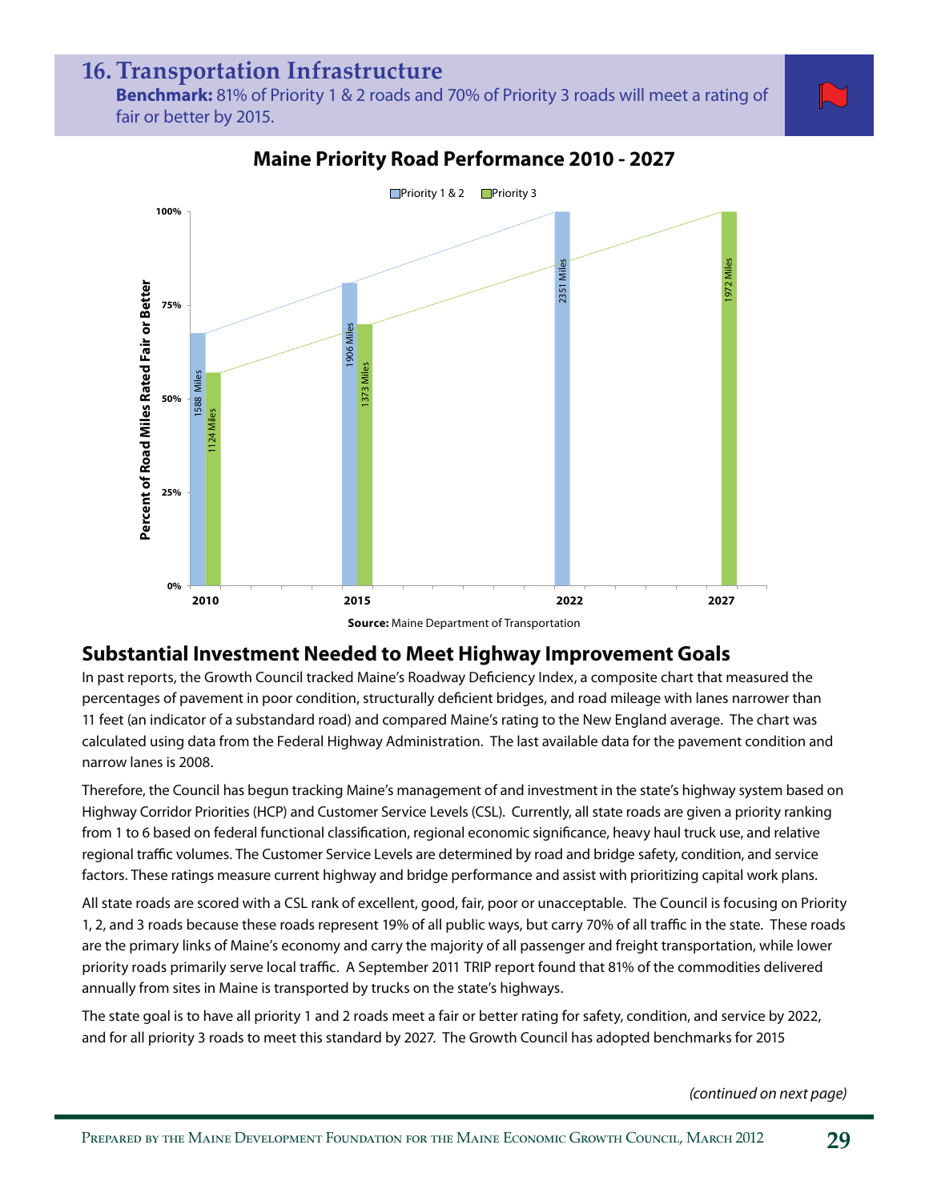# 16. Transportation Infrastructure

**Benchmark:** 81% of Priority 1 & 2 roads and 70% of Priority 3 roads will meet a rating of fair or better by 2015.

**Maine Priority Road Performance 2010 - 2027**

| Year | Priority 1 & 2 | Priority 3 |
|---|---|---|
| 2010 | 1588 Miles | 1124 Miles |
| 2015 | 1906 Miles | 1373 Miles |
| 2022 | 2351 Miles | |
| 2027 | | 1972 Miles |

Percent of Road Miles Rated Fair or Better

**Source:** Maine Department of Transportation

## Substantial Investment Needed to Meet Highway Improvement Goals

In past reports, the Growth Council tracked Maine's Roadway Deficiency Index, a composite chart that measured the percentages of pavement in poor condition, structurally deficient bridges, and road mileage with lanes narrower than 11 feet (an indicator of a substandard road) and compared Maine's rating to the New England average. The chart was calculated using data from the Federal Highway Administration. The last available data for the pavement condition and narrow lanes is 2008.

Therefore, the Council has begun tracking Maine's management of and investment in the state's highway system based on Highway Corridor Priorities (HCP) and Customer Service Levels (CSL). Currently, all state roads are given a priority ranking from 1 to 6 based on federal functional classification, regional economic significance, heavy haul truck use, and relative regional traffic volumes. The Customer Service Levels are determined by road and bridge safety, condition, and service factors. These ratings measure current highway and bridge performance and assist with prioritizing capital work plans.

All state roads are scored with a CSL rank of excellent, good, fair, poor or unacceptable. The Council is focusing on Priority 1, 2, and 3 roads because these roads represent 19% of all public ways, but carry 70% of all traffic in the state. These roads are the primary links of Maine's economy and carry the majority of all passenger and freight transportation, while lower priority roads primarily serve local traffic. A September 2011 TRIP report found that 81% of the commodities delivered annually from sites in Maine is transported by trucks on the state's highways.

The state goal is to have all priority 1 and 2 roads meet a fair or better rating for safety, condition, and service by 2022, and for all priority 3 roads to meet this standard by 2027. The Growth Council has adopted benchmarks for 2015

*(continued on next page)*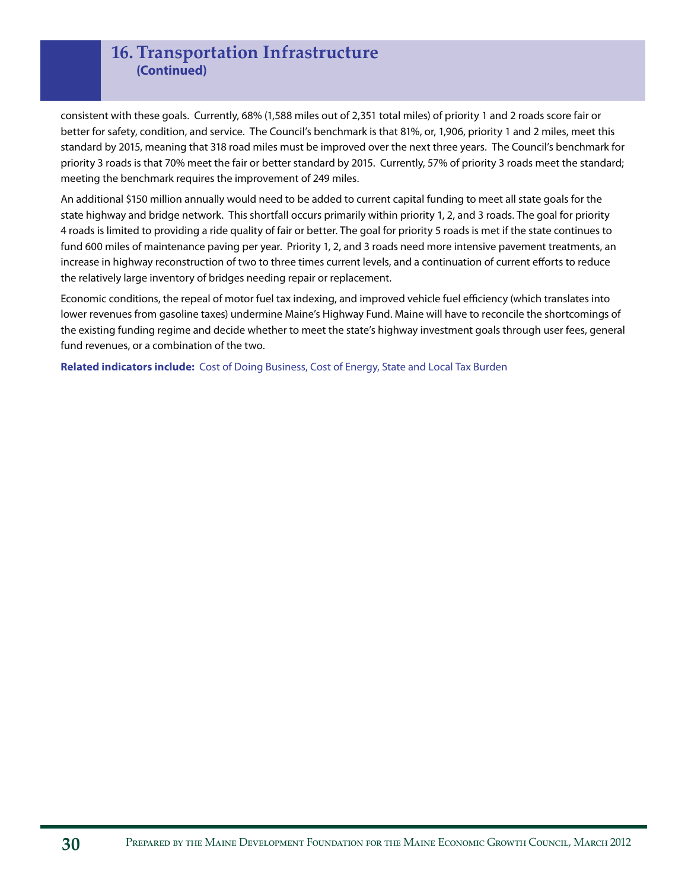## 16. Transportation Infrastructure
**(Continued)**

consistent with these goals. Currently, 68% (1,588 miles out of 2,351 total miles) of priority 1 and 2 roads score fair or better for safety, condition, and service. The Council's benchmark is that 81%, or, 1,906, priority 1 and 2 miles, meet this standard by 2015, meaning that 318 road miles must be improved over the next three years. The Council's benchmark for priority 3 roads is that 70% meet the fair or better standard by 2015. Currently, 57% of priority 3 roads meet the standard; meeting the benchmark requires the improvement of 249 miles.

An additional $150 million annually would need to be added to current capital funding to meet all state goals for the state highway and bridge network. This shortfall occurs primarily within priority 1, 2, and 3 roads. The goal for priority 4 roads is limited to providing a ride quality of fair or better. The goal for priority 5 roads is met if the state continues to fund 600 miles of maintenance paving per year. Priority 1, 2, and 3 roads need more intensive pavement treatments, an increase in highway reconstruction of two to three times current levels, and a continuation of current efforts to reduce the relatively large inventory of bridges needing repair or replacement.

Economic conditions, the repeal of motor fuel tax indexing, and improved vehicle fuel efficiency (which translates into lower revenues from gasoline taxes) undermine Maine's Highway Fund. Maine will have to reconcile the shortcomings of the existing funding regime and decide whether to meet the state's highway investment goals through user fees, general fund revenues, or a combination of the two.

**Related indicators include:** Cost of Doing Business, Cost of Energy, State and Local Tax Burden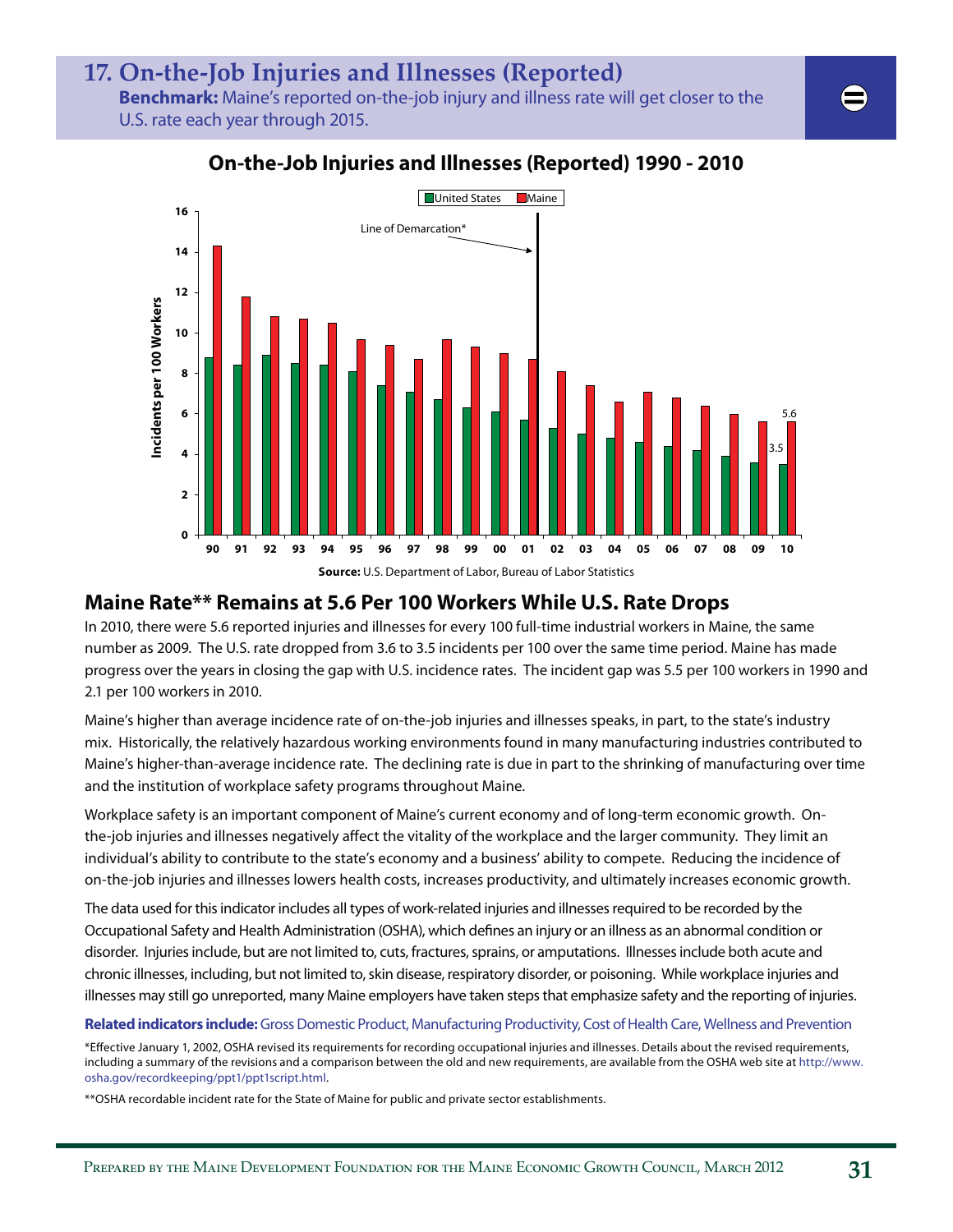## 17. On-the-Job Injuries and Illnesses (Reported)

**Benchmark:** Maine's reported on-the-job injury and illness rate will get closer to the U.S. rate each year through 2015.

### On-the-Job Injuries and Illnesses (Reported) 1990 - 2010

**Source:** U.S. Department of Labor, Bureau of Labor Statistics

## Maine Rate** Remains at 5.6 Per 100 Workers While U.S. Rate Drops

In 2010, there were 5.6 reported injuries and illnesses for every 100 full-time industrial workers in Maine, the same number as 2009. The U.S. rate dropped from 3.6 to 3.5 incidents per 100 over the same time period. Maine has made progress over the years in closing the gap with U.S. incidence rates. The incident gap was 5.5 per 100 workers in 1990 and 2.1 per 100 workers in 2010.

Maine's higher than average incidence rate of on-the-job injuries and illnesses speaks, in part, to the state's industry mix. Historically, the relatively hazardous working environments found in many manufacturing industries contributed to Maine's higher-than-average incidence rate. The declining rate is due in part to the shrinking of manufacturing over time and the institution of workplace safety programs throughout Maine.

Workplace safety is an important component of Maine's current economy and of long-term economic growth. On-the-job injuries and illnesses negatively affect the vitality of the workplace and the larger community. They limit an individual's ability to contribute to the state's economy and a business' ability to compete. Reducing the incidence of on-the-job injuries and illnesses lowers health costs, increases productivity, and ultimately increases economic growth.

The data used for this indicator includes all types of work-related injuries and illnesses required to be recorded by the Occupational Safety and Health Administration (OSHA), which defines an injury or an illness as an abnormal condition or disorder. Injuries include, but are not limited to, cuts, fractures, sprains, or amputations. Illnesses include both acute and chronic illnesses, including, but not limited to, skin disease, respiratory disorder, or poisoning. While workplace injuries and illnesses may still go unreported, many Maine employers have taken steps that emphasize safety and the reporting of injuries.

**Related indicators include:** Gross Domestic Product, Manufacturing Productivity, Cost of Health Care, Wellness and Prevention

*Effective January 1, 2002, OSHA revised its requirements for recording occupational injuries and illnesses. Details about the revised requirements, including a summary of the revisions and a comparison between the old and new requirements, are available from the OSHA web site at http://www.osha.gov/recordkeeping/ppt1/ppt1script.html.

**OSHA recordable incident rate for the State of Maine for public and private sector establishments.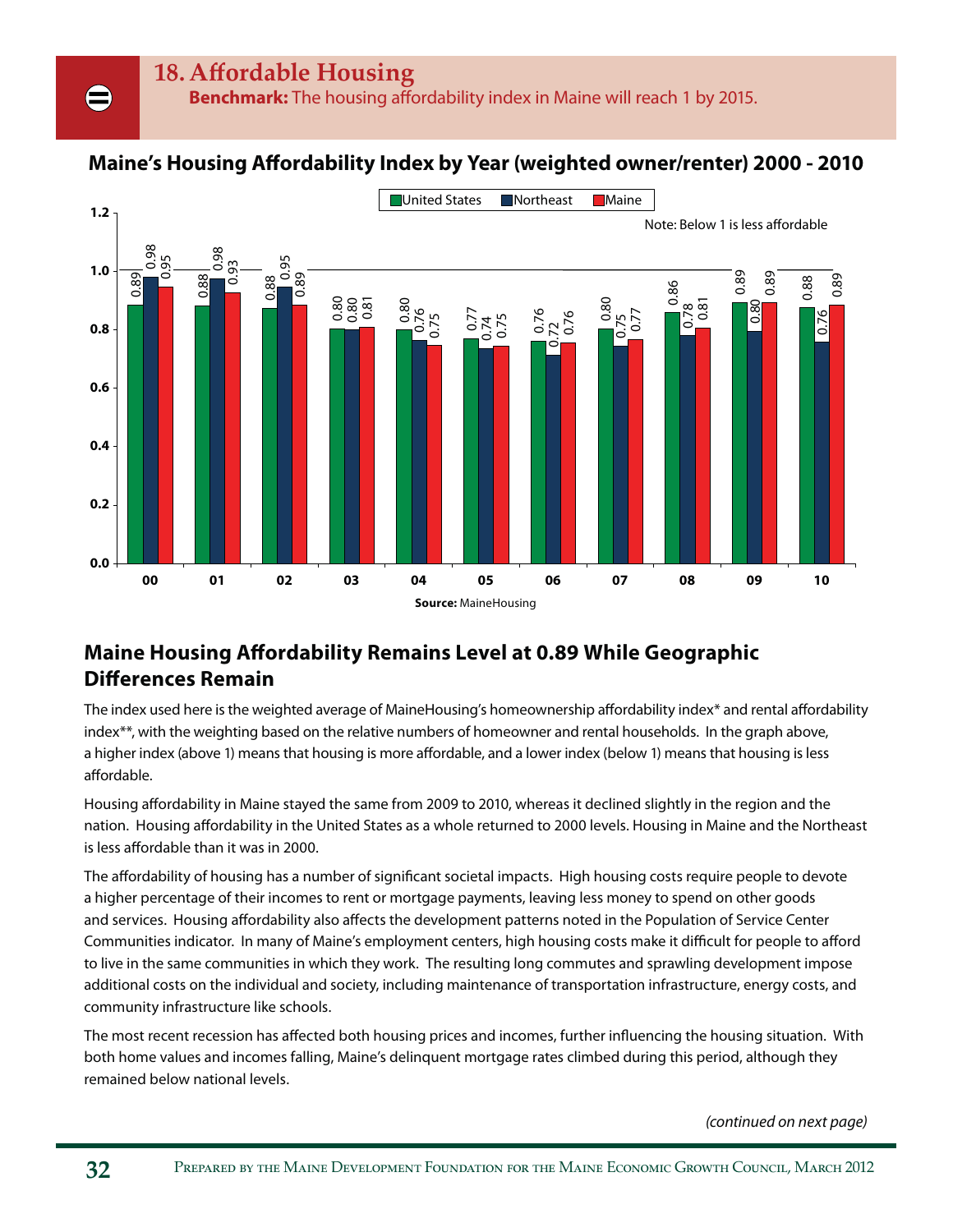## 18. Affordable Housing

**Benchmark:** The housing affordability index in Maine will reach 1 by 2015.

### Maine's Housing Affordability Index by Year (weighted owner/renter) 2000 - 2010

Note: Below 1 is less affordable

| Year | United States | Northeast | Maine |
|---|---|---|---|
| 00 | 0.89 | 0.98 | 0.95 |
| 01 | 0.88 | 0.98 | 0.93 |
| 02 | 0.88 | 0.95 | 0.89 |
| 03 | 0.80 | 0.80 | 0.81 |
| 04 | 0.80 | 0.76 | 0.75 |
| 05 | 0.77 | 0.74 | 0.75 |
| 06 | 0.76 | 0.72 | 0.76 |
| 07 | 0.80 | 0.75 | 0.77 |
| 08 | 0.86 | 0.78 | 0.81 |
| 09 | 0.89 | 0.80 | 0.89 |
| 10 | 0.88 | 0.76 | 0.89 |

**Source:** MaineHousing

## Maine Housing Affordability Remains Level at 0.89 While Geographic Differences Remain

The index used here is the weighted average of MaineHousing's homeownership affordability index* and rental affordability index**, with the weighting based on the relative numbers of homeowner and rental households. In the graph above, a higher index (above 1) means that housing is more affordable, and a lower index (below 1) means that housing is less affordable.

Housing affordability in Maine stayed the same from 2009 to 2010, whereas it declined slightly in the region and the nation. Housing affordability in the United States as a whole returned to 2000 levels. Housing in Maine and the Northeast is less affordable than it was in 2000.

The affordability of housing has a number of significant societal impacts. High housing costs require people to devote a higher percentage of their incomes to rent or mortgage payments, leaving less money to spend on other goods and services. Housing affordability also affects the development patterns noted in the Population of Service Center Communities indicator. In many of Maine's employment centers, high housing costs make it difficult for people to afford to live in the same communities in which they work. The resulting long commutes and sprawling development impose additional costs on the individual and society, including maintenance of transportation infrastructure, energy costs, and community infrastructure like schools.

The most recent recession has affected both housing prices and incomes, further influencing the housing situation. With both home values and incomes falling, Maine's delinquent mortgage rates climbed during this period, although they remained below national levels.

*(continued on next page)*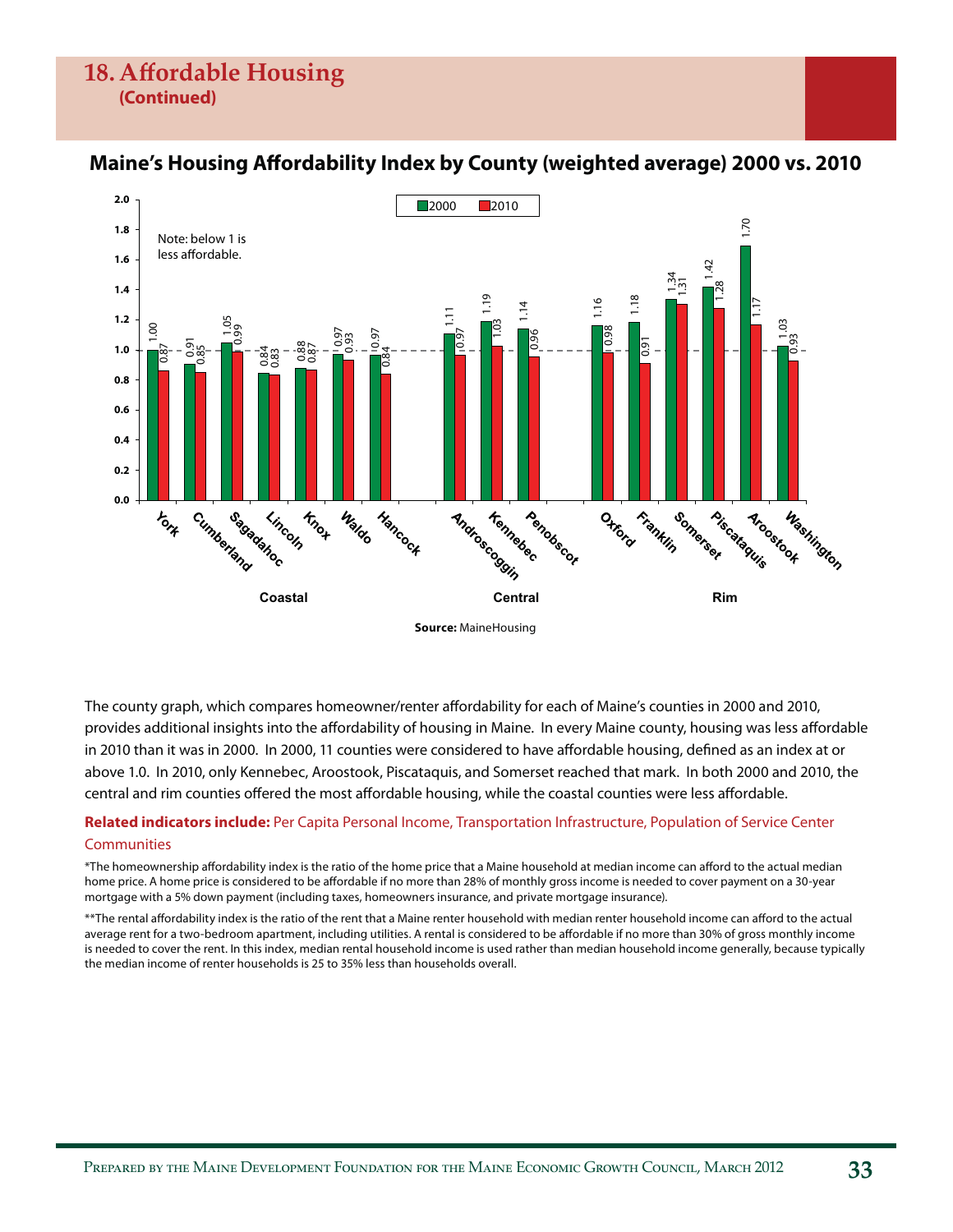# 18. Affordable Housing
**(Continued)**

## Maine's Housing Affordability Index by County (weighted average) 2000 vs. 2010

Note: below 1 is less affordable.

| Region | County | 2000 | 2010 |
|---|---|---|---|
| Coastal | York | 1.00 | 0.87 |
| Coastal | Cumberland | 0.91 | 0.85 |
| Coastal | Sagadahoc | 1.05 | 0.99 |
| Coastal | Lincoln | 0.84 | 0.83 |
| Coastal | Knox | 0.88 | 0.87 |
| Coastal | Waldo | 0.97 | 0.93 |
| Coastal | Hancock | 0.97 | 0.84 |
| Central | Androscoggin | 1.11 | 0.97 |
| Central | Kennebec | 1.19 | 1.03 |
| Central | Penobscot | 1.14 | 0.96 |
| Rim | Oxford | 1.16 | 0.98 |
| Rim | Franklin | 1.18 | 0.91 |
| Rim | Somerset | 1.34 | 1.31 |
| Rim | Piscataquis | 1.42 | 1.28 |
| Rim | Aroostook | 1.70 | 1.17 |
| Rim | Washington | 1.03 | 0.93 |

**Source:** MaineHousing

The county graph, which compares homeowner/renter affordability for each of Maine's counties in 2000 and 2010, provides additional insights into the affordability of housing in Maine. In every Maine county, housing was less affordable in 2010 than it was in 2000. In 2000, 11 counties were considered to have affordable housing, defined as an index at or above 1.0. In 2010, only Kennebec, Aroostook, Piscataquis, and Somerset reached that mark. In both 2000 and 2010, the central and rim counties offered the most affordable housing, while the coastal counties were less affordable.

**Related indicators include:** Per Capita Personal Income, Transportation Infrastructure, Population of Service Center Communities

*The homeownership affordability index is the ratio of the home price that a Maine household at median income can afford to the actual median home price. A home price is considered to be affordable if no more than 28% of monthly gross income is needed to cover payment on a 30-year mortgage with a 5% down payment (including taxes, homeowners insurance, and private mortgage insurance).

**The rental affordability index is the ratio of the rent that a Maine renter household with median renter household income can afford to the actual average rent for a two-bedroom apartment, including utilities. A rental is considered to be affordable if no more than 30% of gross monthly income is needed to cover the rent. In this index, median rental household income is used rather than median household income generally, because typically the median income of renter households is 25 to 35% less than households overall.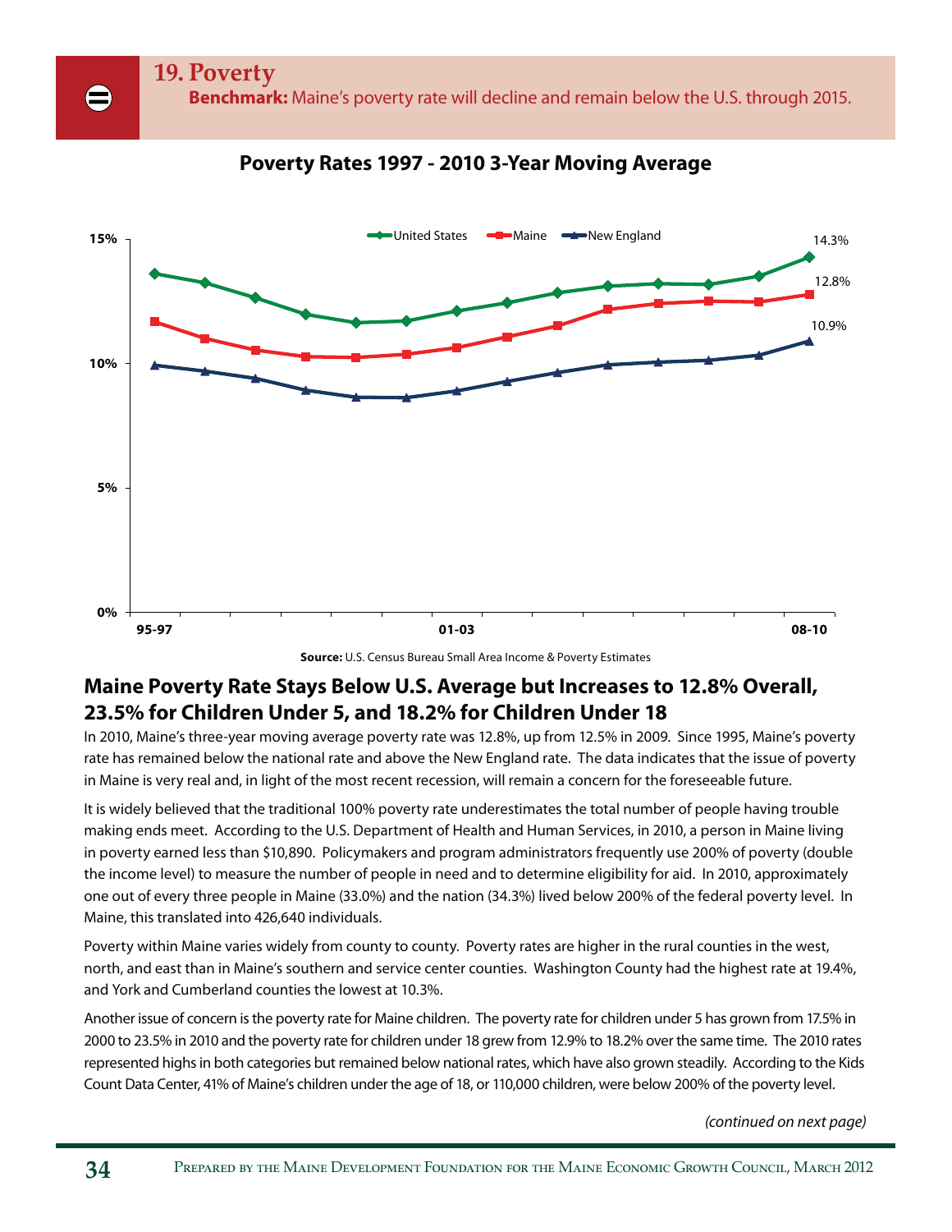# 19. Poverty

**Benchmark:** Maine's poverty rate will decline and remain below the U.S. through 2015.

**Poverty Rates 1997 - 2010 3-Year Moving Average**

United States — Maine — New England

15% / 10% / 5% / 0%

95-97 | 01-03 | 08-10

14.3% | 12.8% | 10.9%

**Source:** U.S. Census Bureau Small Area Income & Poverty Estimates

## Maine Poverty Rate Stays Below U.S. Average but Increases to 12.8% Overall, 23.5% for Children Under 5, and 18.2% for Children Under 18

In 2010, Maine's three-year moving average poverty rate was 12.8%, up from 12.5% in 2009. Since 1995, Maine's poverty rate has remained below the national rate and above the New England rate. The data indicates that the issue of poverty in Maine is very real and, in light of the most recent recession, will remain a concern for the foreseeable future.

It is widely believed that the traditional 100% poverty rate underestimates the total number of people having trouble making ends meet. According to the U.S. Department of Health and Human Services, in 2010, a person in Maine living in poverty earned less than $10,890. Policymakers and program administrators frequently use 200% of poverty (double the income level) to measure the number of people in need and to determine eligibility for aid. In 2010, approximately one out of every three people in Maine (33.0%) and the nation (34.3%) lived below 200% of the federal poverty level. In Maine, this translated into 426,640 individuals.

Poverty within Maine varies widely from county to county. Poverty rates are higher in the rural counties in the west, north, and east than in Maine's southern and service center counties. Washington County had the highest rate at 19.4%, and York and Cumberland counties the lowest at 10.3%.

Another issue of concern is the poverty rate for Maine children. The poverty rate for children under 5 has grown from 17.5% in 2000 to 23.5% in 2010 and the poverty rate for children under 18 grew from 12.9% to 18.2% over the same time. The 2010 rates represented highs in both categories but remained below national rates, which have also grown steadily. According to the Kids Count Data Center, 41% of Maine's children under the age of 18, or 110,000 children, were below 200% of the poverty level.

*(continued on next page)*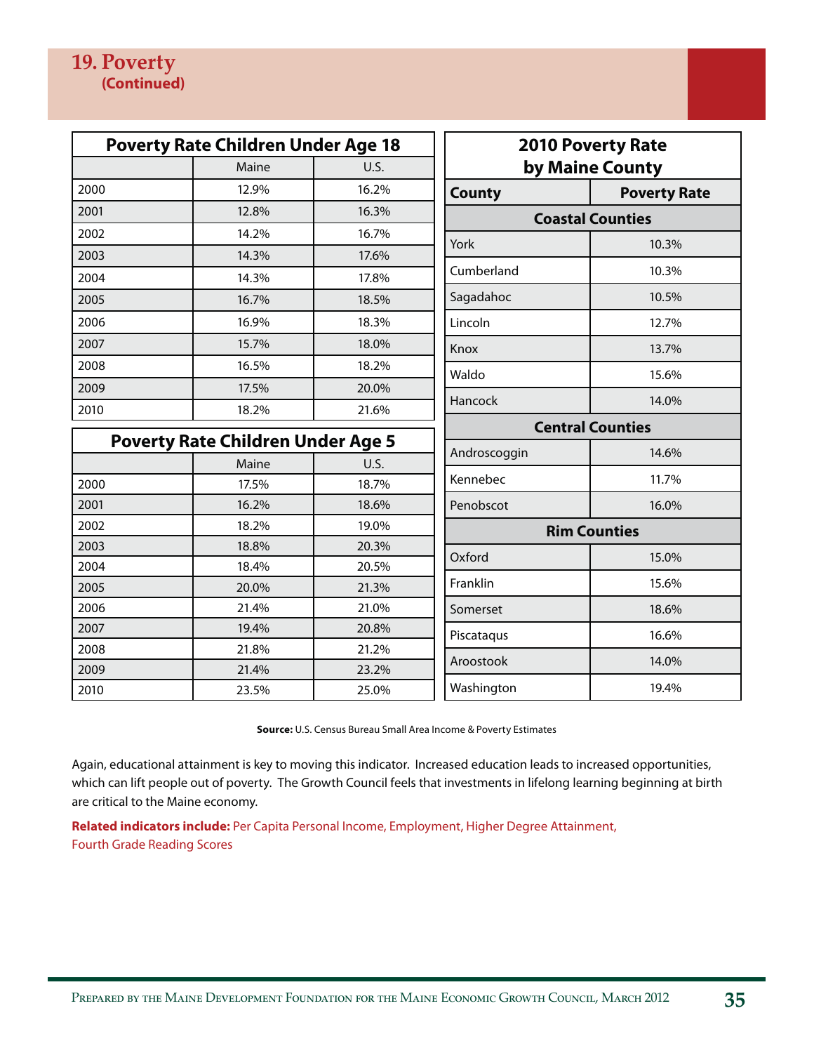## 19. Poverty
**(Continued)**

| Poverty Rate Children Under Age 18 | | |
|---|---|---|
| | Maine | U.S. |
| 2000 | 12.9% | 16.2% |
| 2001 | 12.8% | 16.3% |
| 2002 | 14.2% | 16.7% |
| 2003 | 14.3% | 17.6% |
| 2004 | 14.3% | 17.8% |
| 2005 | 16.7% | 18.5% |
| 2006 | 16.9% | 18.3% |
| 2007 | 15.7% | 18.0% |
| 2008 | 16.5% | 18.2% |
| 2009 | 17.5% | 20.0% |
| 2010 | 18.2% | 21.6% |

| Poverty Rate Children Under Age 5 | | |
|---|---|---|
| | Maine | U.S. |
| 2000 | 17.5% | 18.7% |
| 2001 | 16.2% | 18.6% |
| 2002 | 18.2% | 19.0% |
| 2003 | 18.8% | 20.3% |
| 2004 | 18.4% | 20.5% |
| 2005 | 20.0% | 21.3% |
| 2006 | 21.4% | 21.0% |
| 2007 | 19.4% | 20.8% |
| 2008 | 21.8% | 21.2% |
| 2009 | 21.4% | 23.2% |
| 2010 | 23.5% | 25.0% |

| 2010 Poverty Rate by Maine County | |
|---|---|
| **County** | **Poverty Rate** |
| **Coastal Counties** | |
| York | 10.3% |
| Cumberland | 10.3% |
| Sagadahoc | 10.5% |
| Lincoln | 12.7% |
| Knox | 13.7% |
| Waldo | 15.6% |
| Hancock | 14.0% |
| **Central Counties** | |
| Androscoggin | 14.6% |
| Kennebec | 11.7% |
| Penobscot | 16.0% |
| **Rim Counties** | |
| Oxford | 15.0% |
| Franklin | 15.6% |
| Somerset | 18.6% |
| Piscataqus | 16.6% |
| Aroostook | 14.0% |
| Washington | 19.4% |

**Source:** U.S. Census Bureau Small Area Income & Poverty Estimates

Again, educational attainment is key to moving this indicator. Increased education leads to increased opportunities, which can lift people out of poverty. The Growth Council feels that investments in lifelong learning beginning at birth are critical to the Maine economy.

**Related indicators include:** Per Capita Personal Income, Employment, Higher Degree Attainment, Fourth Grade Reading Scores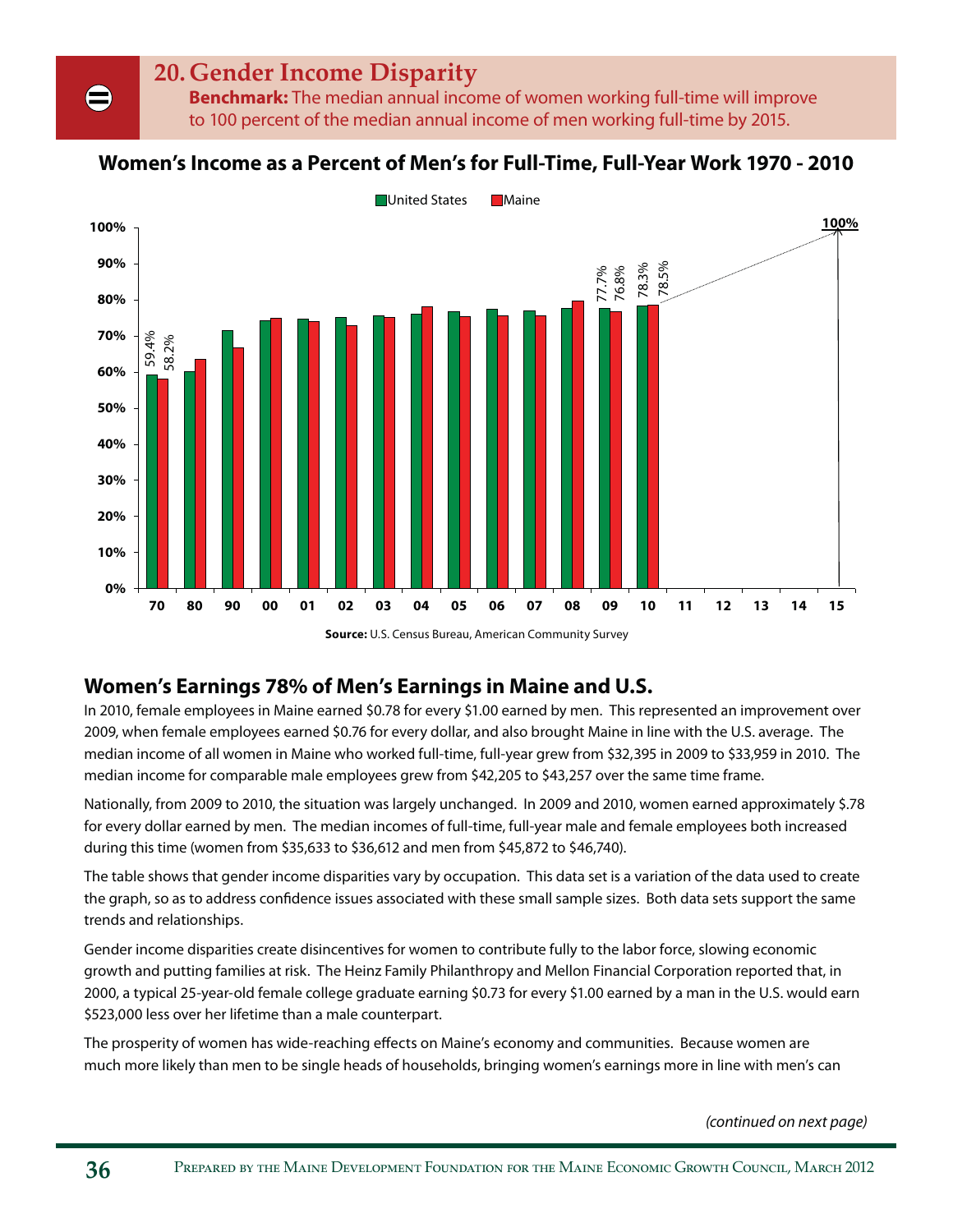# 20. Gender Income Disparity

**Benchmark:** The median annual income of women working full-time will improve to 100 percent of the median annual income of men working full-time by 2015.

**Women's Income as a Percent of Men's for Full-Time, Full-Year Work 1970 - 2010**

**Source:** U.S. Census Bureau, American Community Survey

## Women's Earnings 78% of Men's Earnings in Maine and U.S.

In 2010, female employees in Maine earned $0.78 for every $1.00 earned by men. This represented an improvement over 2009, when female employees earned $0.76 for every dollar, and also brought Maine in line with the U.S. average. The median income of all women in Maine who worked full-time, full-year grew from $32,395 in 2009 to $33,959 in 2010. The median income for comparable male employees grew from $42,205 to $43,257 over the same time frame.

Nationally, from 2009 to 2010, the situation was largely unchanged. In 2009 and 2010, women earned approximately $.78 for every dollar earned by men. The median incomes of full-time, full-year male and female employees both increased during this time (women from $35,633 to $36,612 and men from $45,872 to $46,740).

The table shows that gender income disparities vary by occupation. This data set is a variation of the data used to create the graph, so as to address confidence issues associated with these small sample sizes. Both data sets support the same trends and relationships.

Gender income disparities create disincentives for women to contribute fully to the labor force, slowing economic growth and putting families at risk. The Heinz Family Philanthropy and Mellon Financial Corporation reported that, in 2000, a typical 25-year-old female college graduate earning $0.73 for every $1.00 earned by a man in the U.S. would earn $523,000 less over her lifetime than a male counterpart.

The prosperity of women has wide-reaching effects on Maine's economy and communities. Because women are much more likely than men to be single heads of households, bringing women's earnings more in line with men's can

*(continued on next page)*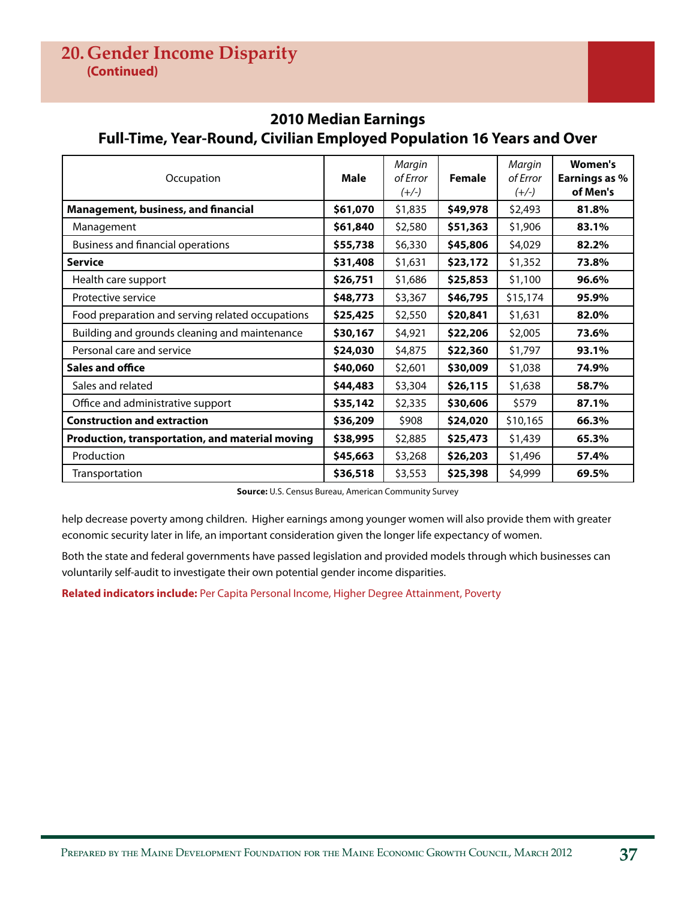## 20. Gender Income Disparity
**(Continued)**

### 2010 Median Earnings
### Full-Time, Year-Round, Civilian Employed Population 16 Years and Over

| Occupation | Male | *Margin of Error (+/-)* | Female | *Margin of Error (+/-)* | Women's Earnings as % of Men's |
|---|---|---|---|---|---|
| **Management, business, and financial** | **$61,070** | $1,835 | **$49,978** | $2,493 | **81.8%** |
| Management | **$61,840** | $2,580 | **$51,363** | $1,906 | **83.1%** |
| Business and financial operations | **$55,738** | $6,330 | **$45,806** | $4,029 | **82.2%** |
| **Service** | **$31,408** | $1,631 | **$23,172** | $1,352 | **73.8%** |
| Health care support | **$26,751** | $1,686 | **$25,853** | $1,100 | **96.6%** |
| Protective service | **$48,773** | $3,367 | **$46,795** | $15,174 | **95.9%** |
| Food preparation and serving related occupations | **$25,425** | $2,550 | **$20,841** | $1,631 | **82.0%** |
| Building and grounds cleaning and maintenance | **$30,167** | $4,921 | **$22,206** | $2,005 | **73.6%** |
| Personal care and service | **$24,030** | $4,875 | **$22,360** | $1,797 | **93.1%** |
| **Sales and office** | **$40,060** | $2,601 | **$30,009** | $1,038 | **74.9%** |
| Sales and related | **$44,483** | $3,304 | **$26,115** | $1,638 | **58.7%** |
| Office and administrative support | **$35,142** | $2,335 | **$30,606** | $579 | **87.1%** |
| **Construction and extraction** | **$36,209** | $908 | **$24,020** | $10,165 | **66.3%** |
| **Production, transportation, and material moving** | **$38,995** | $2,885 | **$25,473** | $1,439 | **65.3%** |
| Production | **$45,663** | $3,268 | **$26,203** | $1,496 | **57.4%** |
| Transportation | **$36,518** | $3,553 | **$25,398** | $4,999 | **69.5%** |

**Source:** U.S. Census Bureau, American Community Survey

help decrease poverty among children. Higher earnings among younger women will also provide them with greater economic security later in life, an important consideration given the longer life expectancy of women.

Both the state and federal governments have passed legislation and provided models through which businesses can voluntarily self-audit to investigate their own potential gender income disparities.

**Related indicators include:** Per Capita Personal Income, Higher Degree Attainment, Poverty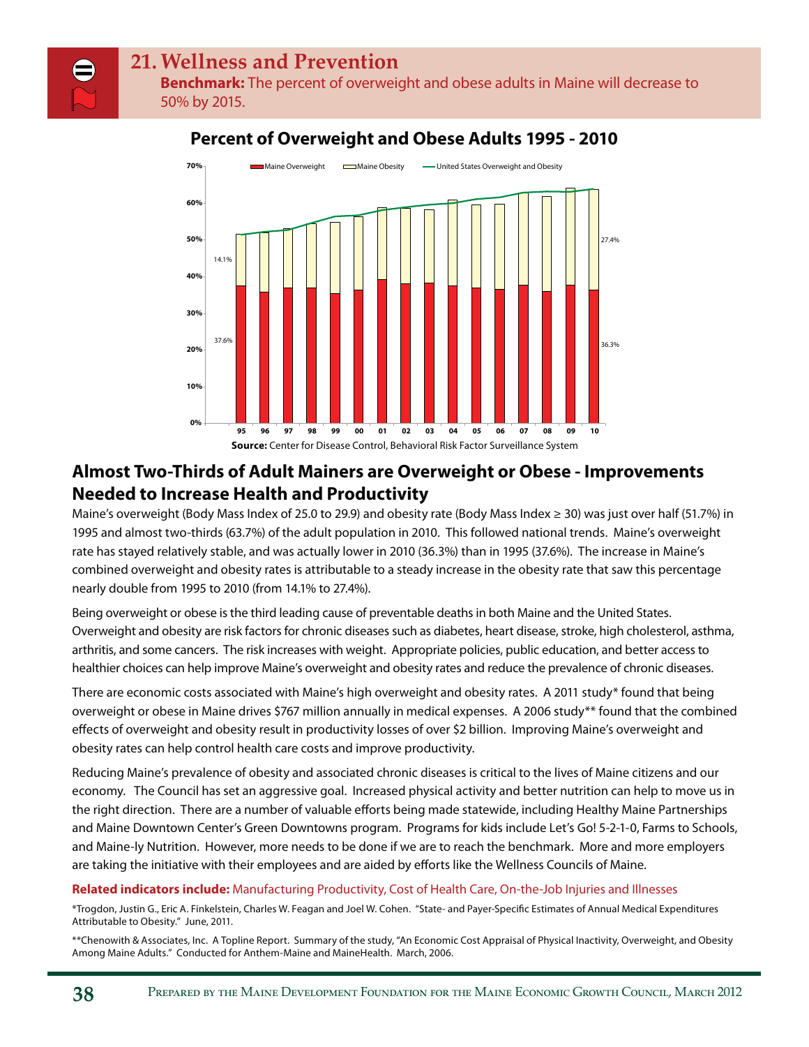# 21. Wellness and Prevention

**Benchmark:** The percent of overweight and obese adults in Maine will decrease to 50% by 2015.

## Percent of Overweight and Obese Adults 1995 - 2010

**Source:** Center for Disease Control, Behavioral Risk Factor Surveillance System

## Almost Two-Thirds of Adult Mainers are Overweight or Obese - Improvements Needed to Increase Health and Productivity

Maine's overweight (Body Mass Index of 25.0 to 29.9) and obesity rate (Body Mass Index ≥ 30) was just over half (51.7%) in 1995 and almost two-thirds (63.7%) of the adult population in 2010. This followed national trends. Maine's overweight rate has stayed relatively stable, and was actually lower in 2010 (36.3%) than in 1995 (37.6%). The increase in Maine's combined overweight and obesity rates is attributable to a steady increase in the obesity rate that saw this percentage nearly double from 1995 to 2010 (from 14.1% to 27.4%).

Being overweight or obese is the third leading cause of preventable deaths in both Maine and the United States. Overweight and obesity are risk factors for chronic diseases such as diabetes, heart disease, stroke, high cholesterol, asthma, arthritis, and some cancers. The risk increases with weight. Appropriate policies, public education, and better access to healthier choices can help improve Maine's overweight and obesity rates and reduce the prevalence of chronic diseases.

There are economic costs associated with Maine's high overweight and obesity rates. A 2011 study* found that being overweight or obese in Maine drives $767 million annually in medical expenses. A 2006 study** found that the combined effects of overweight and obesity result in productivity losses of over $2 billion. Improving Maine's overweight and obesity rates can help control health care costs and improve productivity.

Reducing Maine's prevalence of obesity and associated chronic diseases is critical to the lives of Maine citizens and our economy. The Council has set an aggressive goal. Increased physical activity and better nutrition can help to move us in the right direction. There are a number of valuable efforts being made statewide, including Healthy Maine Partnerships and Maine Downtown Center's Green Downtowns program. Programs for kids include Let's Go! 5-2-1-0, Farms to Schools, and Maine-ly Nutrition. However, more needs to be done if we are to reach the benchmark. More and more employers are taking the initiative with their employees and are aided by efforts like the Wellness Councils of Maine.

**Related indicators include:** Manufacturing Productivity, Cost of Health Care, On-the-Job Injuries and Illnesses

*Trogdon, Justin G., Eric A. Finkelstein, Charles W. Feagan and Joel W. Cohen. "State- and Payer-Specific Estimates of Annual Medical Expenditures Attributable to Obesity." June, 2011.

**Chenowith & Associates, Inc. A Topline Report. Summary of the study, "An Economic Cost Appraisal of Physical Inactivity, Overweight, and Obesity Among Maine Adults." Conducted for Anthem-Maine and MaineHealth. March, 2006.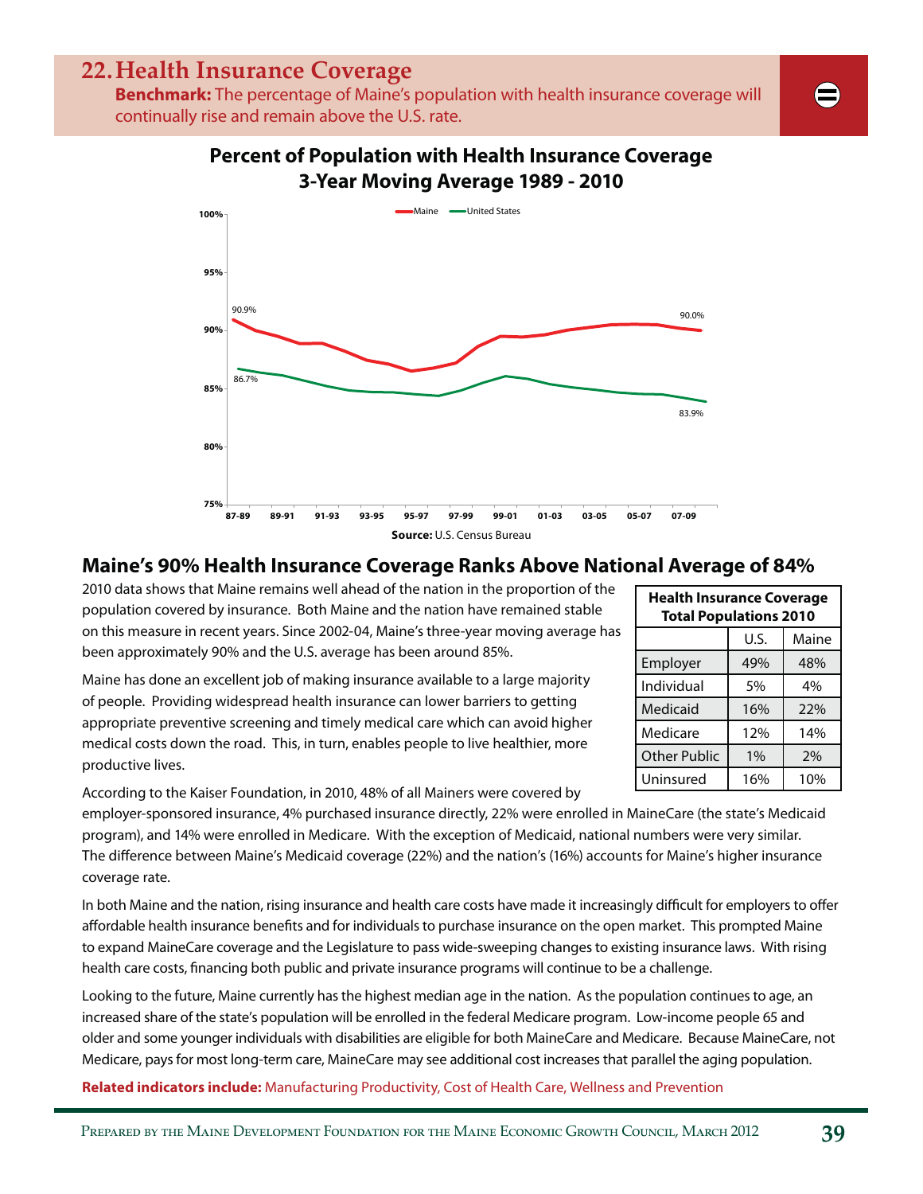# 22. Health Insurance Coverage

**Benchmark:** The percentage of Maine's population with health insurance coverage will continually rise and remain above the U.S. rate.

**Percent of Population with Health Insurance Coverage**
**3-Year Moving Average 1989 - 2010**

Maine — United States

90.9% (Maine, 87-89); 90.0% (Maine, 07-09); 86.7% (U.S., 87-89); 83.9% (U.S., 07-09)

**Source:** U.S. Census Bureau

## Maine's 90% Health Insurance Coverage Ranks Above National Average of 84%

2010 data shows that Maine remains well ahead of the nation in the proportion of the population covered by insurance. Both Maine and the nation have remained stable on this measure in recent years. Since 2002-04, Maine's three-year moving average has been approximately 90% and the U.S. average has been around 85%.

Maine has done an excellent job of making insurance available to a large majority of people. Providing widespread health insurance can lower barriers to getting appropriate preventive screening and timely medical care which can avoid higher medical costs down the road. This, in turn, enables people to live healthier, more productive lives.

**Health Insurance Coverage Total Populations 2010**

| | U.S. | Maine |
|---|---|---|
| Employer | 49% | 48% |
| Individual | 5% | 4% |
| Medicaid | 16% | 22% |
| Medicare | 12% | 14% |
| Other Public | 1% | 2% |
| Uninsured | 16% | 10% |

According to the Kaiser Foundation, in 2010, 48% of all Mainers were covered by employer-sponsored insurance, 4% purchased insurance directly, 22% were enrolled in MaineCare (the state's Medicaid program), and 14% were enrolled in Medicare. With the exception of Medicaid, national numbers were very similar. The difference between Maine's Medicaid coverage (22%) and the nation's (16%) accounts for Maine's higher insurance coverage rate.

In both Maine and the nation, rising insurance and health care costs have made it increasingly difficult for employers to offer affordable health insurance benefits and for individuals to purchase insurance on the open market. This prompted Maine to expand MaineCare coverage and the Legislature to pass wide-sweeping changes to existing insurance laws. With rising health care costs, financing both public and private insurance programs will continue to be a challenge.

Looking to the future, Maine currently has the highest median age in the nation. As the population continues to age, an increased share of the state's population will be enrolled in the federal Medicare program. Low-income people 65 and older and some younger individuals with disabilities are eligible for both MaineCare and Medicare. Because MaineCare, not Medicare, pays for most long-term care, MaineCare may see additional cost increases that parallel the aging population.

**Related indicators include:** Manufacturing Productivity, Cost of Health Care, Wellness and Prevention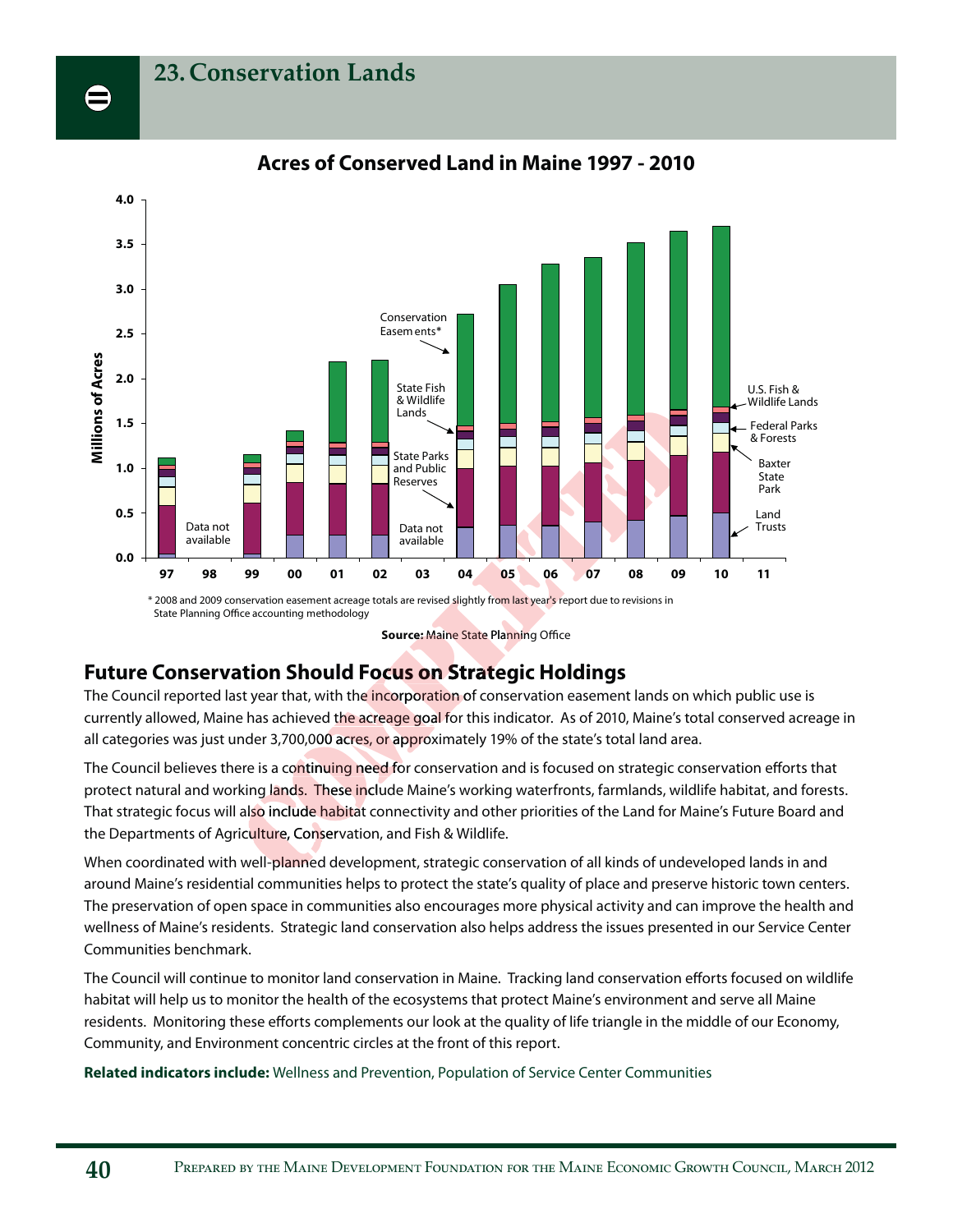# 23. Conservation Lands

**Acres of Conserved Land in Maine 1997 - 2010**

\* 2008 and 2009 conservation easement acreage totals are revised slightly from last year's report due to revisions in State Planning Office accounting methodology

**Source:** Maine State Planning Office

## Future Conservation Should Focus on Strategic Holdings

The Council reported last year that, with the incorporation of conservation easement lands on which public use is currently allowed, Maine has achieved the acreage goal for this indicator. As of 2010, Maine's total conserved acreage in all categories was just under 3,700,000 acres, or approximately 19% of the state's total land area.

The Council believes there is a continuing need for conservation and is focused on strategic conservation efforts that protect natural and working lands. These include Maine's working waterfronts, farmlands, wildlife habitat, and forests. That strategic focus will also include habitat connectivity and other priorities of the Land for Maine's Future Board and the Departments of Agriculture, Conservation, and Fish & Wildlife.

When coordinated with well-planned development, strategic conservation of all kinds of undeveloped lands in and around Maine's residential communities helps to protect the state's quality of place and preserve historic town centers. The preservation of open space in communities also encourages more physical activity and can improve the health and wellness of Maine's residents. Strategic land conservation also helps address the issues presented in our Service Center Communities benchmark.

The Council will continue to monitor land conservation in Maine. Tracking land conservation efforts focused on wildlife habitat will help us to monitor the health of the ecosystems that protect Maine's environment and serve all Maine residents. Monitoring these efforts complements our look at the quality of life triangle in the middle of our Economy, Community, and Environment concentric circles at the front of this report.

**Related indicators include:** Wellness and Prevention, Population of Service Center Communities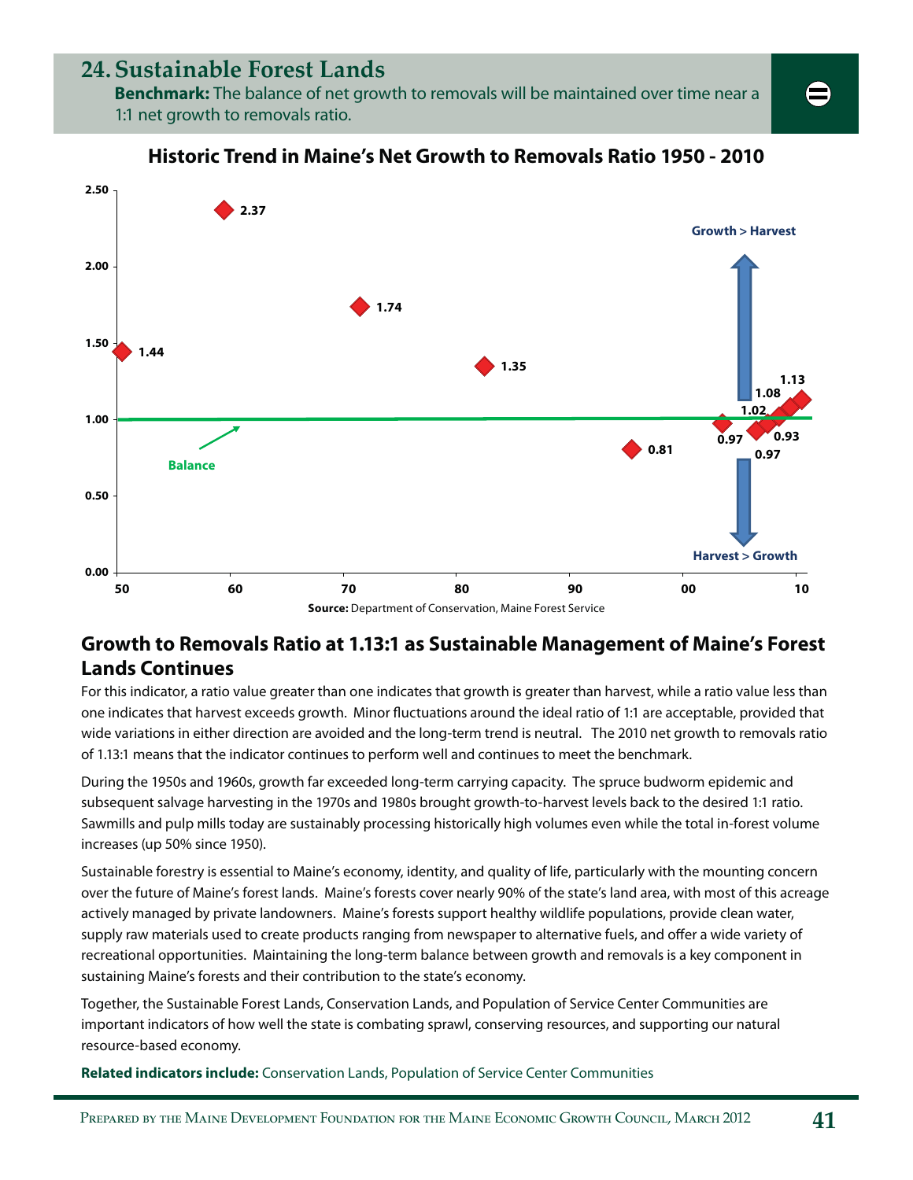# 24. Sustainable Forest Lands

**Benchmark:** The balance of net growth to removals will be maintained over time near a 1:1 net growth to removals ratio.

**Historic Trend in Maine's Net Growth to Removals Ratio 1950 - 2010**

**Source:** Department of Conservation, Maine Forest Service

## Growth to Removals Ratio at 1.13:1 as Sustainable Management of Maine's Forest Lands Continues

For this indicator, a ratio value greater than one indicates that growth is greater than harvest, while a ratio value less than one indicates that harvest exceeds growth. Minor fluctuations around the ideal ratio of 1:1 are acceptable, provided that wide variations in either direction are avoided and the long-term trend is neutral. The 2010 net growth to removals ratio of 1.13:1 means that the indicator continues to perform well and continues to meet the benchmark.

During the 1950s and 1960s, growth far exceeded long-term carrying capacity. The spruce budworm epidemic and subsequent salvage harvesting in the 1970s and 1980s brought growth-to-harvest levels back to the desired 1:1 ratio. Sawmills and pulp mills today are sustainably processing historically high volumes even while the total in-forest volume increases (up 50% since 1950).

Sustainable forestry is essential to Maine's economy, identity, and quality of life, particularly with the mounting concern over the future of Maine's forest lands. Maine's forests cover nearly 90% of the state's land area, with most of this acreage actively managed by private landowners. Maine's forests support healthy wildlife populations, provide clean water, supply raw materials used to create products ranging from newspaper to alternative fuels, and offer a wide variety of recreational opportunities. Maintaining the long-term balance between growth and removals is a key component in sustaining Maine's forests and their contribution to the state's economy.

Together, the Sustainable Forest Lands, Conservation Lands, and Population of Service Center Communities are important indicators of how well the state is combating sprawl, conserving resources, and supporting our natural resource-based economy.

**Related indicators include:** Conservation Lands, Population of Service Center Communities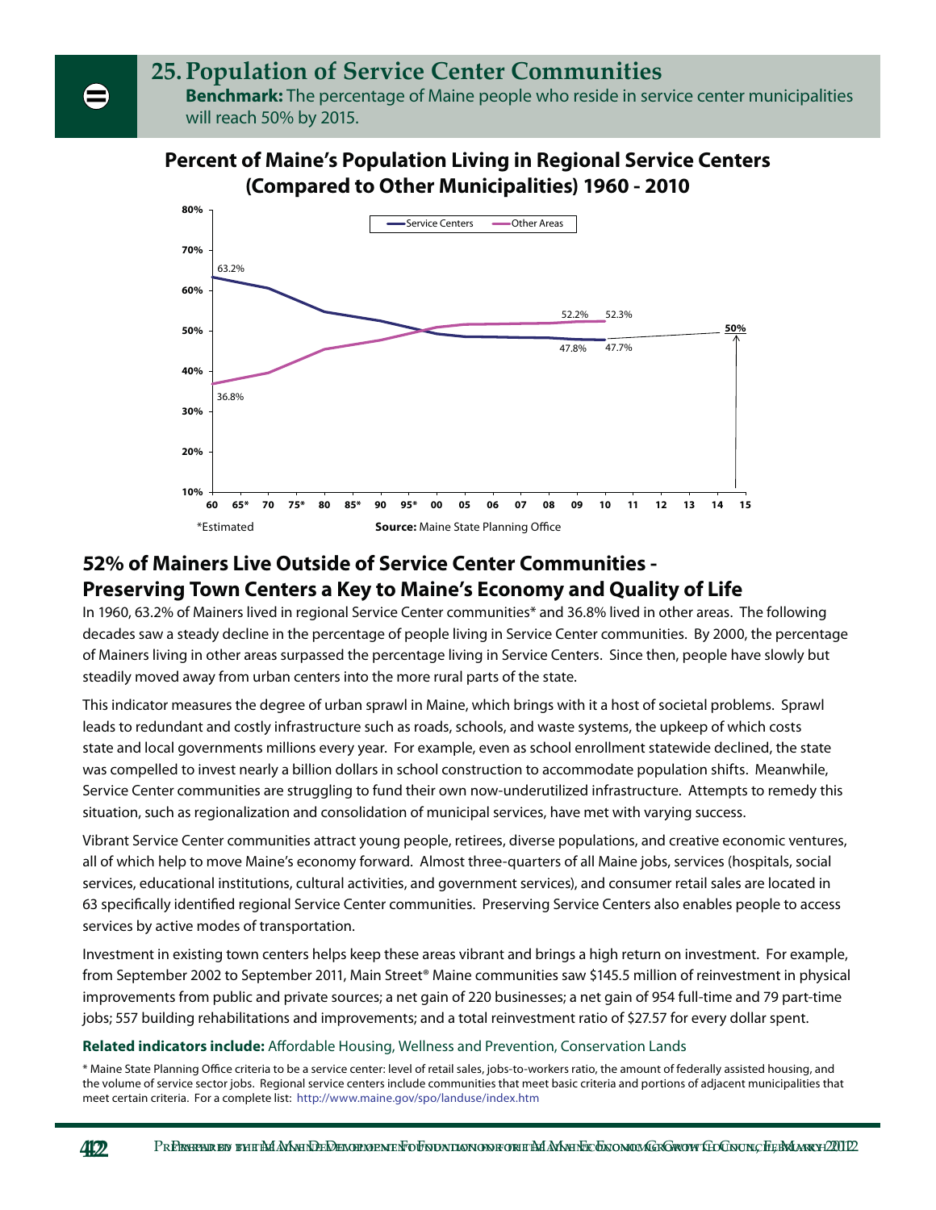# 25. Population of Service Center Communities

**Benchmark:** The percentage of Maine people who reside in service center municipalities will reach 50% by 2015.

**Percent of Maine's Population Living in Regional Service Centers (Compared to Other Municipalities) 1960 - 2010**

*Estimated

**Source:** Maine State Planning Office

## 52% of Mainers Live Outside of Service Center Communities - Preserving Town Centers a Key to Maine's Economy and Quality of Life

In 1960, 63.2% of Mainers lived in regional Service Center communities* and 36.8% lived in other areas. The following decades saw a steady decline in the percentage of people living in Service Center communities. By 2000, the percentage of Mainers living in other areas surpassed the percentage living in Service Centers. Since then, people have slowly but steadily moved away from urban centers into the more rural parts of the state.

This indicator measures the degree of urban sprawl in Maine, which brings with it a host of societal problems. Sprawl leads to redundant and costly infrastructure such as roads, schools, and waste systems, the upkeep of which costs state and local governments millions every year. For example, even as school enrollment statewide declined, the state was compelled to invest nearly a billion dollars in school construction to accommodate population shifts. Meanwhile, Service Center communities are struggling to fund their own now-underutilized infrastructure. Attempts to remedy this situation, such as regionalization and consolidation of municipal services, have met with varying success.

Vibrant Service Center communities attract young people, retirees, diverse populations, and creative economic ventures, all of which help to move Maine's economy forward. Almost three-quarters of all Maine jobs, services (hospitals, social services, educational institutions, cultural activities, and government services), and consumer retail sales are located in 63 specifically identified regional Service Center communities. Preserving Service Centers also enables people to access services by active modes of transportation.

Investment in existing town centers helps keep these areas vibrant and brings a high return on investment. For example, from September 2002 to September 2011, Main Street® Maine communities saw $145.5 million of reinvestment in physical improvements from public and private sources; a net gain of 220 businesses; a net gain of 954 full-time and 79 part-time jobs; 557 building rehabilitations and improvements; and a total reinvestment ratio of $27.57 for every dollar spent.

**Related indicators include:** Affordable Housing, Wellness and Prevention, Conservation Lands

* Maine State Planning Office criteria to be a service center: level of retail sales, jobs-to-workers ratio, the amount of federally assisted housing, and the volume of service sector jobs. Regional service centers include communities that meet basic criteria and portions of adjacent municipalities that meet certain criteria. For a complete list: http://www.maine.gov/spo/landuse/index.htm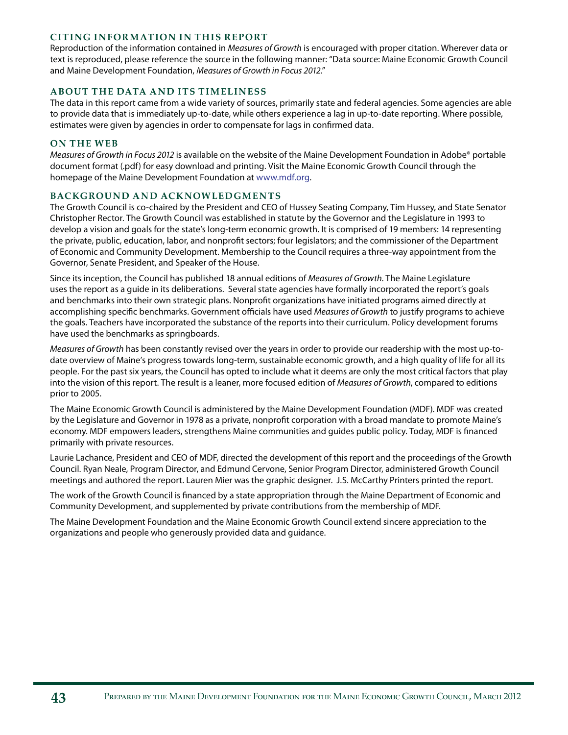## CITING INFORMATION IN THIS REPORT

Reproduction of the information contained in *Measures of Growth* is encouraged with proper citation. Wherever data or text is reproduced, please reference the source in the following manner: "Data source: Maine Economic Growth Council and Maine Development Foundation, *Measures of Growth in Focus 2012*."

## ABOUT THE DATA AND ITS TIMELINESS

The data in this report came from a wide variety of sources, primarily state and federal agencies. Some agencies are able to provide data that is immediately up-to-date, while others experience a lag in up-to-date reporting. Where possible, estimates were given by agencies in order to compensate for lags in confirmed data.

## ON THE WEB

*Measures of Growth in Focus 2012* is available on the website of the Maine Development Foundation in Adobe® portable document format (.pdf) for easy download and printing. Visit the Maine Economic Growth Council through the homepage of the Maine Development Foundation at www.mdf.org.

## BACKGROUND AND ACKNOWLEDGMENTS

The Growth Council is co-chaired by the President and CEO of Hussey Seating Company, Tim Hussey, and State Senator Christopher Rector. The Growth Council was established in statute by the Governor and the Legislature in 1993 to develop a vision and goals for the state's long-term economic growth. It is comprised of 19 members: 14 representing the private, public, education, labor, and nonprofit sectors; four legislators; and the commissioner of the Department of Economic and Community Development. Membership to the Council requires a three-way appointment from the Governor, Senate President, and Speaker of the House.

Since its inception, the Council has published 18 annual editions of *Measures of Growth*. The Maine Legislature uses the report as a guide in its deliberations. Several state agencies have formally incorporated the report's goals and benchmarks into their own strategic plans. Nonprofit organizations have initiated programs aimed directly at accomplishing specific benchmarks. Government officials have used *Measures of Growth* to justify programs to achieve the goals. Teachers have incorporated the substance of the reports into their curriculum. Policy development forums have used the benchmarks as springboards.

*Measures of Growth* has been constantly revised over the years in order to provide our readership with the most up-to-date overview of Maine's progress towards long-term, sustainable economic growth, and a high quality of life for all its people. For the past six years, the Council has opted to include what it deems are only the most critical factors that play into the vision of this report. The result is a leaner, more focused edition of *Measures of Growth*, compared to editions prior to 2005.

The Maine Economic Growth Council is administered by the Maine Development Foundation (MDF). MDF was created by the Legislature and Governor in 1978 as a private, nonprofit corporation with a broad mandate to promote Maine's economy. MDF empowers leaders, strengthens Maine communities and guides public policy. Today, MDF is financed primarily with private resources.

Laurie Lachance, President and CEO of MDF, directed the development of this report and the proceedings of the Growth Council. Ryan Neale, Program Director, and Edmund Cervone, Senior Program Director, administered Growth Council meetings and authored the report. Lauren Mier was the graphic designer. J.S. McCarthy Printers printed the report.

The work of the Growth Council is financed by a state appropriation through the Maine Department of Economic and Community Development, and supplemented by private contributions from the membership of MDF.

The Maine Development Foundation and the Maine Economic Growth Council extend sincere appreciation to the organizations and people who generously provided data and guidance.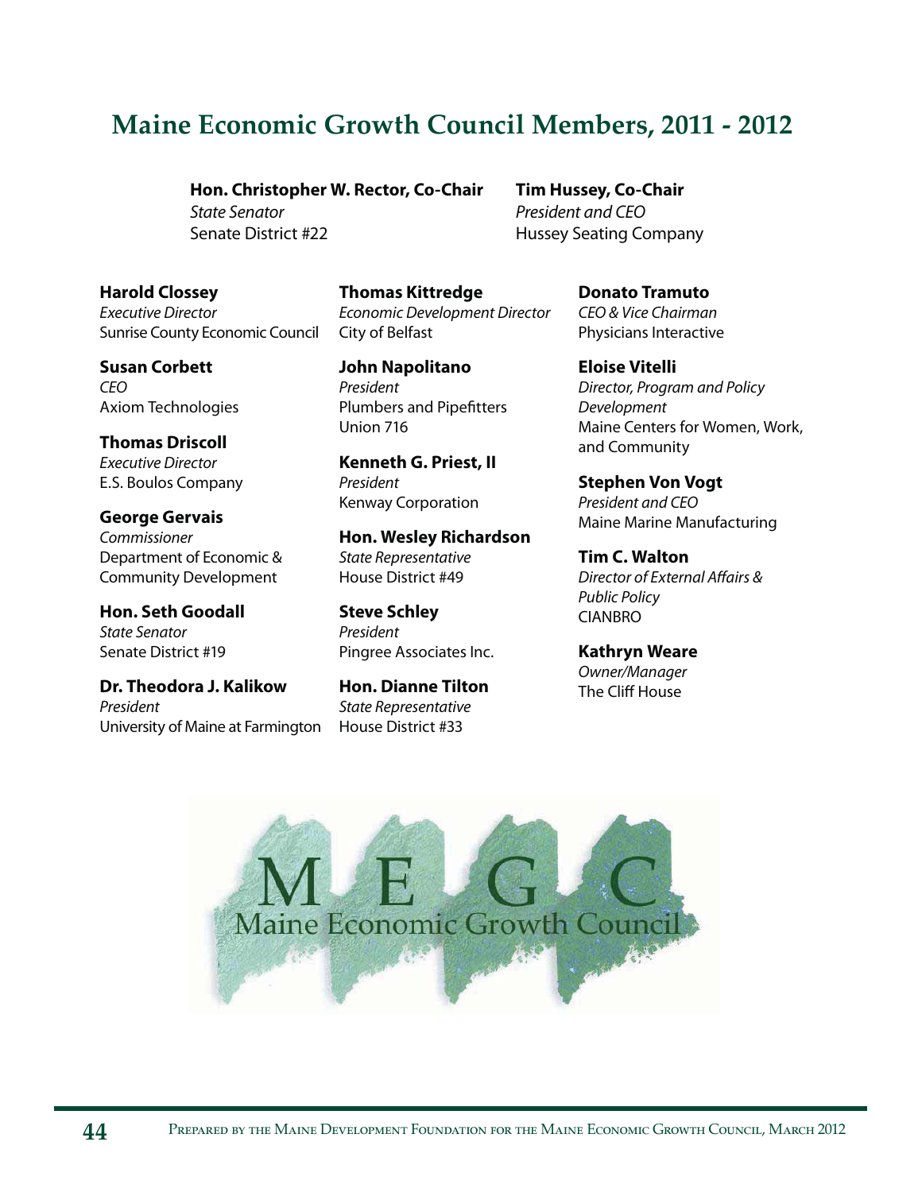# Maine Economic Growth Council Members, 2011 - 2012

**Hon. Christopher W. Rector, Co-Chair**
*State Senator*
Senate District #22

**Tim Hussey, Co-Chair**
*President and CEO*
Hussey Seating Company

**Harold Clossey**
*Executive Director*
Sunrise County Economic Council

**Susan Corbett**
*CEO*
Axiom Technologies

**Thomas Driscoll**
*Executive Director*
E.S. Boulos Company

**George Gervais**
*Commissioner*
Department of Economic & Community Development

**Hon. Seth Goodall**
*State Senator*
Senate District #19

**Dr. Theodora J. Kalikow**
*President*
University of Maine at Farmington

**Thomas Kittredge**
*Economic Development Director*
City of Belfast

**John Napolitano**
*President*
Plumbers and Pipefitters Union 716

**Kenneth G. Priest, II**
*President*
Kenway Corporation

**Hon. Wesley Richardson**
*State Representative*
House District #49

**Steve Schley**
*President*
Pingree Associates Inc.

**Hon. Dianne Tilton**
*State Representative*
House District #33

**Donato Tramuto**
*CEO & Vice Chairman*
Physicians Interactive

**Eloise Vitelli**
*Director, Program and Policy Development*
Maine Centers for Women, Work, and Community

**Stephen Von Vogt**
*President and CEO*
Maine Marine Manufacturing

**Tim C. Walton**
*Director of External Affairs & Public Policy*
CIANBRO

**Kathryn Weare**
*Owner/Manager*
The Cliff House

MEGC
Maine Economic Growth Council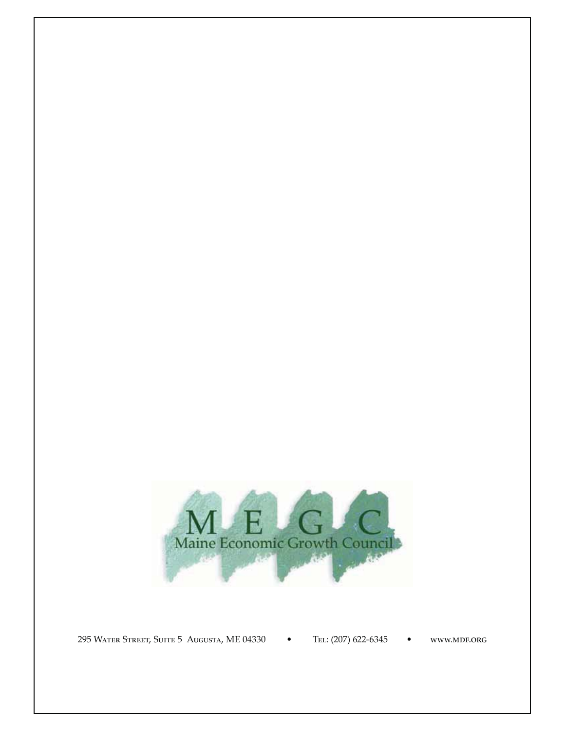M E G C
Maine Economic Growth Council

295 Water Street, Suite 5 Augusta, ME 04330 • Tel: (207) 622-6345 • www.mdf.org